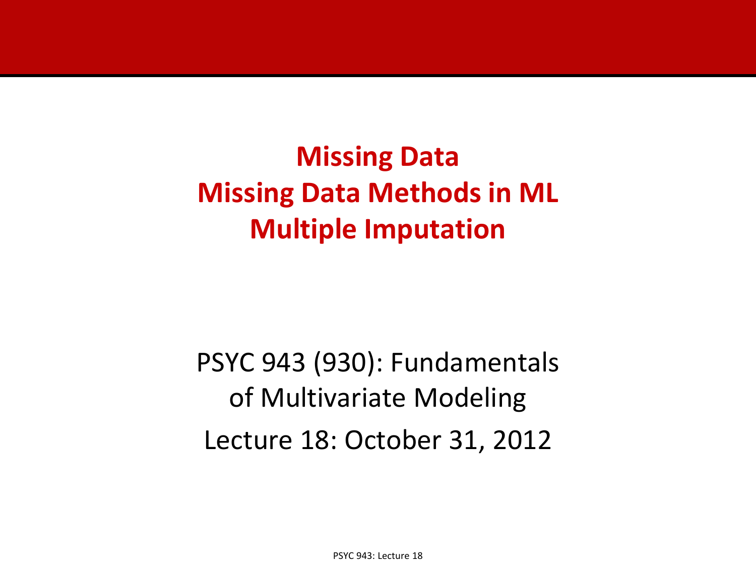# Missing Data
# Missing Data Methods in ML
# Multiple Imputation

PSYC 943 (930): Fundamentals of Multivariate Modeling

Lecture 18: October 31, 2012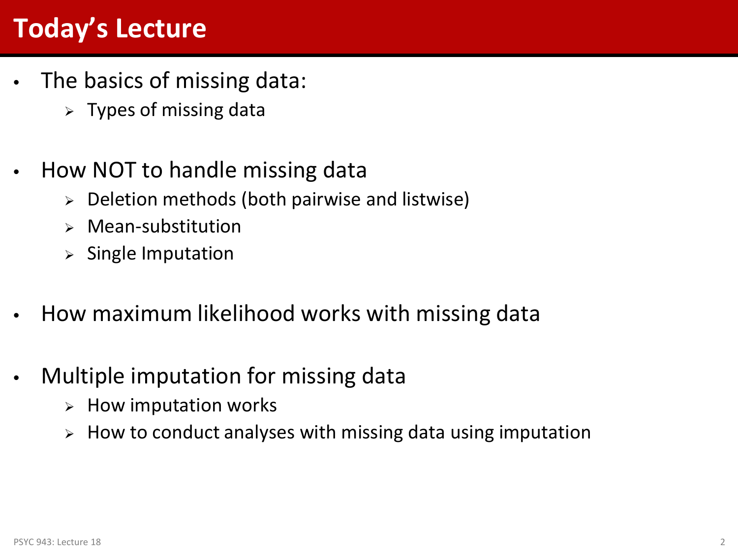# Today's Lecture

- The basics of missing data:
  - Types of missing data
- How NOT to handle missing data
  - Deletion methods (both pairwise and listwise)
  - Mean-substitution
  - Single Imputation
- How maximum likelihood works with missing data
- Multiple imputation for missing data
  - How imputation works
  - How to conduct analyses with missing data using imputation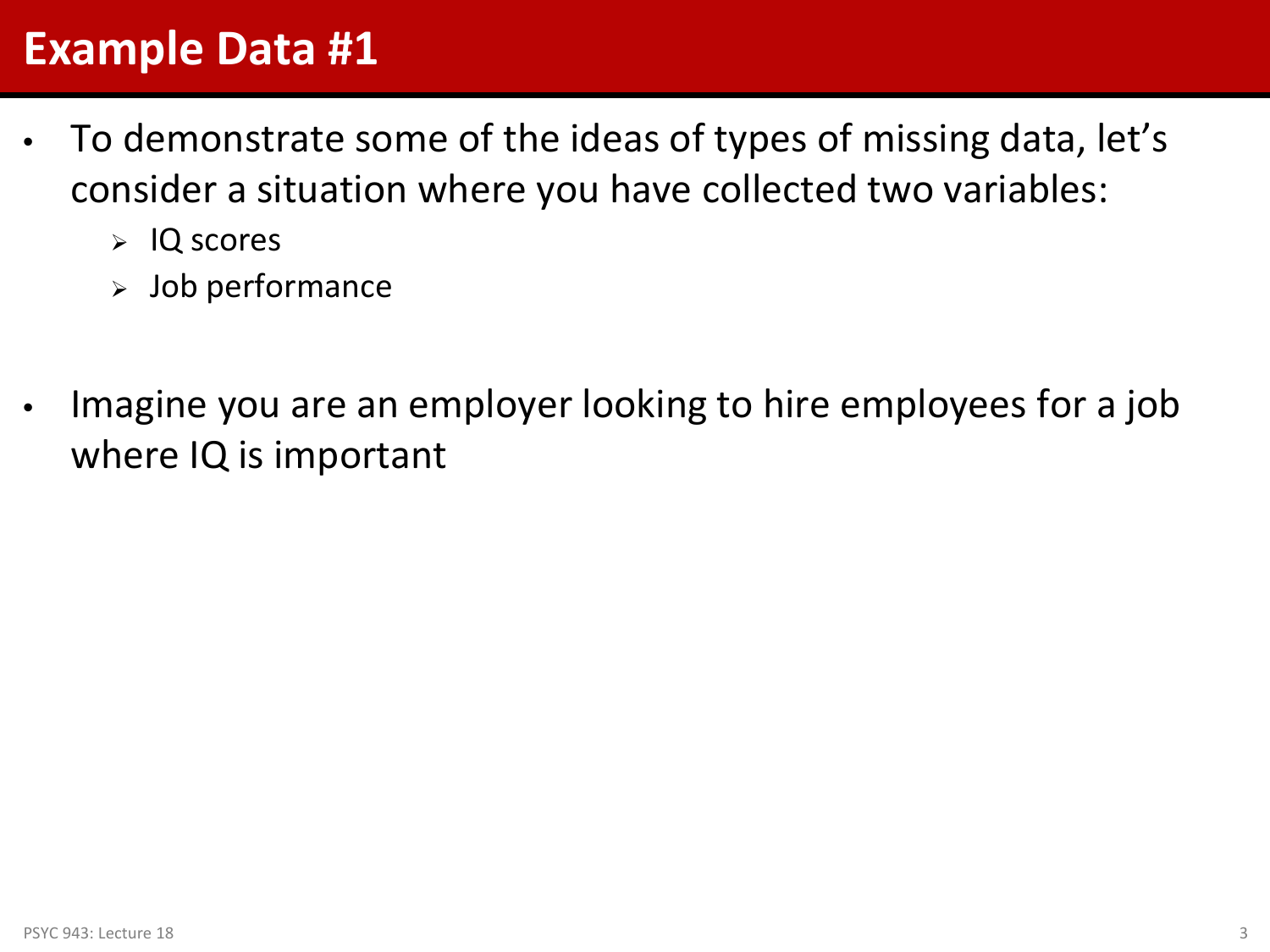# Example Data #1

- To demonstrate some of the ideas of types of missing data, let's consider a situation where you have collected two variables:
  - IQ scores
  - Job performance

- Imagine you are an employer looking to hire employees for a job where IQ is important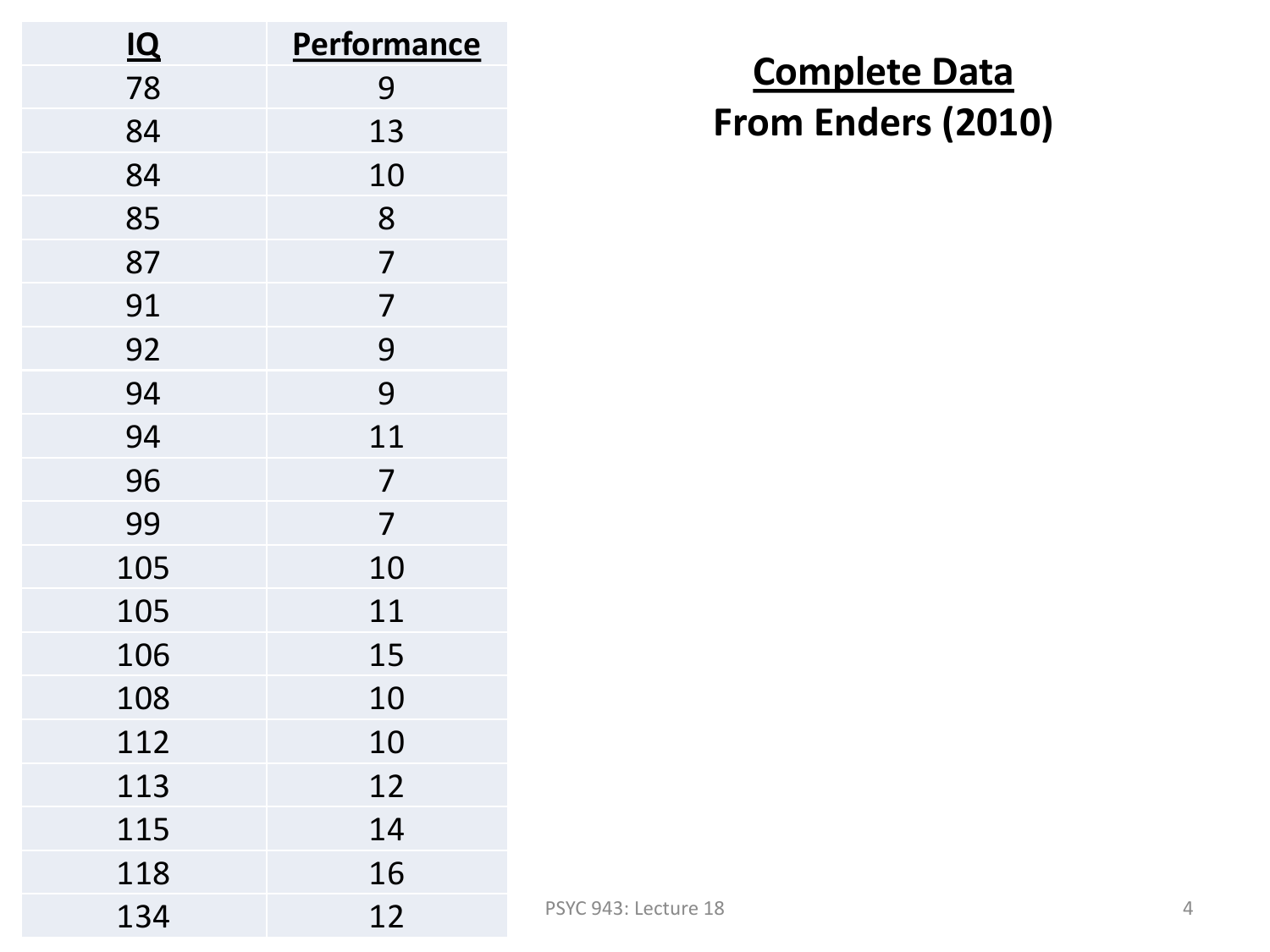## Complete Data
## From Enders (2010)

| IQ | Performance |
| --- | --- |
| 78 | 9 |
| 84 | 13 |
| 84 | 10 |
| 85 | 8 |
| 87 | 7 |
| 91 | 7 |
| 92 | 9 |
| 94 | 9 |
| 94 | 11 |
| 96 | 7 |
| 99 | 7 |
| 105 | 10 |
| 105 | 11 |
| 106 | 15 |
| 108 | 10 |
| 112 | 10 |
| 113 | 12 |
| 115 | 14 |
| 118 | 16 |
| 134 | 12 |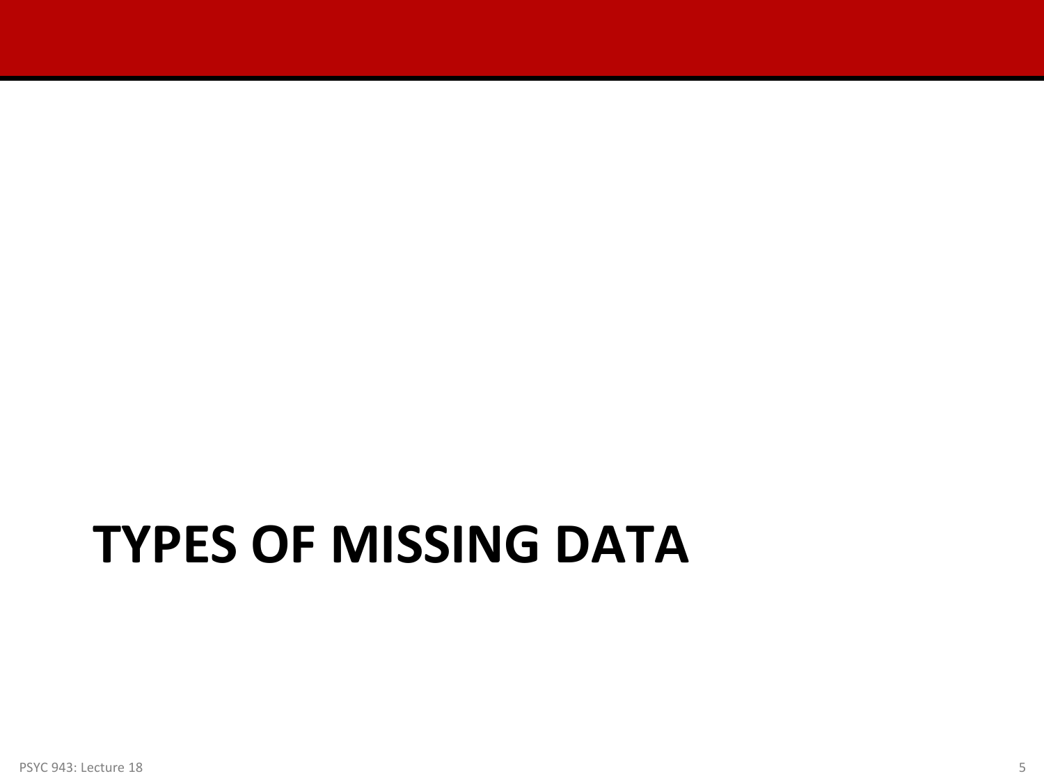# TYPES OF MISSING DATA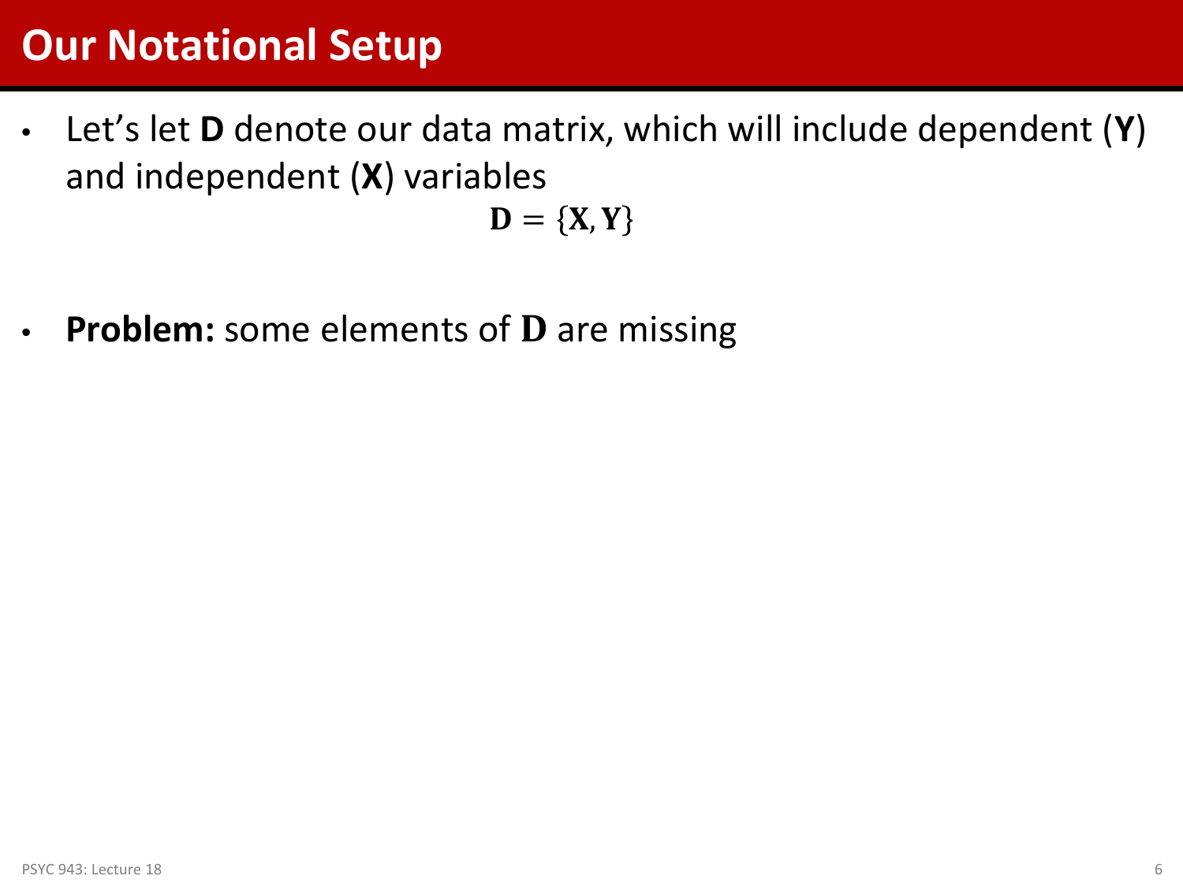# Our Notational Setup

- Let's let **D** denote our data matrix, which will include dependent (**Y**) and independent (**X**) variables

$$\mathbf{D} = \{\mathbf{X}, \mathbf{Y}\}$$

- **Problem:** some elements of $\mathbf{D}$ are missing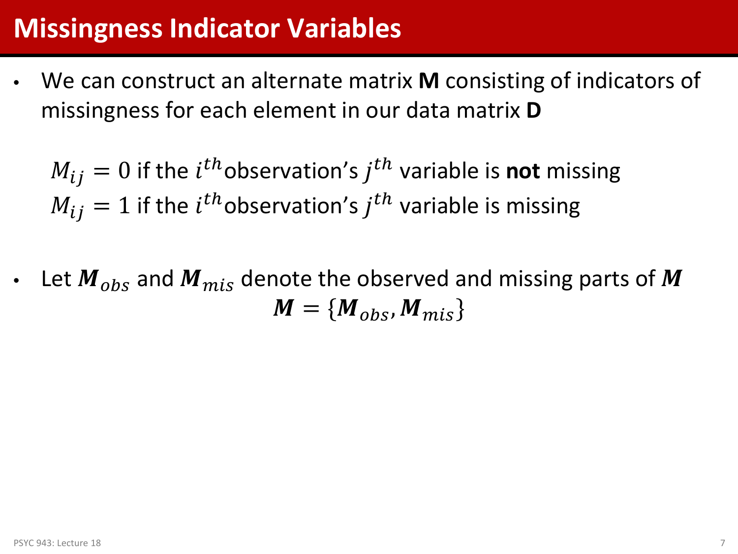# Missingness Indicator Variables

- We can construct an alternate matrix **M** consisting of indicators of missingness for each element in our data matrix **D**

  $M_{ij} = 0$ if the $i^{th}$observation's $j^{th}$ variable is **not** missing
  $M_{ij} = 1$ if the $i^{th}$observation's $j^{th}$ variable is missing

- Let $\boldsymbol{M}_{obs}$ and $\boldsymbol{M}_{mis}$ denote the observed and missing parts of $\boldsymbol{M}$

$$\boldsymbol{M} = \{\boldsymbol{M}_{obs}, \boldsymbol{M}_{mis}\}$$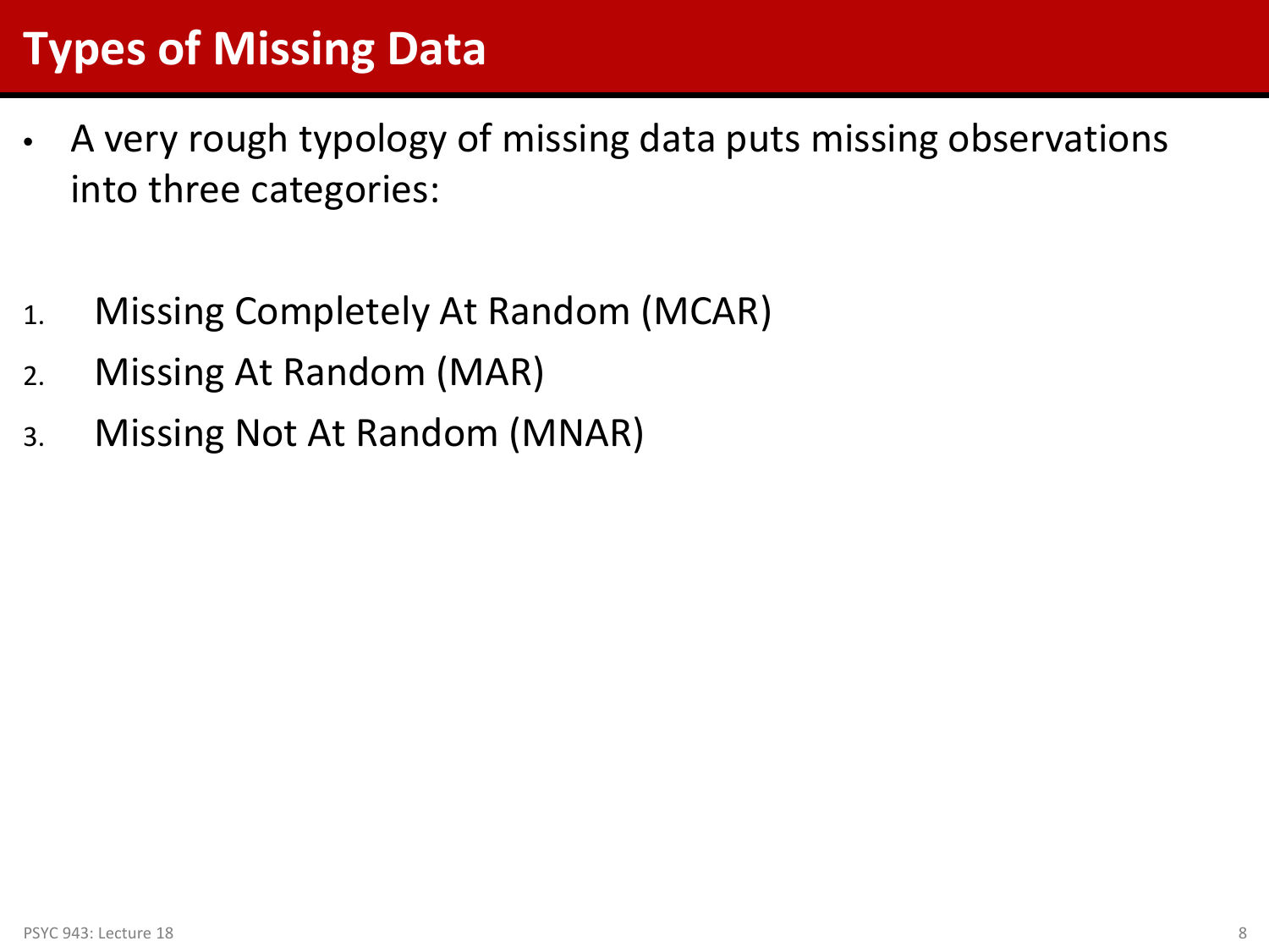# Types of Missing Data

- A very rough typology of missing data puts missing observations into three categories:

1. Missing Completely At Random (MCAR)
2. Missing At Random (MAR)
3. Missing Not At Random (MNAR)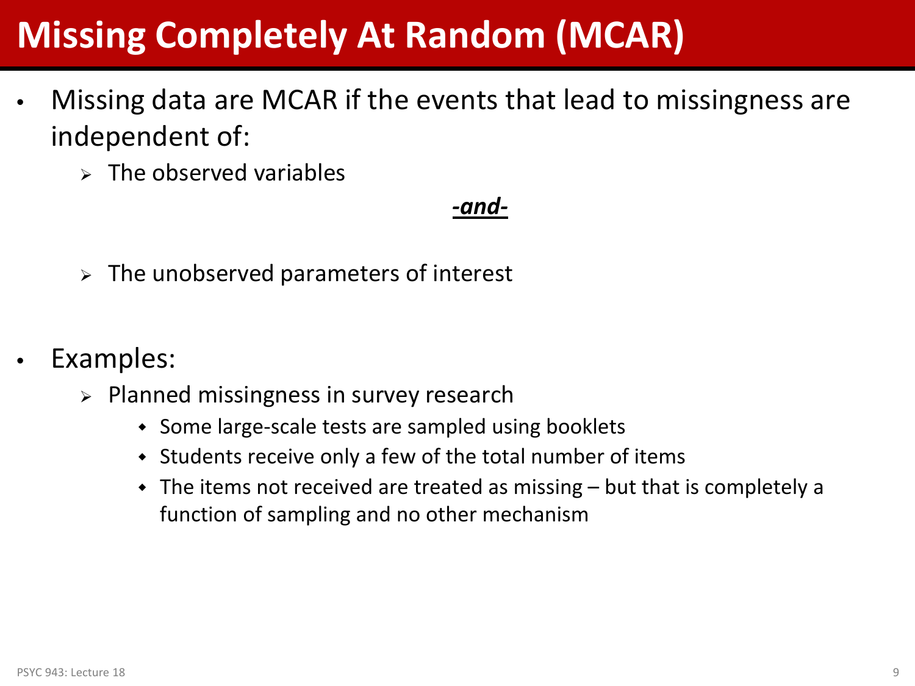# Missing Completely At Random (MCAR)

- Missing data are MCAR if the events that lead to missingness are independent of:
  - The observed variables

    ***-and-***

  - The unobserved parameters of interest

- Examples:
  - Planned missingness in survey research
    - Some large-scale tests are sampled using booklets
    - Students receive only a few of the total number of items
    - The items not received are treated as missing – but that is completely a function of sampling and no other mechanism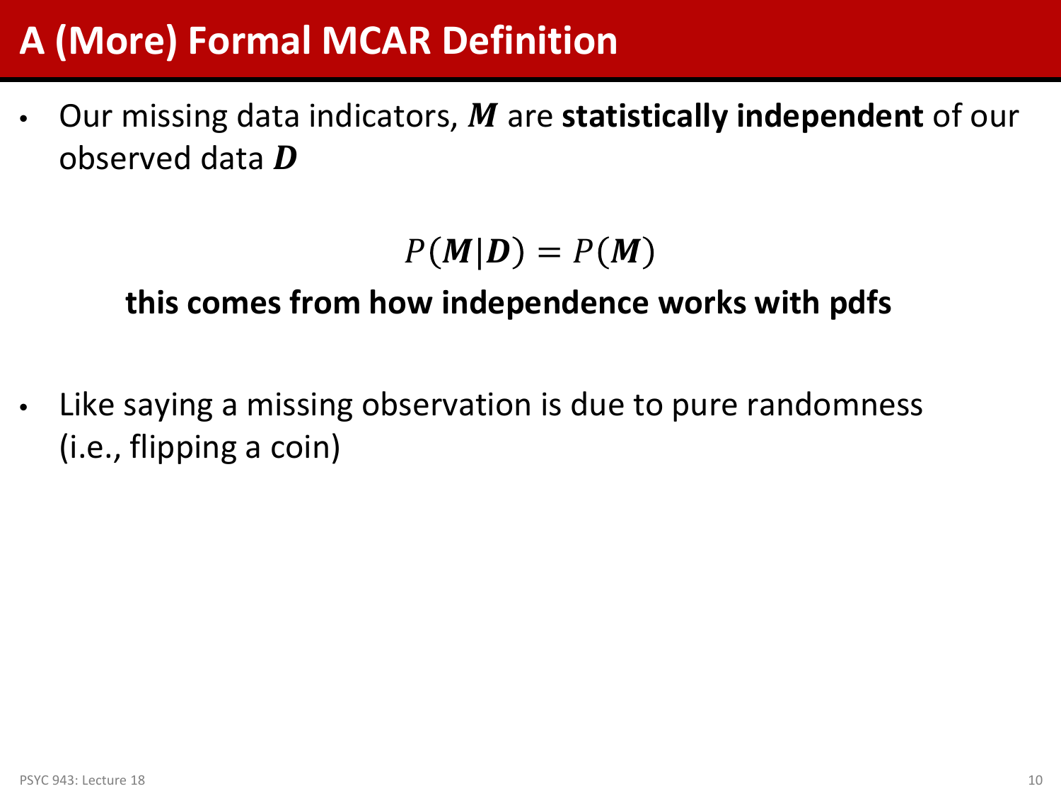# A (More) Formal MCAR Definition

- Our missing data indicators, $\boldsymbol{M}$ are **statistically independent** of our observed data $\boldsymbol{D}$

$$P(\boldsymbol{M}|\boldsymbol{D}) = P(\boldsymbol{M})$$

**this comes from how independence works with pdfs**

- Like saying a missing observation is due to pure randomness (i.e., flipping a coin)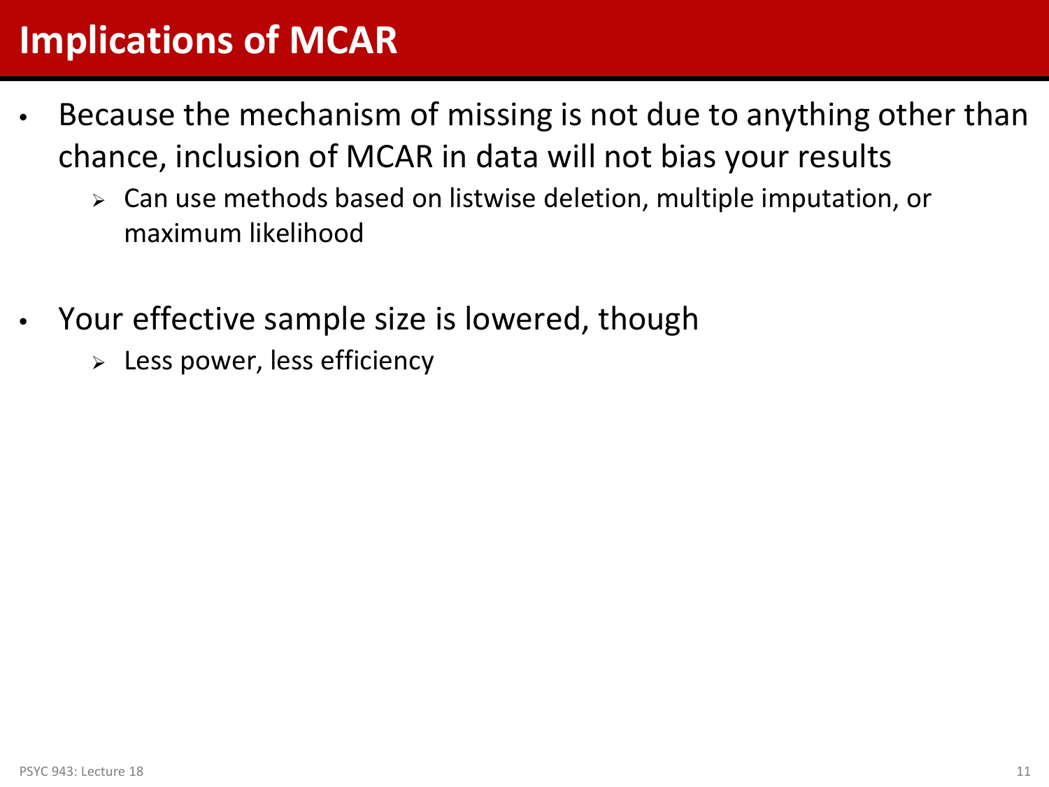# Implications of MCAR

- Because the mechanism of missing is not due to anything other than chance, inclusion of MCAR in data will not bias your results
  - Can use methods based on listwise deletion, multiple imputation, or maximum likelihood
- Your effective sample size is lowered, though
  - Less power, less efficiency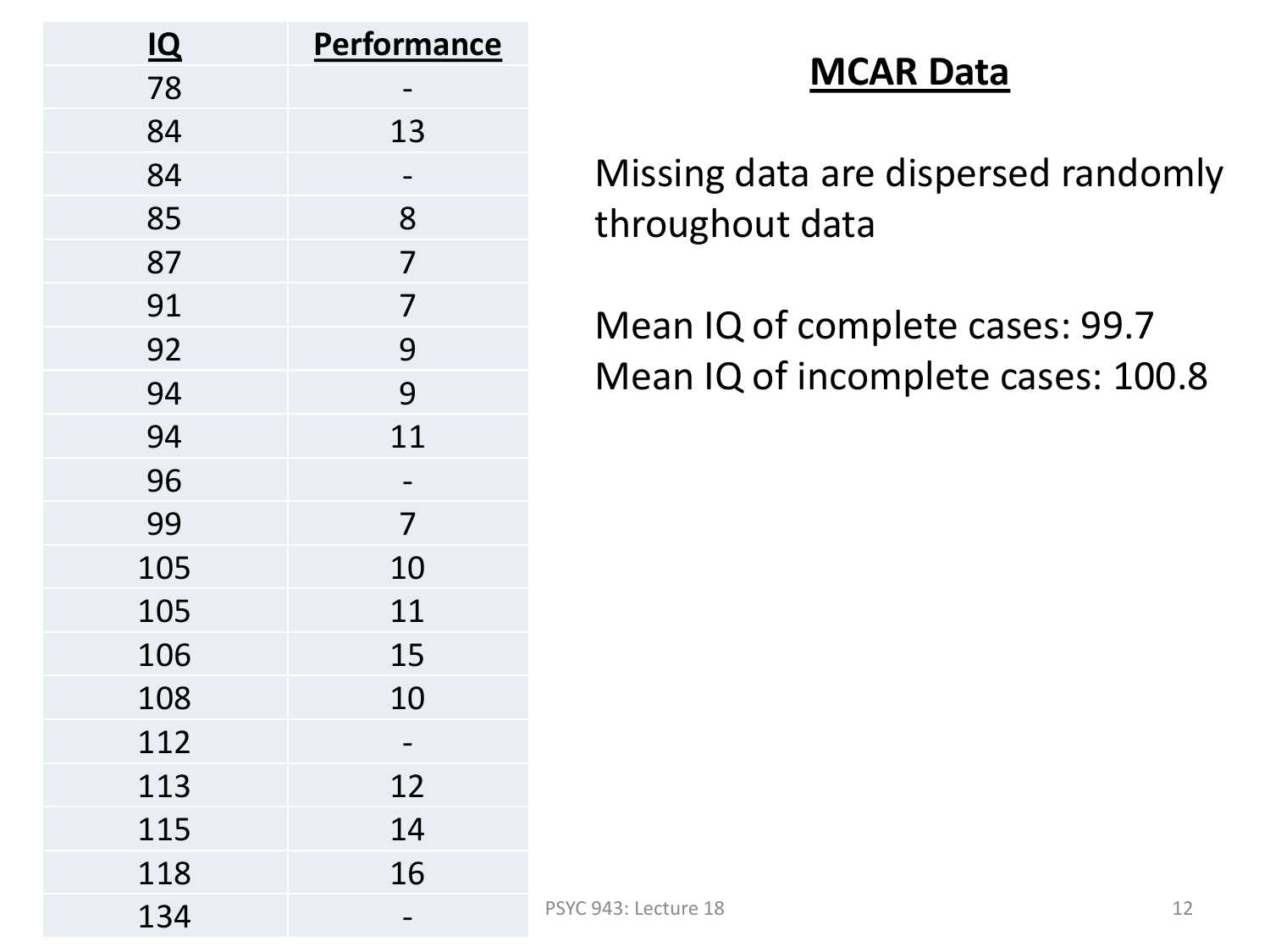## MCAR Data

| IQ | Performance |
|---|---|
| 78 | - |
| 84 | 13 |
| 84 | - |
| 85 | 8 |
| 87 | 7 |
| 91 | 7 |
| 92 | 9 |
| 94 | 9 |
| 94 | 11 |
| 96 | - |
| 99 | 7 |
| 105 | 10 |
| 105 | 11 |
| 106 | 15 |
| 108 | 10 |
| 112 | - |
| 113 | 12 |
| 115 | 14 |
| 118 | 16 |
| 134 | - |

Missing data are dispersed randomly throughout data

Mean IQ of complete cases: 99.7
Mean IQ of incomplete cases: 100.8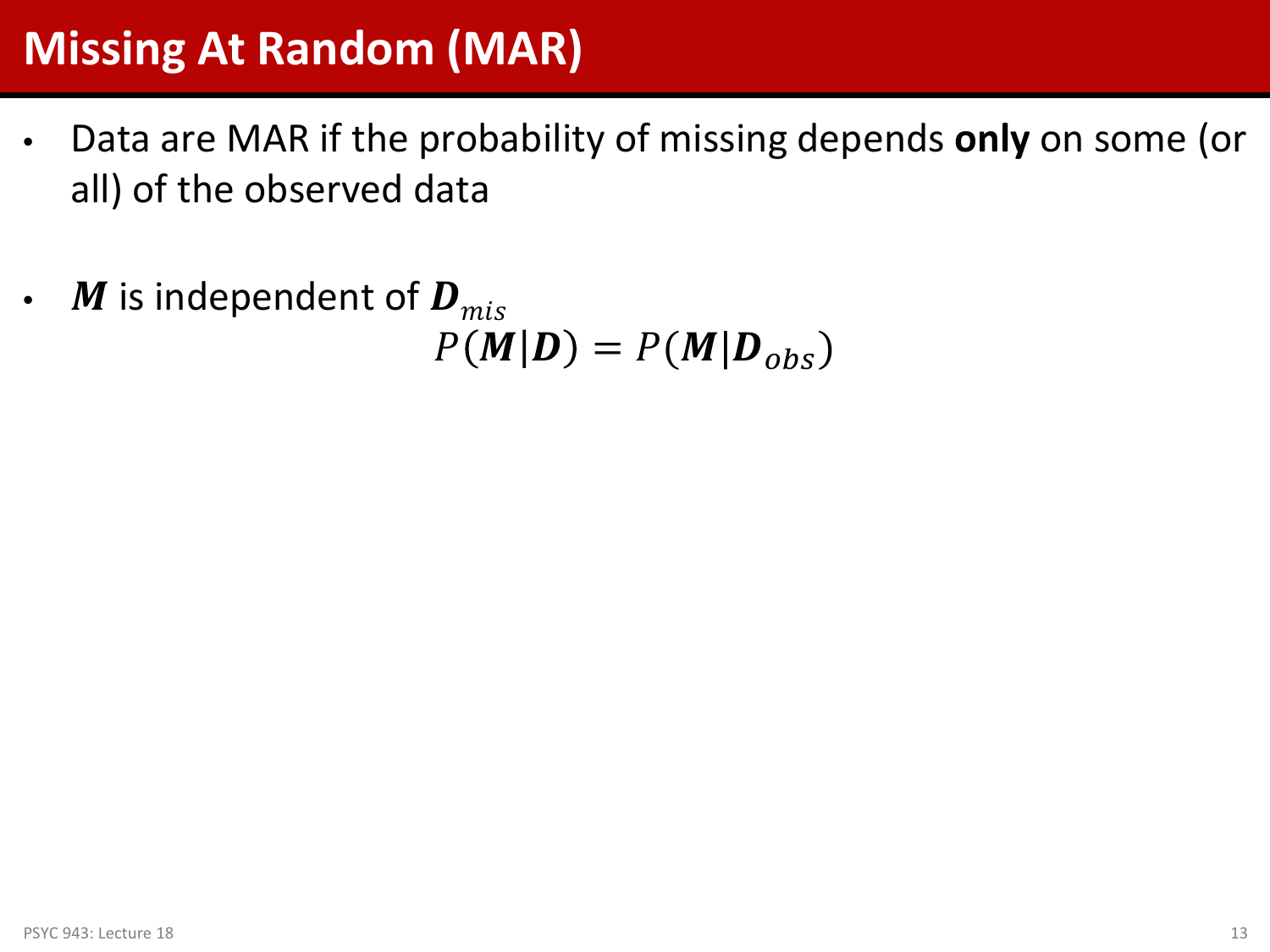# Missing At Random (MAR)

- Data are MAR if the probability of missing depends **only** on some (or all) of the observed data

- $\boldsymbol{M}$ is independent of $\boldsymbol{D}_{mis}$

$$P(\boldsymbol{M}|\boldsymbol{D}) = P(\boldsymbol{M}|\boldsymbol{D}_{obs})$$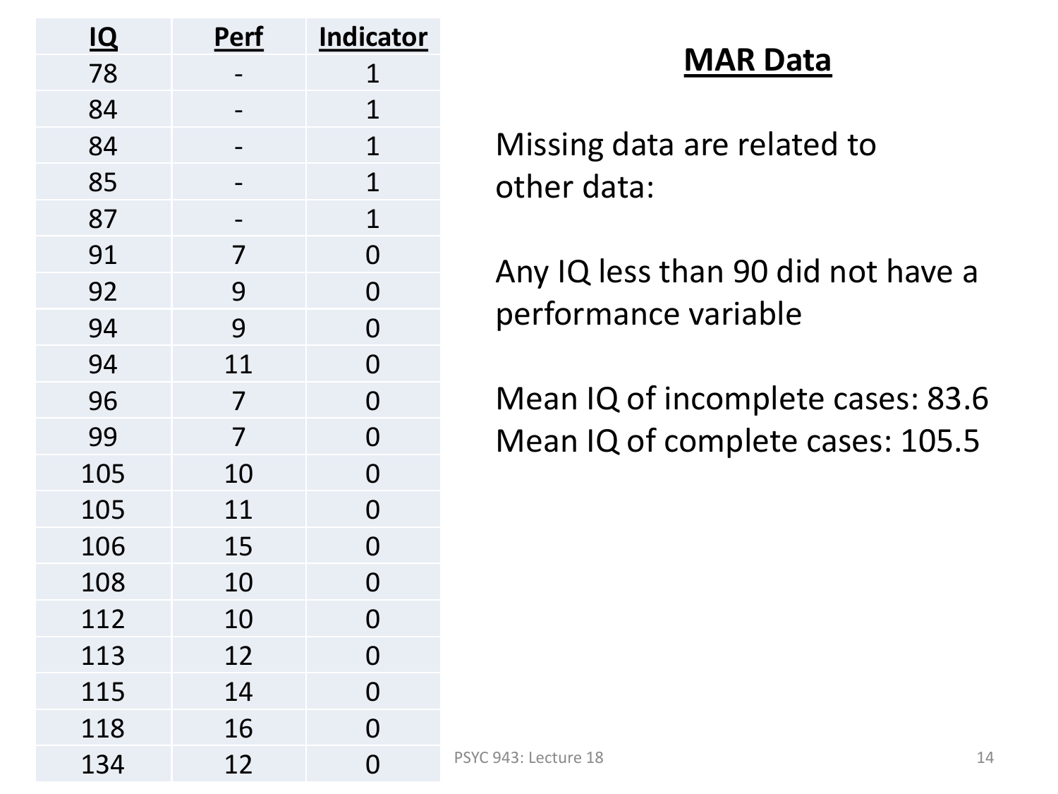| IQ | Perf | Indicator |
|---|---|---|
| 78 | - | 1 |
| 84 | - | 1 |
| 84 | - | 1 |
| 85 | - | 1 |
| 87 | - | 1 |
| 91 | 7 | 0 |
| 92 | 9 | 0 |
| 94 | 9 | 0 |
| 94 | 11 | 0 |
| 96 | 7 | 0 |
| 99 | 7 | 0 |
| 105 | 10 | 0 |
| 105 | 11 | 0 |
| 106 | 15 | 0 |
| 108 | 10 | 0 |
| 112 | 10 | 0 |
| 113 | 12 | 0 |
| 115 | 14 | 0 |
| 118 | 16 | 0 |
| 134 | 12 | 0 |

# MAR Data

Missing data are related to other data:

Any IQ less than 90 did not have a performance variable

Mean IQ of incomplete cases: 83.6
Mean IQ of complete cases: 105.5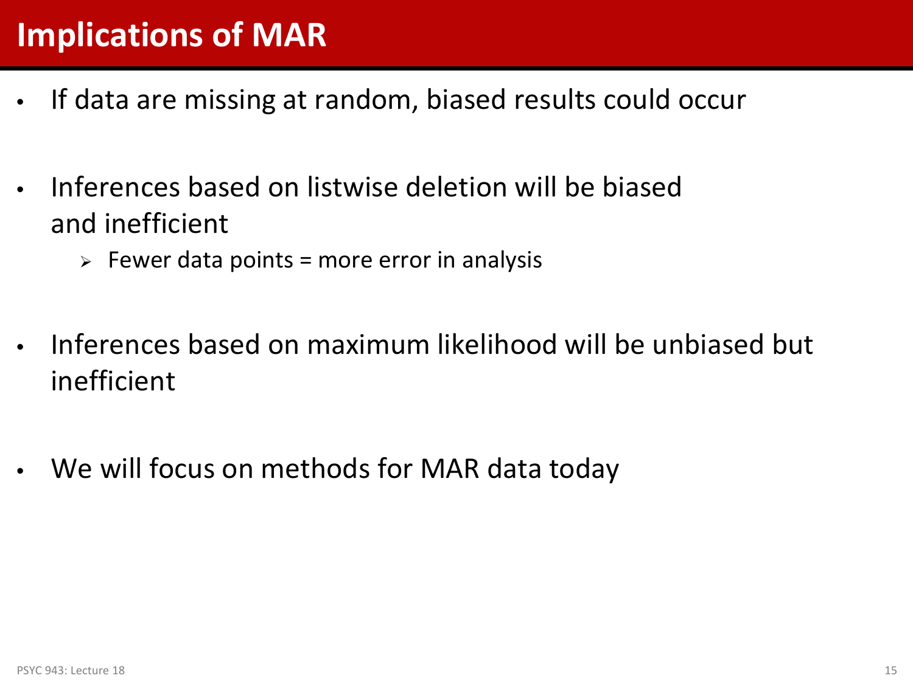# Implications of MAR

- If data are missing at random, biased results could occur
- Inferences based on listwise deletion will be biased and inefficient
  - Fewer data points = more error in analysis
- Inferences based on maximum likelihood will be unbiased but inefficient
- We will focus on methods for MAR data today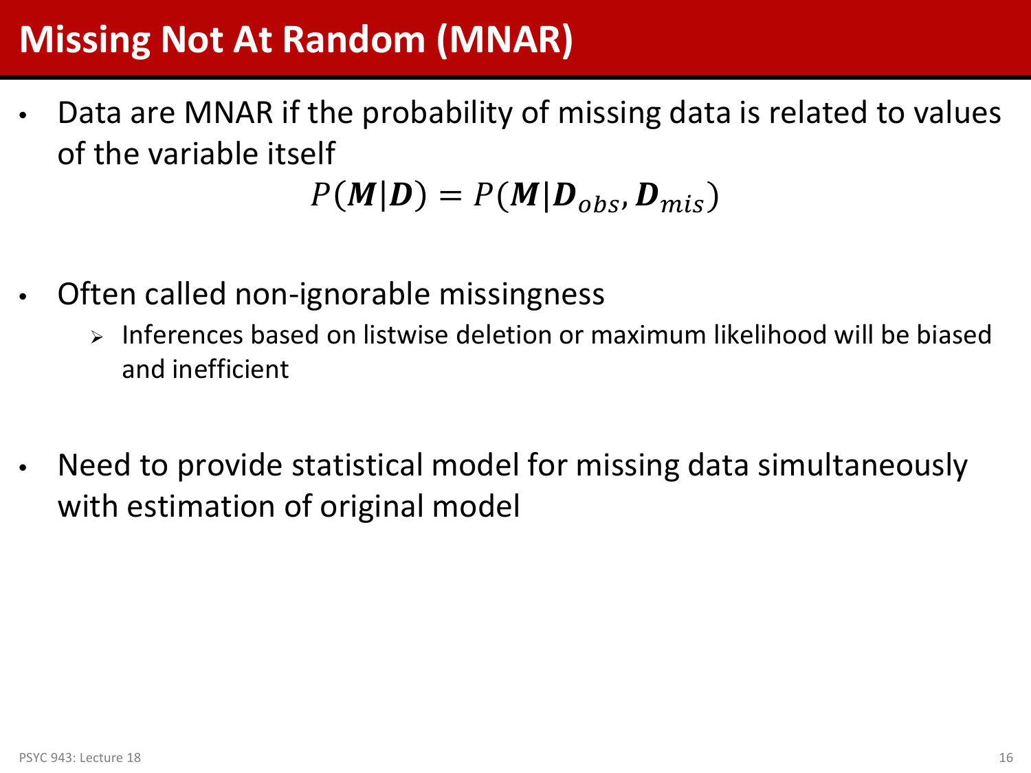# Missing Not At Random (MNAR)

- Data are MNAR if the probability of missing data is related to values of the variable itself

$$P(\boldsymbol{M}|\boldsymbol{D}) = P(\boldsymbol{M}|\boldsymbol{D}_{obs}, \boldsymbol{D}_{mis})$$

- Often called non-ignorable missingness
  - Inferences based on listwise deletion or maximum likelihood will be biased and inefficient

- Need to provide statistical model for missing data simultaneously with estimation of original model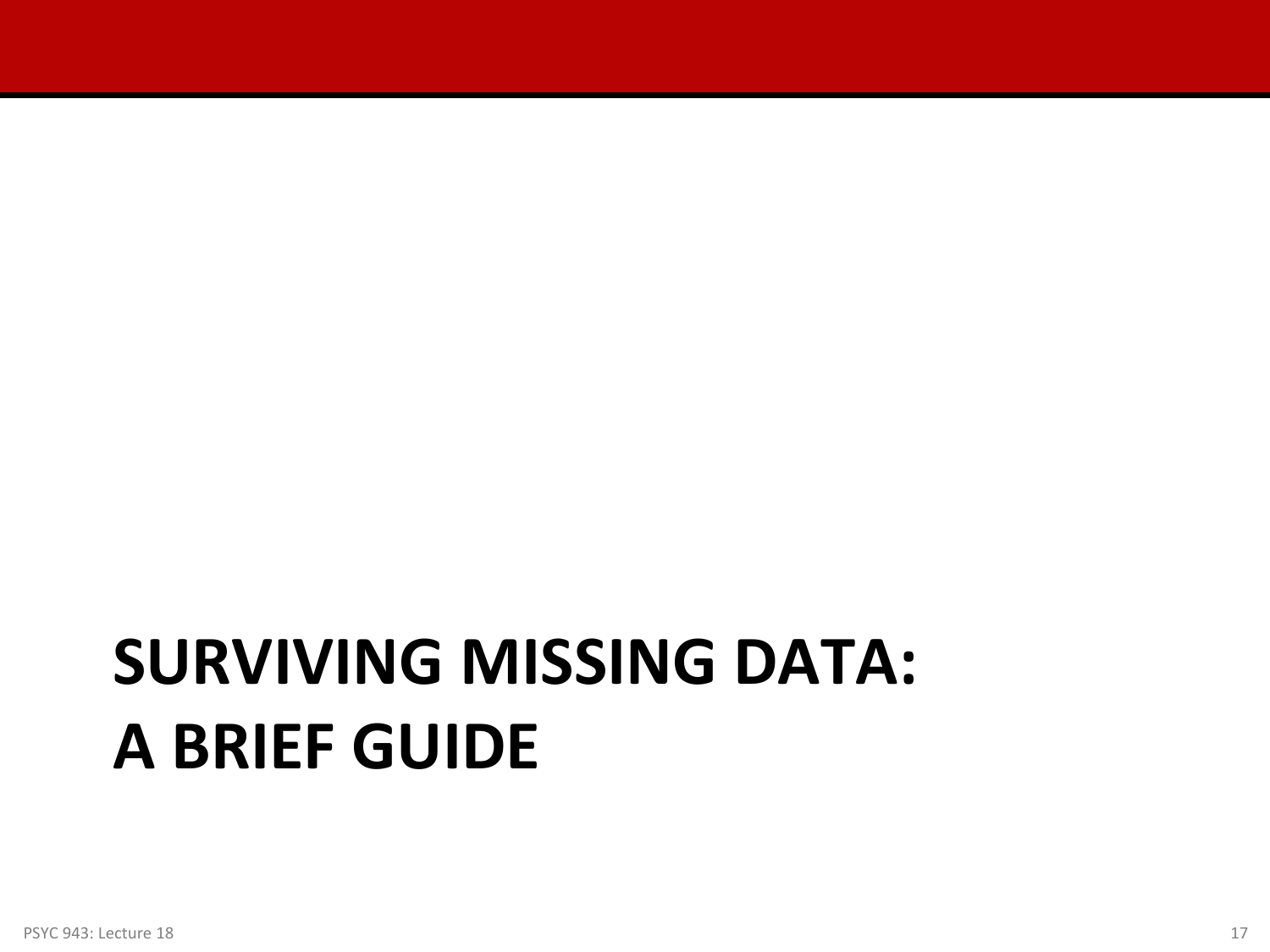# SURVIVING MISSING DATA: A BRIEF GUIDE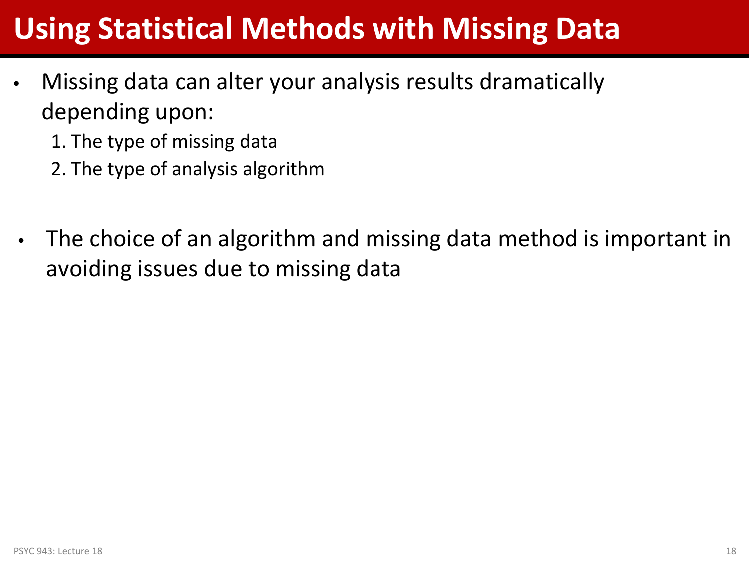# Using Statistical Methods with Missing Data

- Missing data can alter your analysis results dramatically depending upon:
  1. The type of missing data
  2. The type of analysis algorithm

- The choice of an algorithm and missing data method is important in avoiding issues due to missing data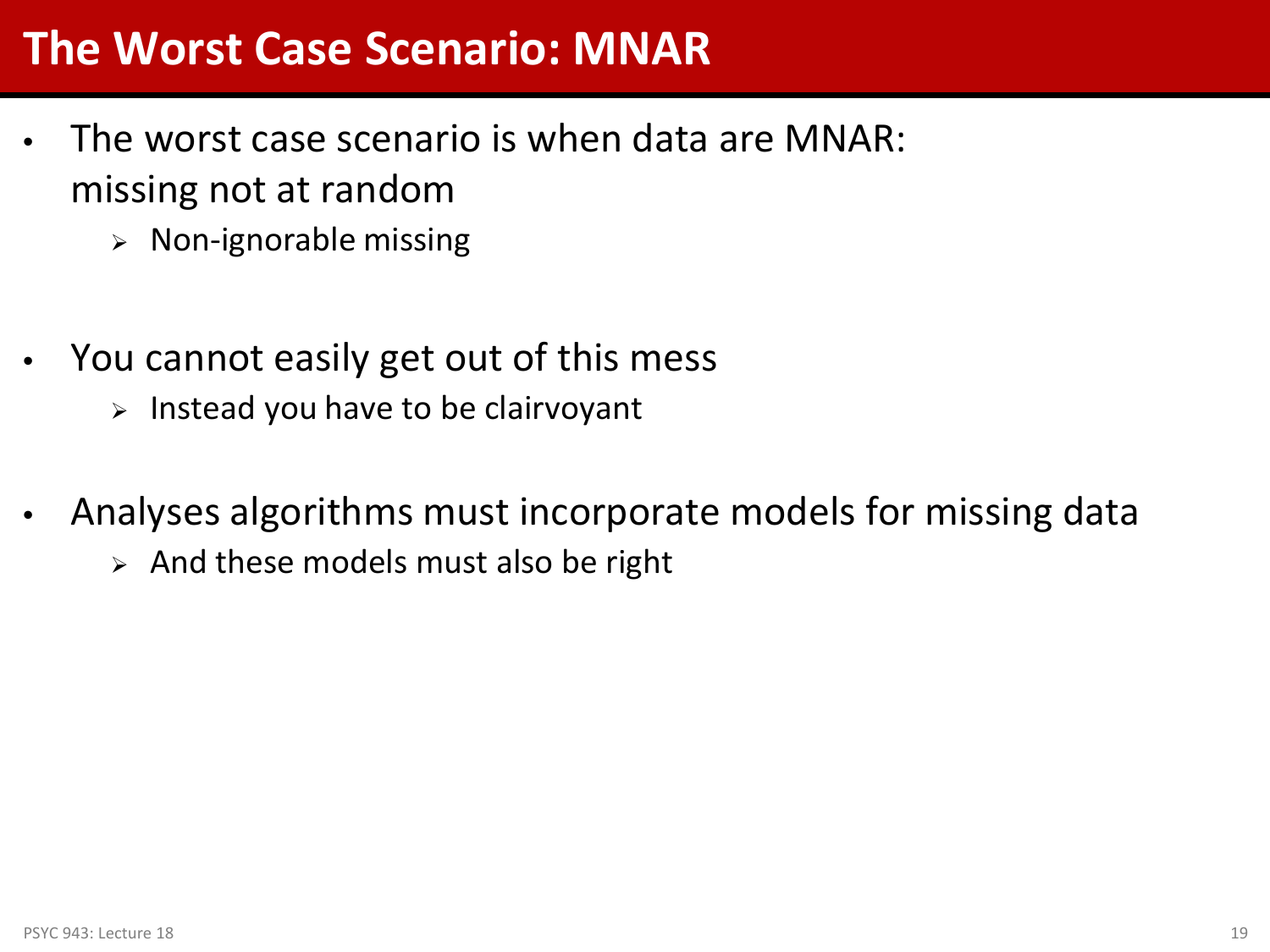# The Worst Case Scenario: MNAR

- The worst case scenario is when data are MNAR: missing not at random
  - Non-ignorable missing
- You cannot easily get out of this mess
  - Instead you have to be clairvoyant
- Analyses algorithms must incorporate models for missing data
  - And these models must also be right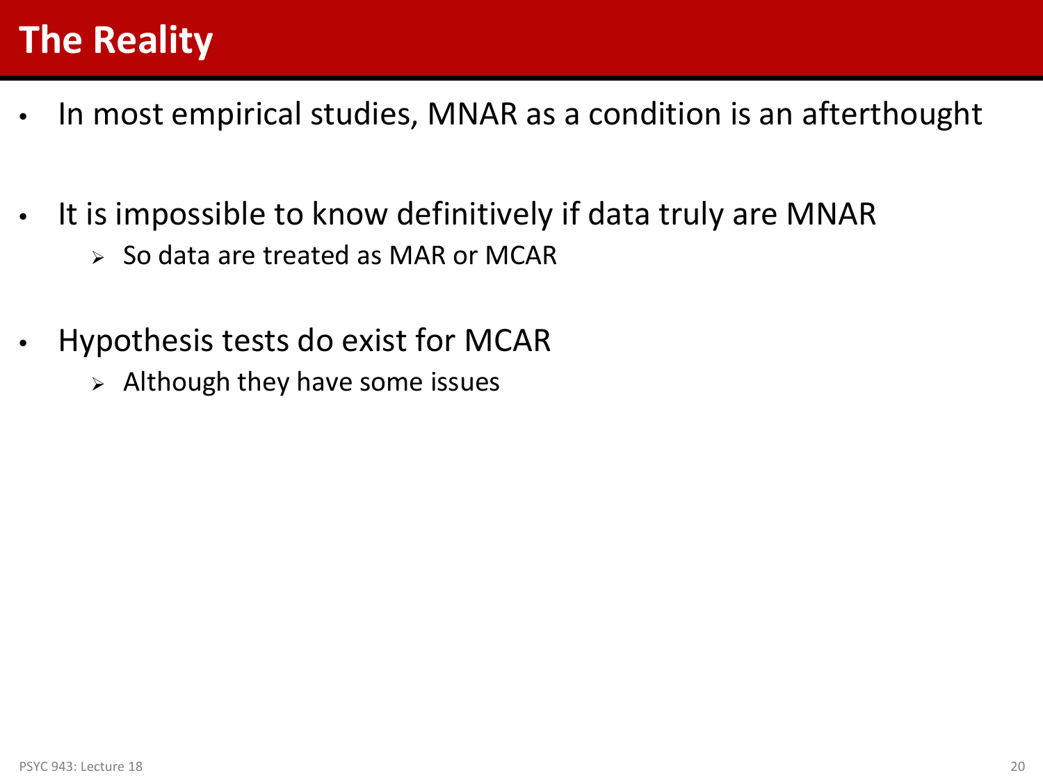# The Reality

- In most empirical studies, MNAR as a condition is an afterthought
- It is impossible to know definitively if data truly are MNAR
  - So data are treated as MAR or MCAR
- Hypothesis tests do exist for MCAR
  - Although they have some issues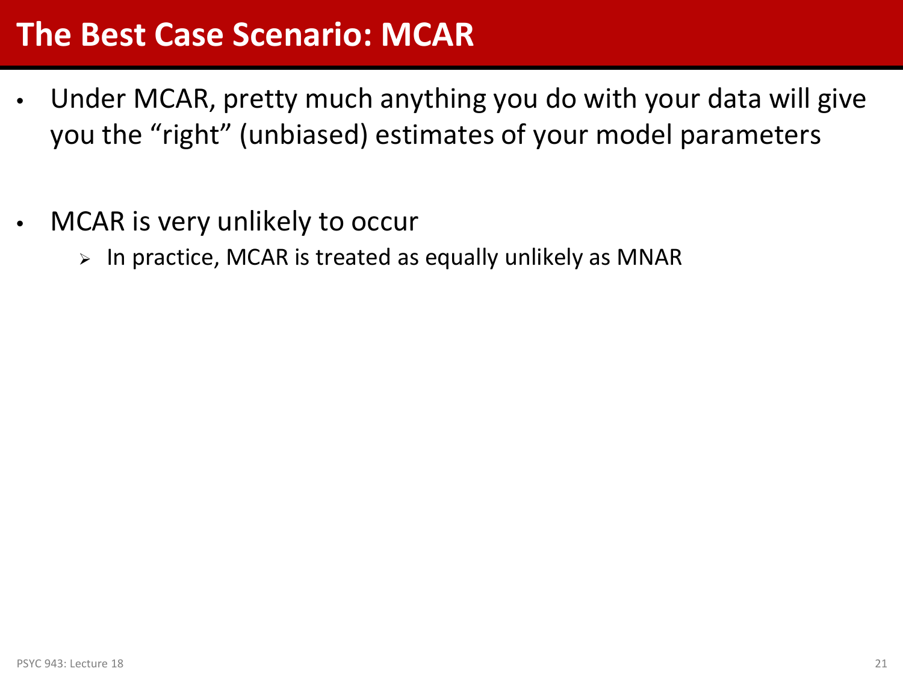# The Best Case Scenario: MCAR

- Under MCAR, pretty much anything you do with your data will give you the “right” (unbiased) estimates of your model parameters

- MCAR is very unlikely to occur
  - In practice, MCAR is treated as equally unlikely as MNAR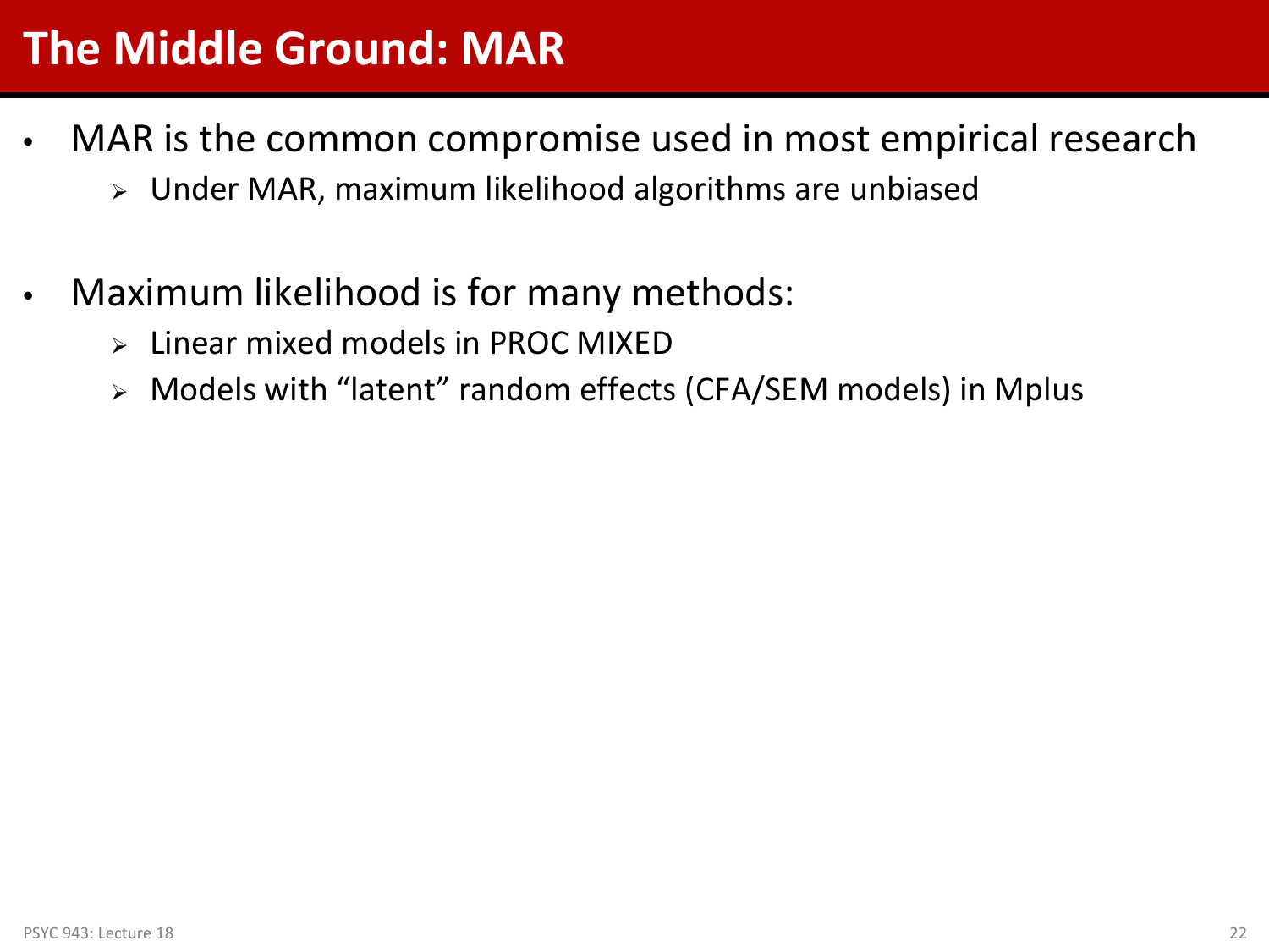# The Middle Ground: MAR

- MAR is the common compromise used in most empirical research
  - Under MAR, maximum likelihood algorithms are unbiased
- Maximum likelihood is for many methods:
  - Linear mixed models in PROC MIXED
  - Models with "latent" random effects (CFA/SEM models) in Mplus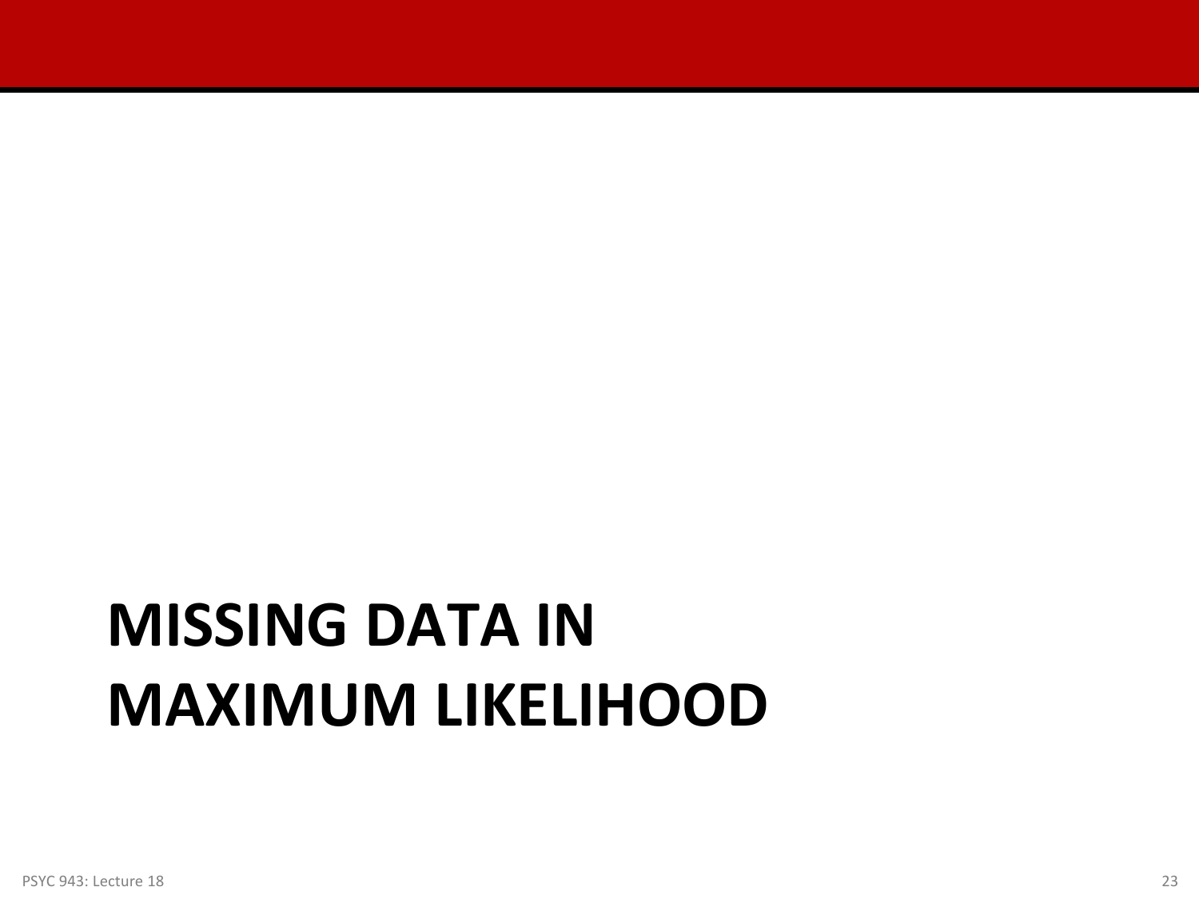# MISSING DATA IN MAXIMUM LIKELIHOOD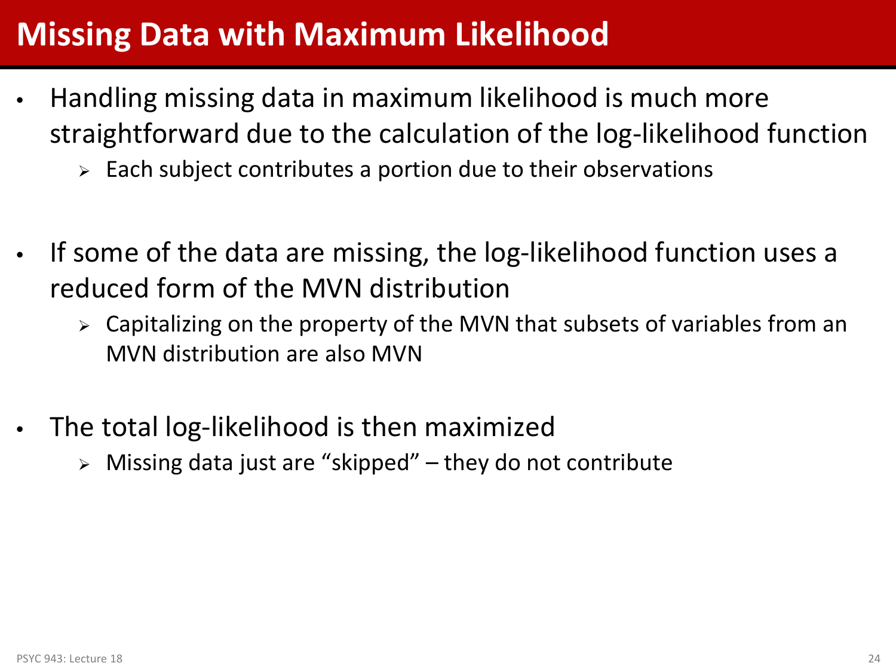# Missing Data with Maximum Likelihood

- Handling missing data in maximum likelihood is much more straightforward due to the calculation of the log-likelihood function
  - Each subject contributes a portion due to their observations

- If some of the data are missing, the log-likelihood function uses a reduced form of the MVN distribution
  - Capitalizing on the property of the MVN that subsets of variables from an MVN distribution are also MVN

- The total log-likelihood is then maximized
  - Missing data just are "skipped" – they do not contribute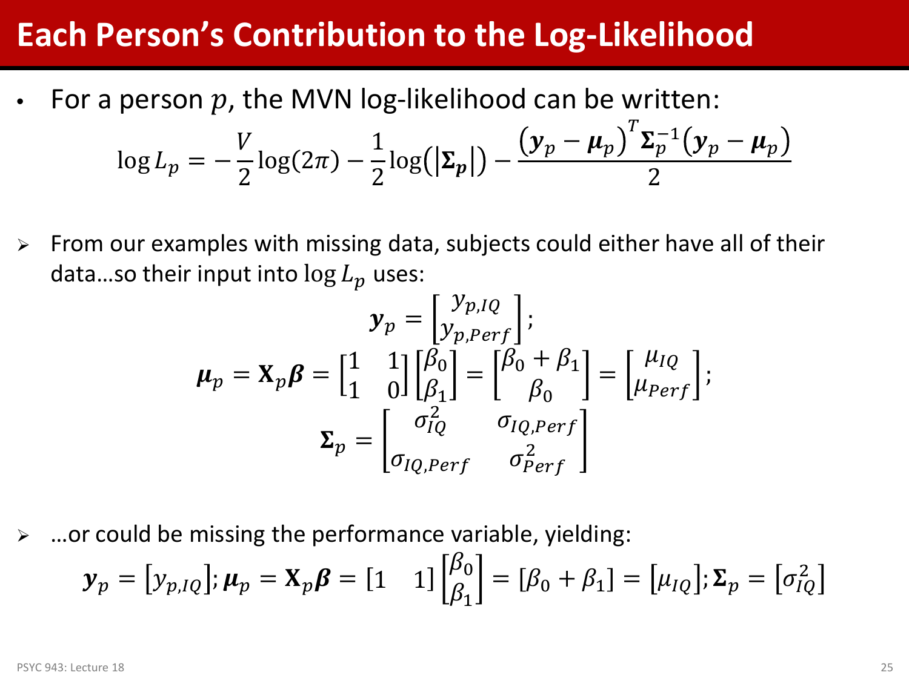# Each Person's Contribution to the Log-Likelihood

- For a person $p$, the MVN log-likelihood can be written:

$$\log L_p = -\frac{V}{2}\log(2\pi) - \frac{1}{2}\log(|\boldsymbol{\Sigma}_p|) - \frac{(\boldsymbol{y}_p - \boldsymbol{\mu}_p)^T \boldsymbol{\Sigma}_p^{-1}(\boldsymbol{y}_p - \boldsymbol{\mu}_p)}{2}$$

- From our examples with missing data, subjects could either have all of their data…so their input into $\log L_p$ uses:

$$\boldsymbol{y}_p = \begin{bmatrix} y_{p,IQ} \\ y_{p,Perf} \end{bmatrix};$$

$$\boldsymbol{\mu}_p = \mathbf{X}_p\boldsymbol{\beta} = \begin{bmatrix} 1 & 1 \\ 1 & 0 \end{bmatrix}\begin{bmatrix} \beta_0 \\ \beta_1 \end{bmatrix} = \begin{bmatrix} \beta_0 + \beta_1 \\ \beta_0 \end{bmatrix} = \begin{bmatrix} \mu_{IQ} \\ \mu_{Perf} \end{bmatrix};$$

$$\boldsymbol{\Sigma}_p = \begin{bmatrix} \sigma_{IQ}^2 & \sigma_{IQ,Perf} \\ \sigma_{IQ,Perf} & \sigma_{Perf}^2 \end{bmatrix}$$

- …or could be missing the performance variable, yielding:

$$\boldsymbol{y}_p = \begin{bmatrix} y_{p,IQ} \end{bmatrix}; \boldsymbol{\mu}_p = \mathbf{X}_p\boldsymbol{\beta} = \begin{bmatrix} 1 & 1 \end{bmatrix}\begin{bmatrix} \beta_0 \\ \beta_1 \end{bmatrix} = [\beta_0 + \beta_1] = \begin{bmatrix} \mu_{IQ} \end{bmatrix}; \boldsymbol{\Sigma}_p = \begin{bmatrix} \sigma_{IQ}^2 \end{bmatrix}$$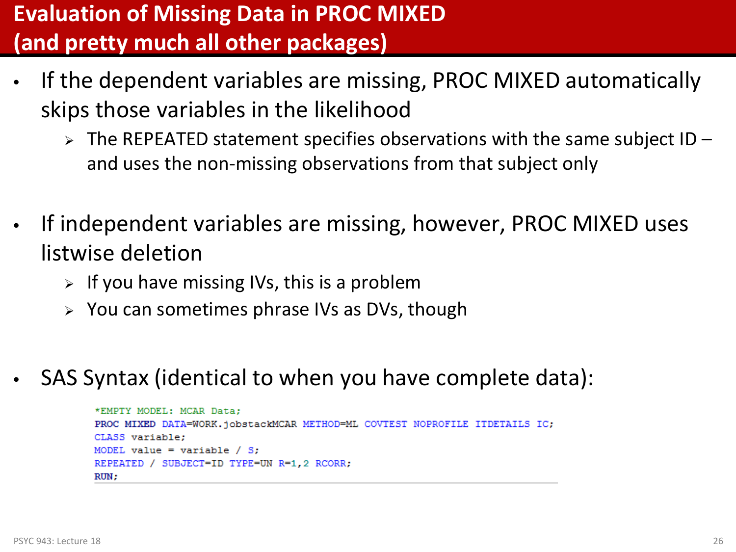# Evaluation of Missing Data in PROC MIXED (and pretty much all other packages)

- If the dependent variables are missing, PROC MIXED automatically skips those variables in the likelihood
  - The REPEATED statement specifies observations with the same subject ID – and uses the non-missing observations from that subject only
- If independent variables are missing, however, PROC MIXED uses listwise deletion
  - If you have missing IVs, this is a problem
  - You can sometimes phrase IVs as DVs, though
- SAS Syntax (identical to when you have complete data):

```
*EMPTY MODEL: MCAR Data;
PROC MIXED DATA=WORK.jobstackMCAR METHOD=ML COVTEST NOPROFILE ITDETAILS IC;
CLASS variable;
MODEL value = variable / S;
REPEATED / SUBJECT=ID TYPE=UN R=1,2 RCORR;
RUN;
```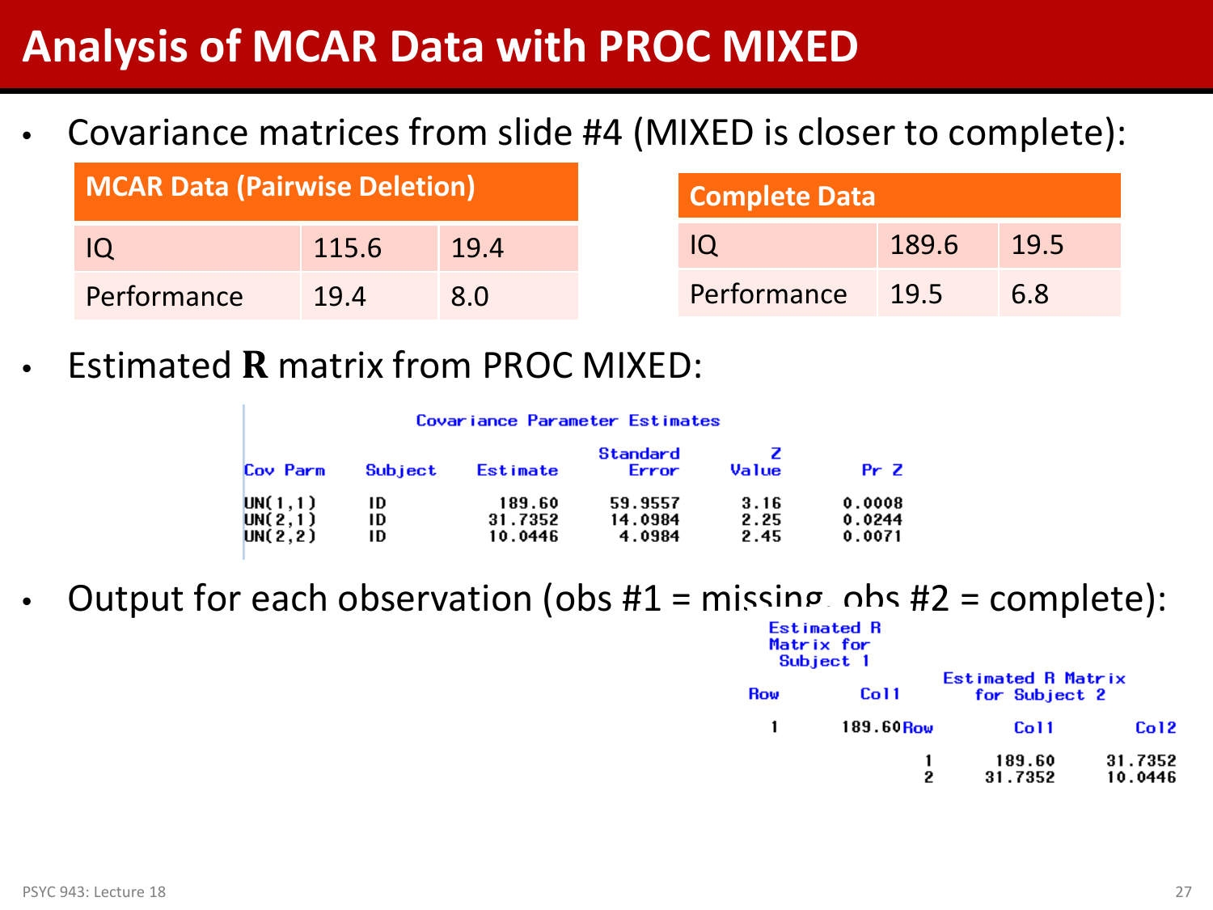# Analysis of MCAR Data with PROC MIXED

- Covariance matrices from slide #4 (MIXED is closer to complete):

| MCAR Data (Pairwise Deletion) | | |
|---|---|---|
| IQ | 115.6 | 19.4 |
| Performance | 19.4 | 8.0 |

| Complete Data | | |
|---|---|---|
| IQ | 189.6 | 19.5 |
| Performance | 19.5 | 6.8 |

- Estimated $\mathbf{R}$ matrix from PROC MIXED:

**Covariance Parameter Estimates**

| Cov Parm | Subject | Estimate | Standard Error | Z Value | Pr Z |
|---|---|---|---|---|---|
| UN(1,1) | ID | 189.60 | 59.9557 | 3.16 | 0.0008 |
| UN(2,1) | ID | 31.7352 | 14.0984 | 2.25 | 0.0244 |
| UN(2,2) | ID | 10.0446 | 4.0984 | 2.45 | 0.0071 |

- Output for each observation (obs #1 = missing, obs #2 = complete):

**Estimated R Matrix for Subject 1**

| Row | Col1 |
|---|---|
| 1 | 189.60 |

**Estimated R Matrix for Subject 2**

| Row | Col1 | Col2 |
|---|---|---|
| 1 | 189.60 | 31.7352 |
| 2 | 31.7352 | 10.0446 |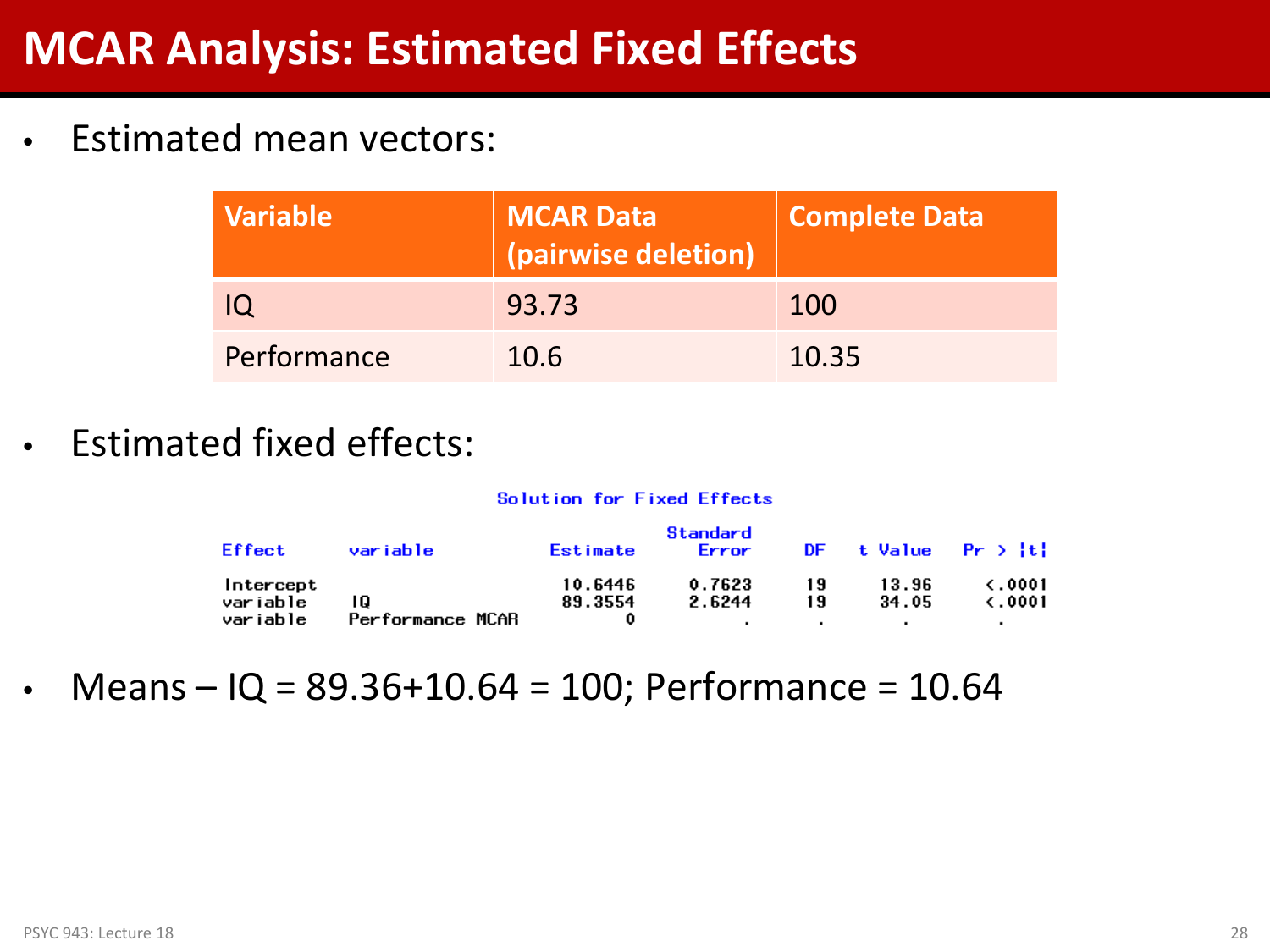# MCAR Analysis: Estimated Fixed Effects

- Estimated mean vectors:

| Variable | MCAR Data (pairwise deletion) | Complete Data |
|---|---|---|
| IQ | 93.73 | 100 |
| Performance | 10.6 | 10.35 |

- Estimated fixed effects:

**Solution for Fixed Effects**

| Effect | variable | Estimate | Standard Error | DF | t Value | Pr > \|t\| |
|---|---|---|---|---|---|---|
| Intercept | | 10.6446 | 0.7623 | 19 | 13.96 | <.0001 |
| variable | IQ | 89.3554 | 2.6244 | 19 | 34.05 | <.0001 |
| variable | Performance MCAR | 0 | . | . | . | . |

- Means – IQ = 89.36+10.64 = 100; Performance = 10.64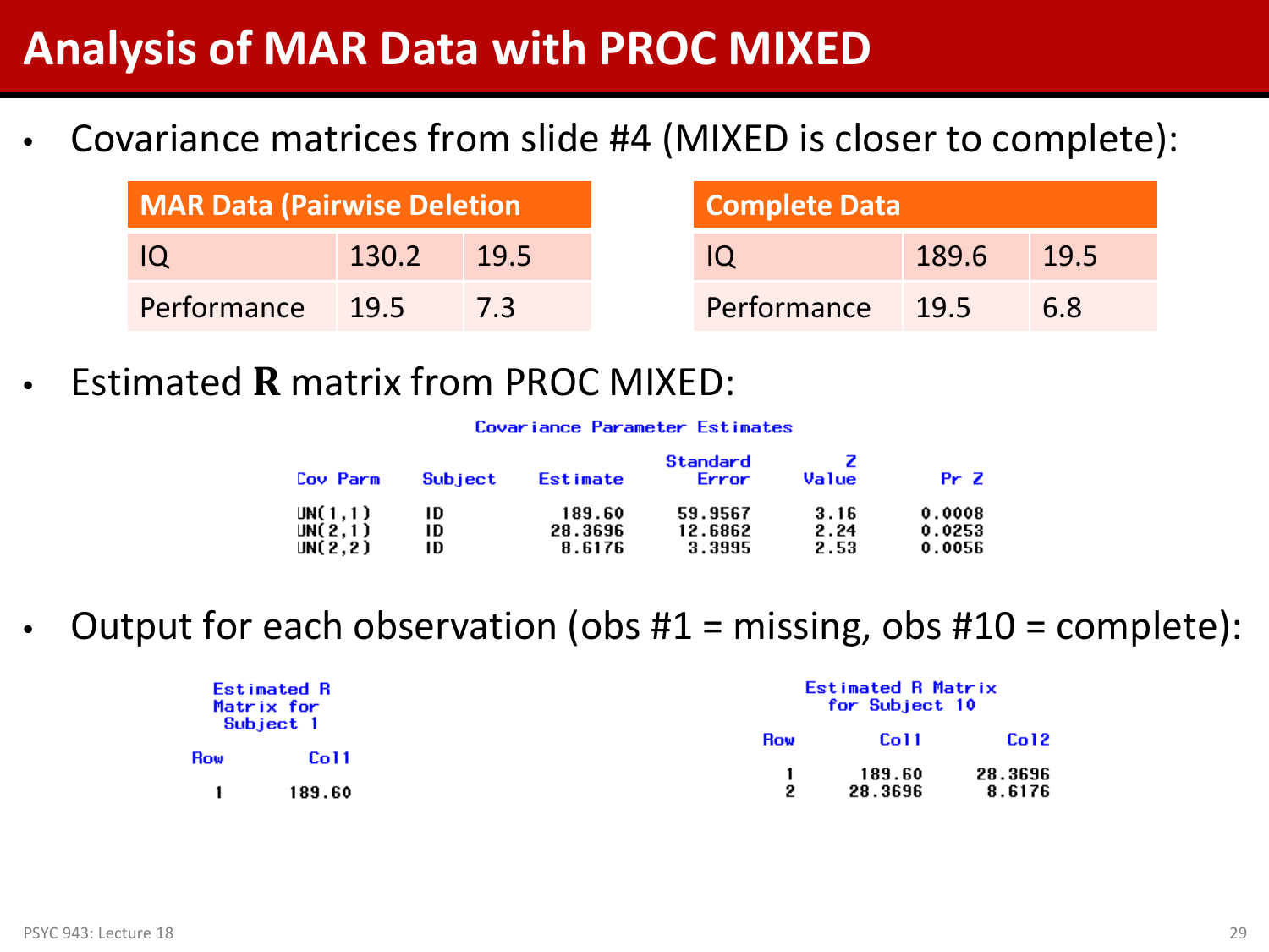# Analysis of MAR Data with PROC MIXED

- Covariance matrices from slide #4 (MIXED is closer to complete):

| MAR Data (Pairwise Deletion | | |
|---|---|---|
| IQ | 130.2 | 19.5 |
| Performance | 19.5 | 7.3 |

| Complete Data | | |
|---|---|---|
| IQ | 189.6 | 19.5 |
| Performance | 19.5 | 6.8 |

- Estimated **R** matrix from PROC MIXED:

Covariance Parameter Estimates

| Cov Parm | Subject | Estimate | Standard Error | Z Value | Pr Z |
|---|---|---|---|---|---|
| UN(1,1) | ID | 189.60 | 59.9567 | 3.16 | 0.0008 |
| UN(2,1) | ID | 28.3696 | 12.6862 | 2.24 | 0.0253 |
| UN(2,2) | ID | 8.6176 | 3.3995 | 2.53 | 0.0056 |

- Output for each observation (obs #1 = missing, obs #10 = complete):

Estimated R Matrix for Subject 1

| Row | Col1 |
|---|---|
| 1 | 189.60 |

Estimated R Matrix for Subject 10

| Row | Col1 | Col2 |
|---|---|---|
| 1 | 189.60 | 28.3696 |
| 2 | 28.3696 | 8.6176 |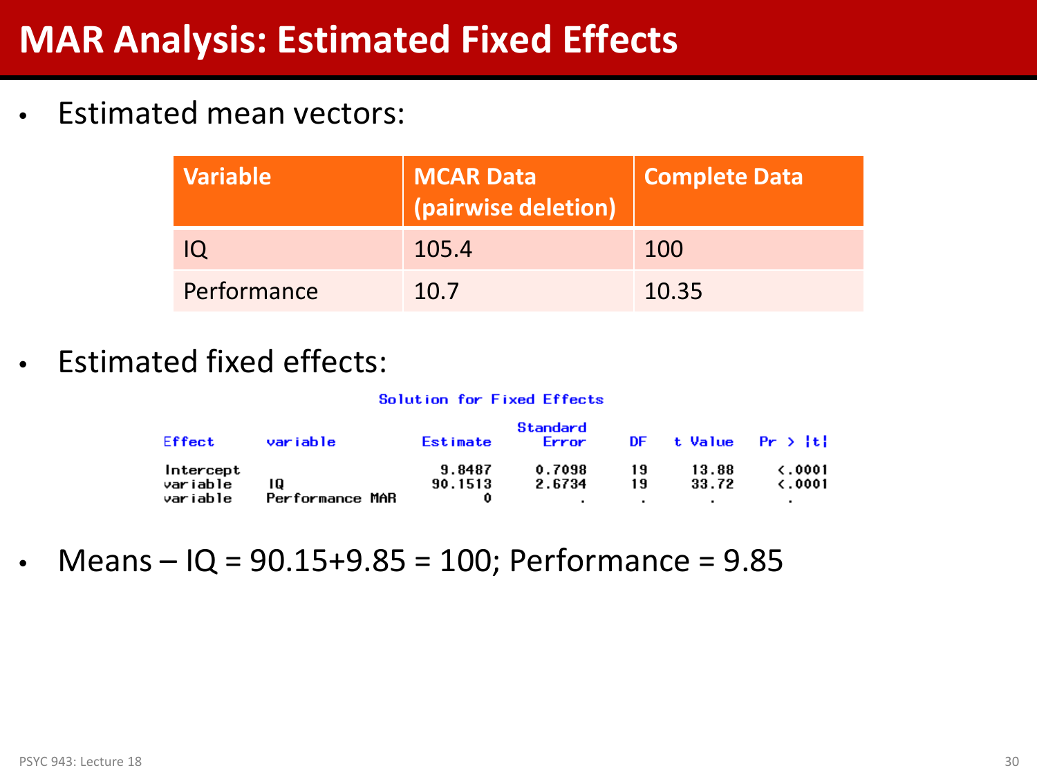# MAR Analysis: Estimated Fixed Effects

- Estimated mean vectors:

| Variable | MCAR Data (pairwise deletion) | Complete Data |
|---|---|---|
| IQ | 105.4 | 100 |
| Performance | 10.7 | 10.35 |

- Estimated fixed effects:

**Solution for Fixed Effects**

| Effect | variable | Estimate | Standard Error | DF | t Value | Pr > \|t\| |
|---|---|---|---|---|---|---|
| Intercept | | 9.8487 | 0.7098 | 19 | 13.88 | <.0001 |
| variable | IQ | 90.1513 | 2.6734 | 19 | 33.72 | <.0001 |
| variable | Performance MAR | 0 | . | . | . | . |

- Means – IQ = 90.15+9.85 = 100; Performance = 9.85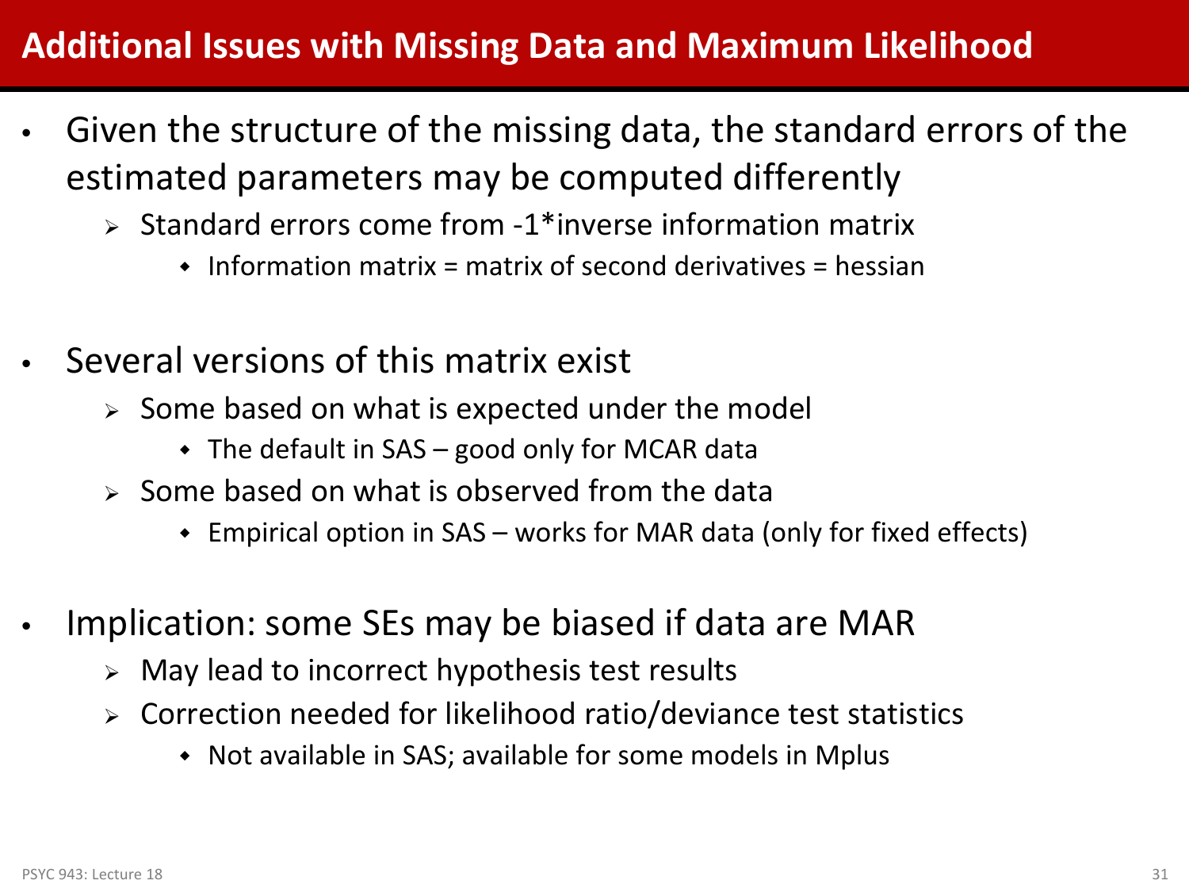# Additional Issues with Missing Data and Maximum Likelihood

- Given the structure of the missing data, the standard errors of the estimated parameters may be computed differently
  - Standard errors come from -1*inverse information matrix
    - Information matrix = matrix of second derivatives = hessian
- Several versions of this matrix exist
  - Some based on what is expected under the model
    - The default in SAS – good only for MCAR data
  - Some based on what is observed from the data
    - Empirical option in SAS – works for MAR data (only for fixed effects)
- Implication: some SEs may be biased if data are MAR
  - May lead to incorrect hypothesis test results
  - Correction needed for likelihood ratio/deviance test statistics
    - Not available in SAS; available for some models in Mplus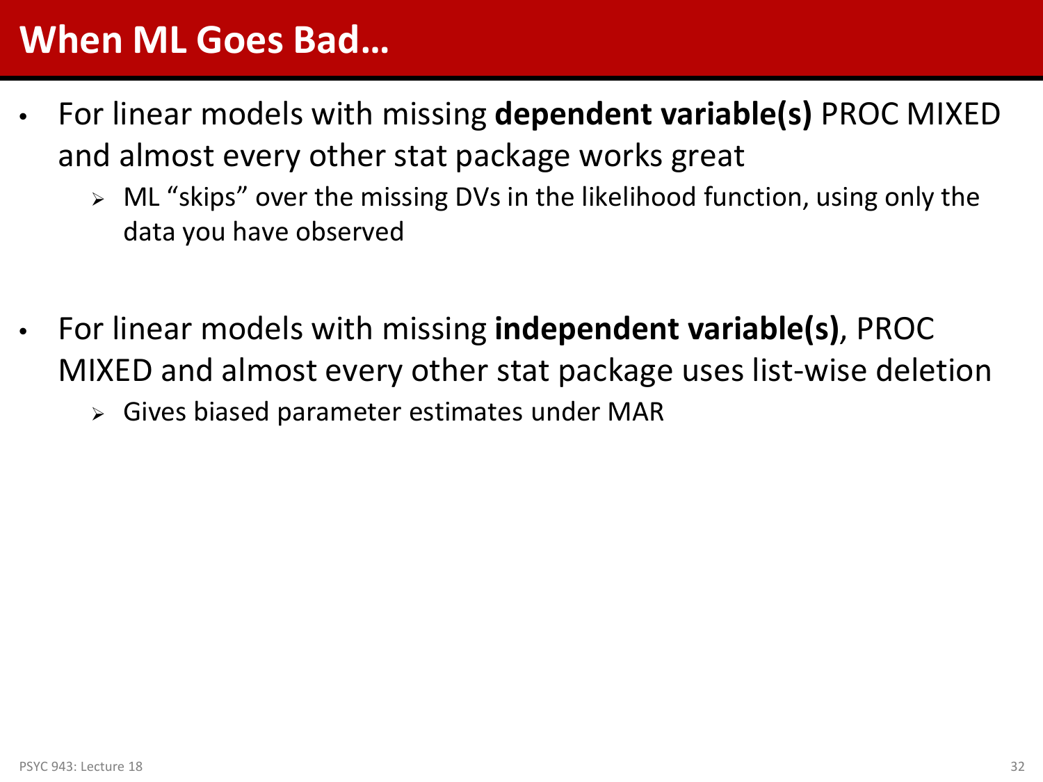# When ML Goes Bad…

- For linear models with missing **dependent variable(s)** PROC MIXED and almost every other stat package works great
  - ML "skips" over the missing DVs in the likelihood function, using only the data you have observed

- For linear models with missing **independent variable(s)**, PROC MIXED and almost every other stat package uses list-wise deletion
  - Gives biased parameter estimates under MAR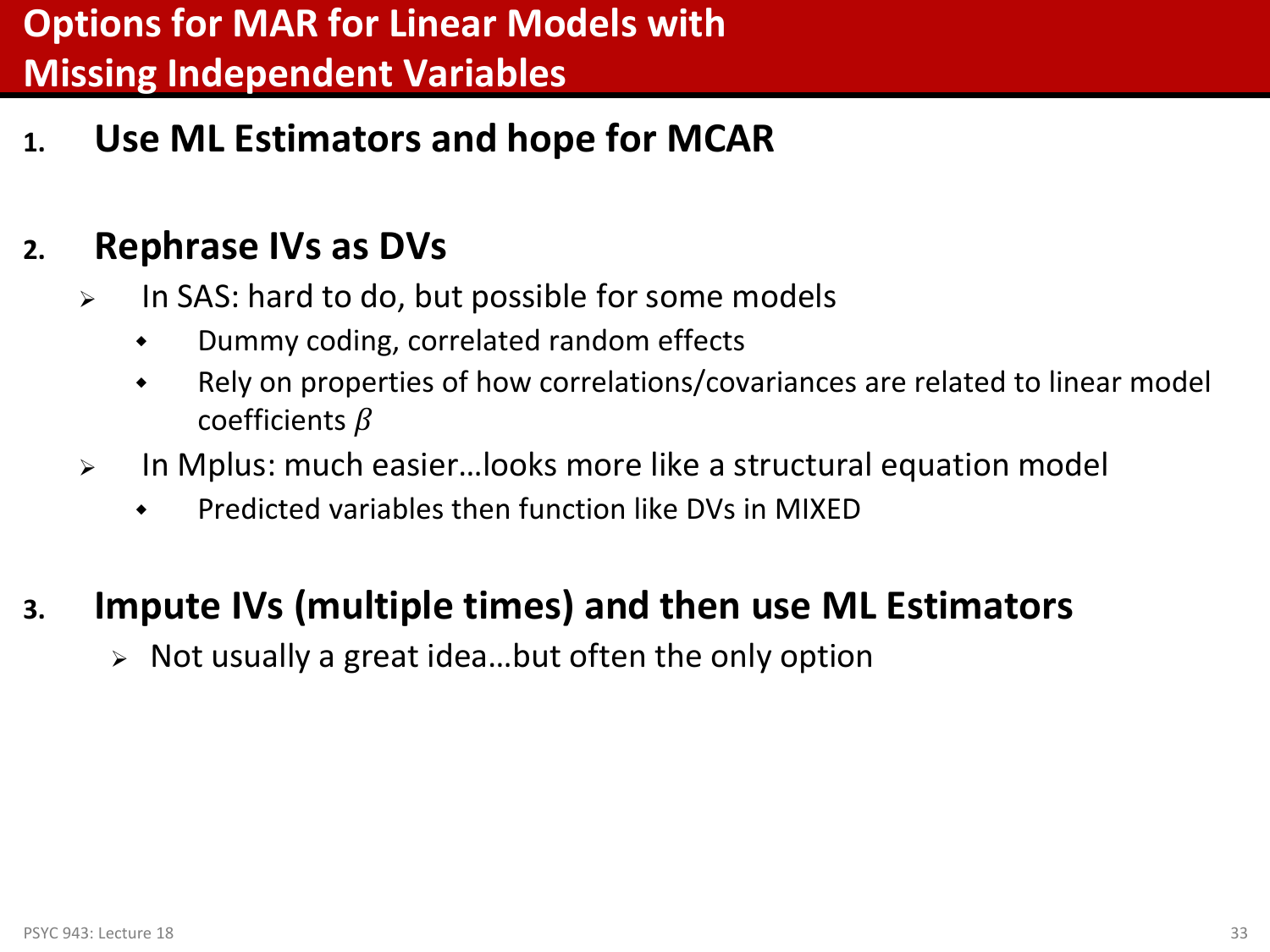# Options for MAR for Linear Models with Missing Independent Variables

1. **Use ML Estimators and hope for MCAR**

2. **Rephrase IVs as DVs**
   - In SAS: hard to do, but possible for some models
     - Dummy coding, correlated random effects
     - Rely on properties of how correlations/covariances are related to linear model coefficients $\beta$
   - In Mplus: much easier…looks more like a structural equation model
     - Predicted variables then function like DVs in MIXED

3. **Impute IVs (multiple times) and then use ML Estimators**
   - Not usually a great idea…but often the only option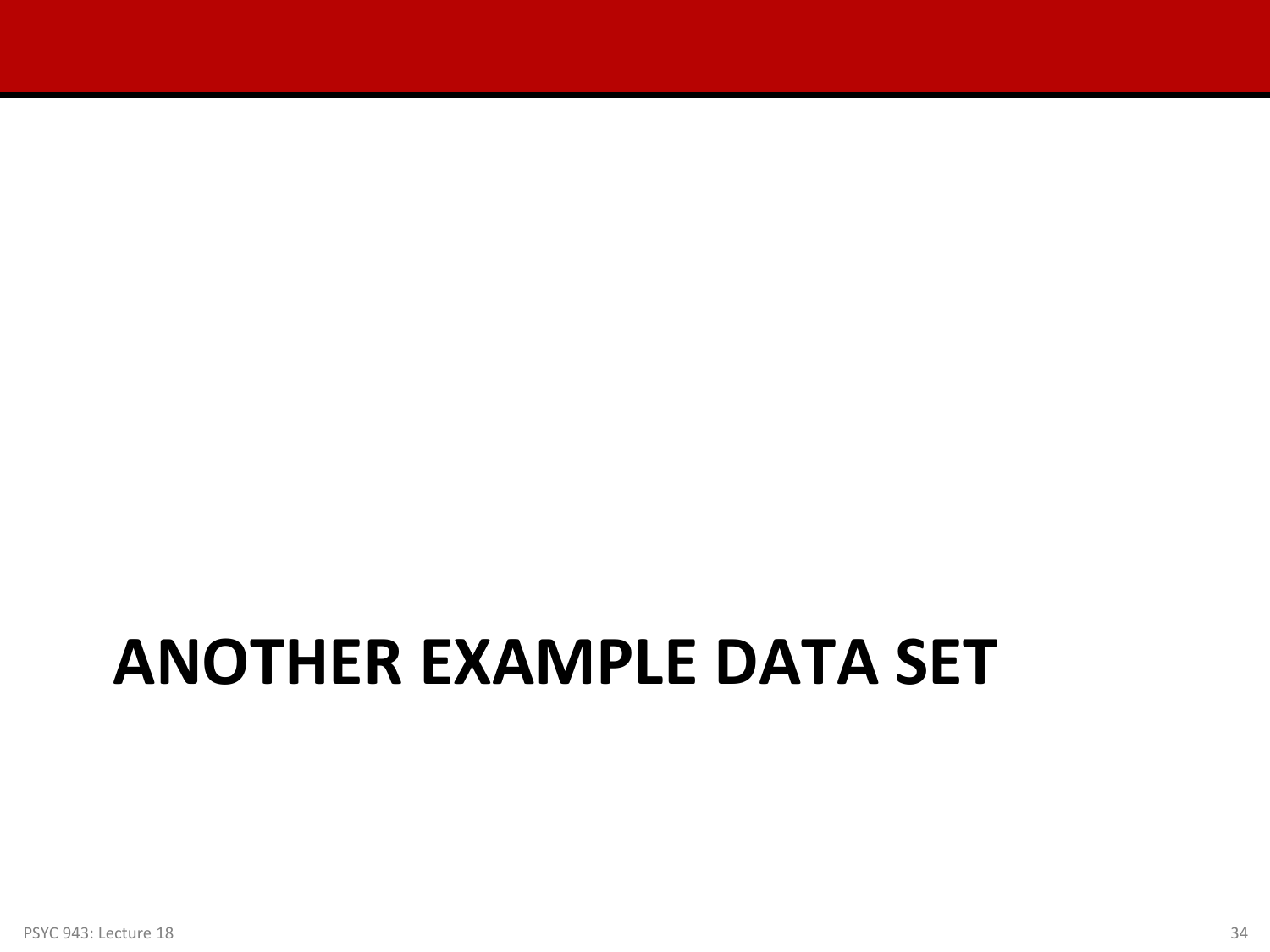# ANOTHER EXAMPLE DATA SET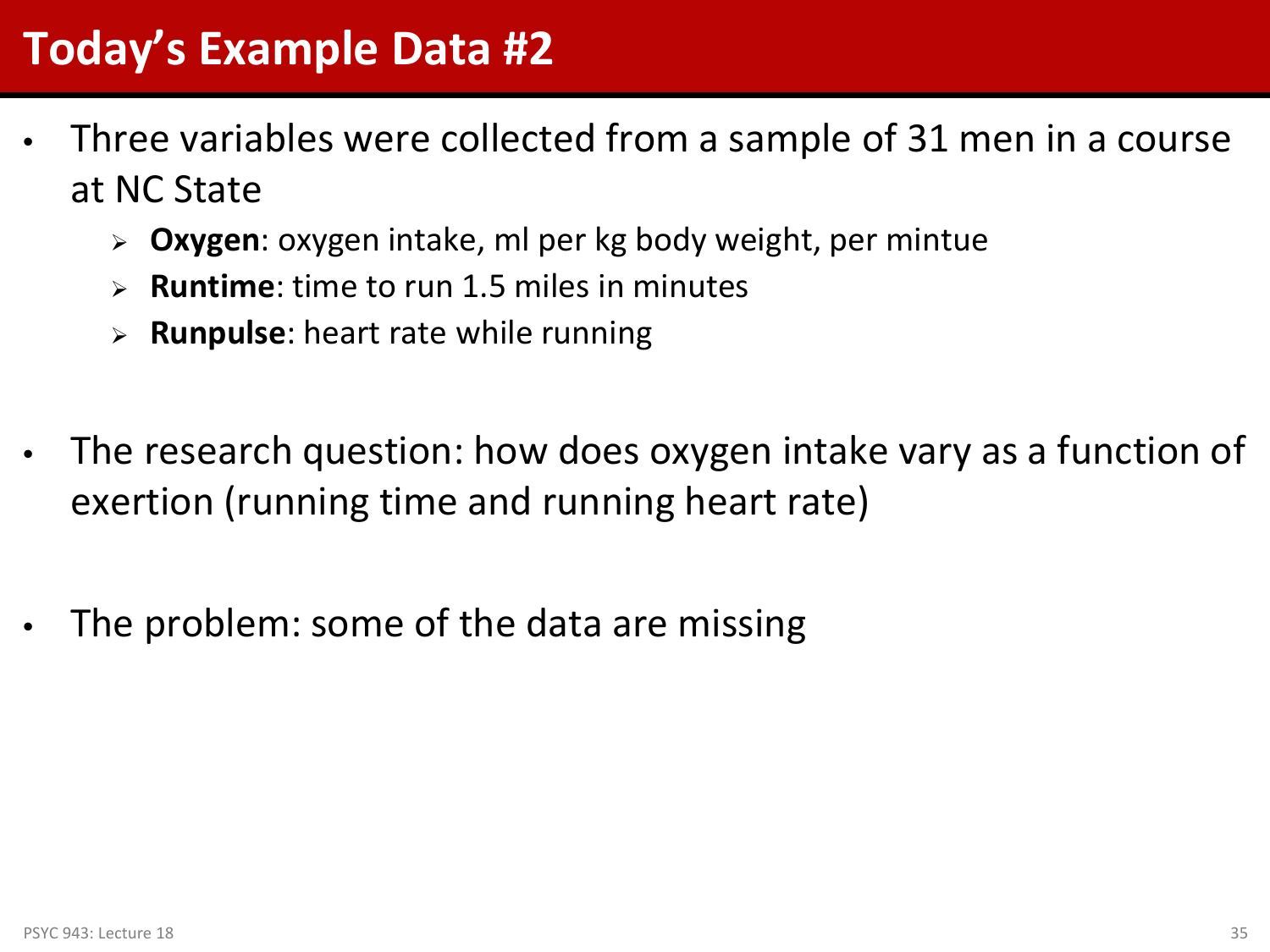# Today's Example Data #2

- Three variables were collected from a sample of 31 men in a course at NC State
  - **Oxygen**: oxygen intake, ml per kg body weight, per mintue
  - **Runtime**: time to run 1.5 miles in minutes
  - **Runpulse**: heart rate while running

- The research question: how does oxygen intake vary as a function of exertion (running time and running heart rate)

- The problem: some of the data are missing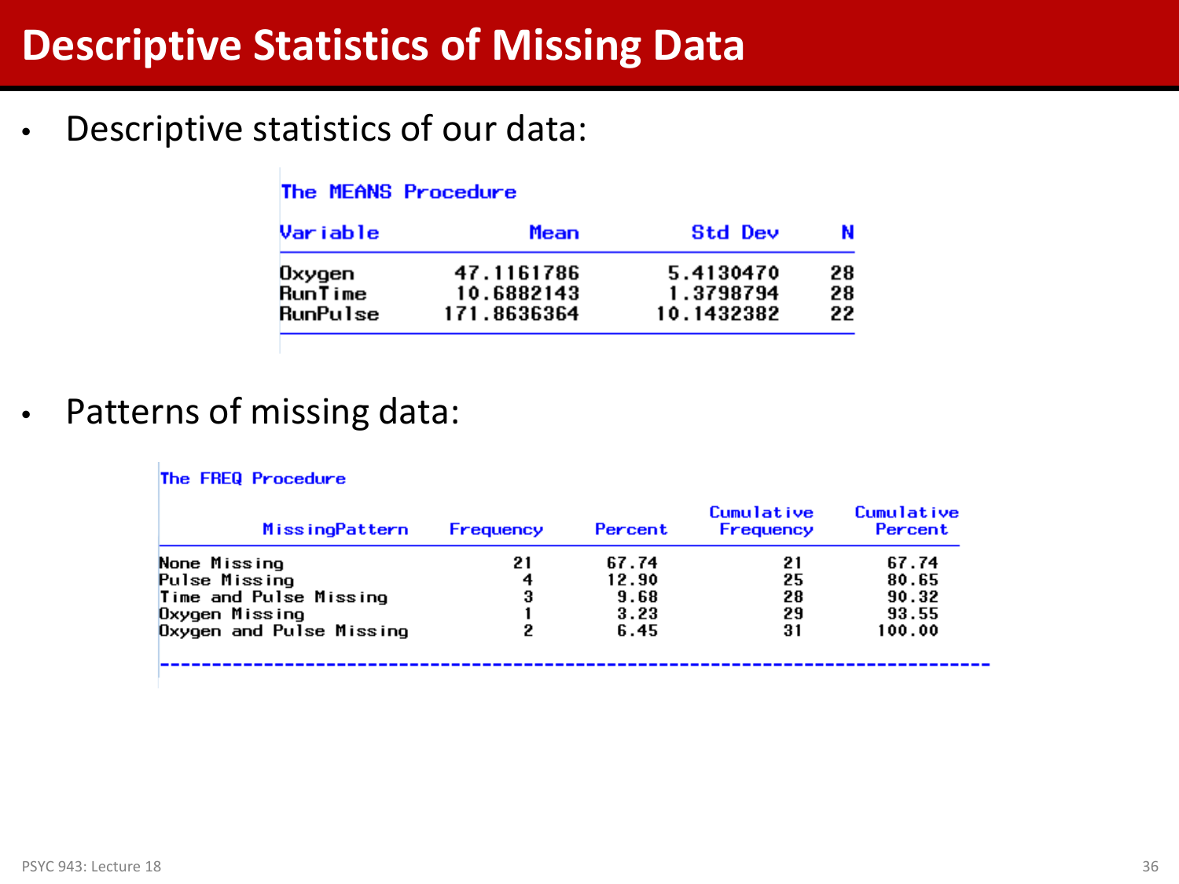# Descriptive Statistics of Missing Data

- Descriptive statistics of our data:

The MEANS Procedure

| Variable | Mean | Std Dev | N |
|---|---|---|---|
| Oxygen | 47.1161786 | 5.4130470 | 28 |
| RunTime | 10.6882143 | 1.3798794 | 28 |
| RunPulse | 171.8636364 | 10.1432382 | 22 |

- Patterns of missing data:

The FREQ Procedure

| MissingPattern | Frequency | Percent | Cumulative Frequency | Cumulative Percent |
|---|---|---|---|---|
| None Missing | 21 | 67.74 | 21 | 67.74 |
| Pulse Missing | 4 | 12.90 | 25 | 80.65 |
| Time and Pulse Missing | 3 | 9.68 | 28 | 90.32 |
| Oxygen Missing | 1 | 3.23 | 29 | 93.55 |
| Oxygen and Pulse Missing | 2 | 6.45 | 31 | 100.00 |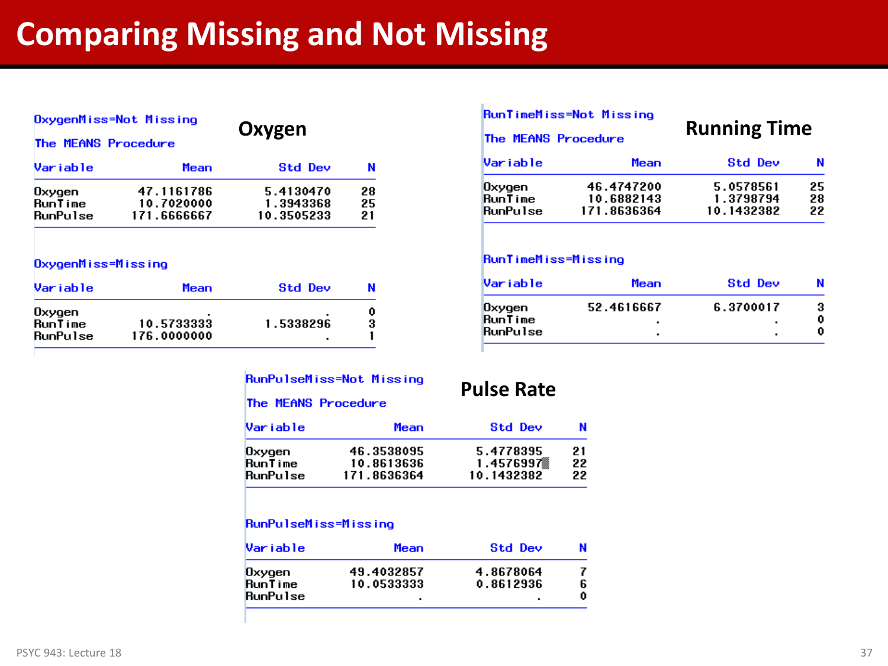# Comparing Missing and Not Missing

## Oxygen

OxygenMiss=Not Missing

The MEANS Procedure

| Variable | Mean | Std Dev | N |
|---|---|---|---|
| Oxygen | 47.1161786 | 5.4130470 | 28 |
| RunTime | 10.7020000 | 1.3943368 | 25 |
| RunPulse | 171.6666667 | 10.3505233 | 21 |

OxygenMiss=Missing

| Variable | Mean | Std Dev | N |
|---|---|---|---|
| Oxygen | . | . | 0 |
| RunTime | 10.5733333 | 1.5338296 | 3 |
| RunPulse | 176.0000000 | . | 1 |

## Running Time

RunTimeMiss=Not Missing

The MEANS Procedure

| Variable | Mean | Std Dev | N |
|---|---|---|---|
| Oxygen | 46.4747200 | 5.0578561 | 25 |
| RunTime | 10.6882143 | 1.3798794 | 28 |
| RunPulse | 171.8636364 | 10.1432382 | 22 |

RunTimeMiss=Missing

| Variable | Mean | Std Dev | N |
|---|---|---|---|
| Oxygen | 52.4616667 | 6.3700017 | 3 |
| RunTime | . | . | 0 |
| RunPulse | . | . | 0 |

## Pulse Rate

RunPulseMiss=Not Missing

The MEANS Procedure

| Variable | Mean | Std Dev | N |
|---|---|---|---|
| Oxygen | 46.3538095 | 5.4778395 | 21 |
| RunTime | 10.8613636 | 1.4576997 | 22 |
| RunPulse | 171.8636364 | 10.1432382 | 22 |

RunPulseMiss=Missing

| Variable | Mean | Std Dev | N |
|---|---|---|---|
| Oxygen | 49.4032857 | 4.8678064 | 7 |
| RunTime | 10.0533333 | 0.8612936 | 6 |
| RunPulse | . | . | 0 |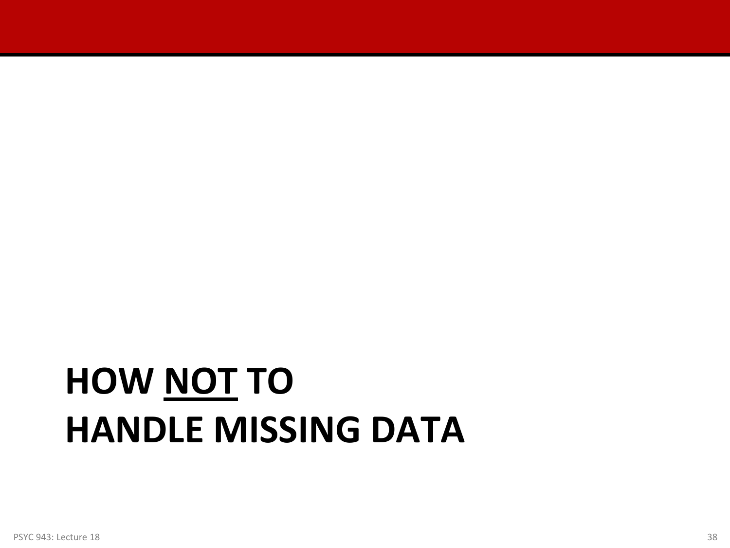# HOW <u>NOT</u> TO HANDLE MISSING DATA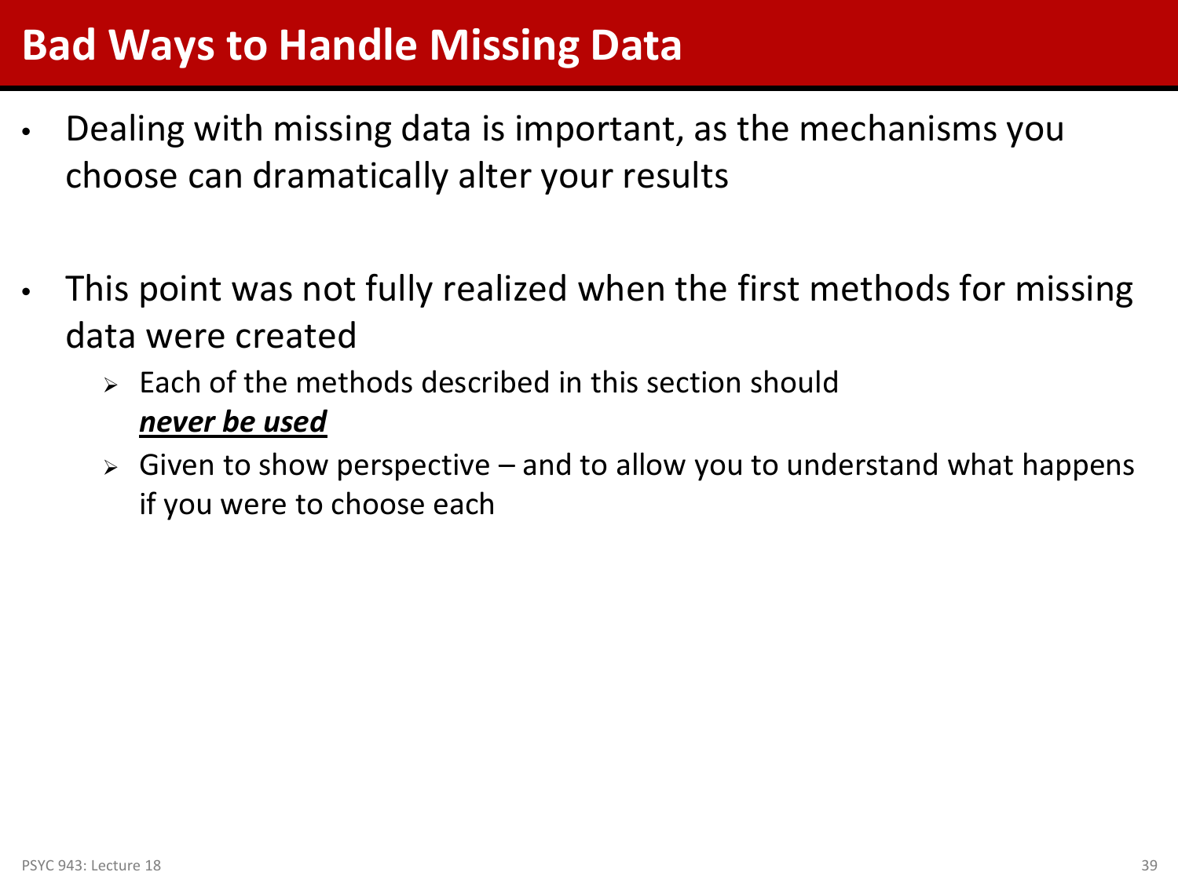# Bad Ways to Handle Missing Data

- Dealing with missing data is important, as the mechanisms you choose can dramatically alter your results

- This point was not fully realized when the first methods for missing data were created
  - Each of the methods described in this section should ***never be used***
  - Given to show perspective – and to allow you to understand what happens if you were to choose each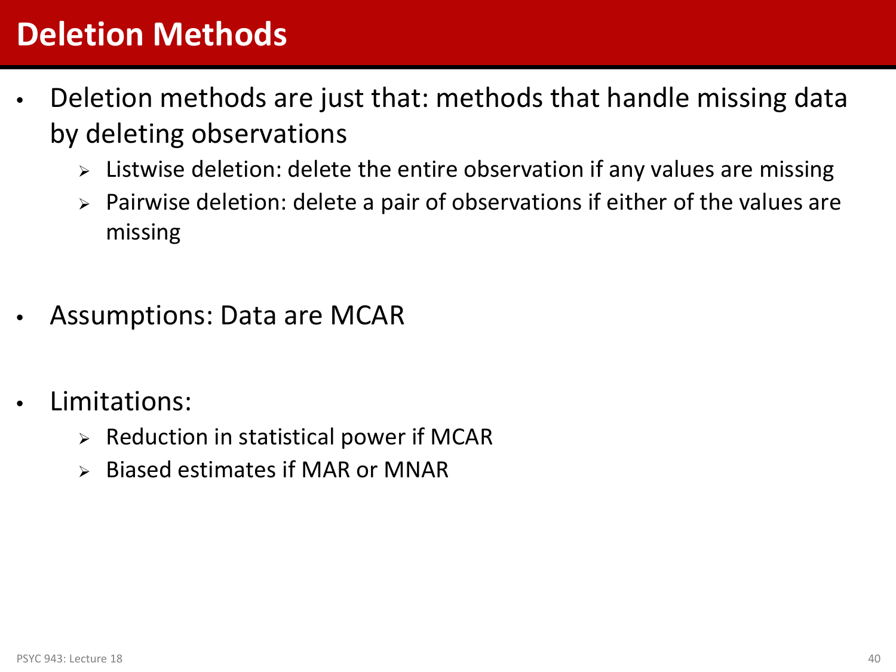# Deletion Methods

- Deletion methods are just that: methods that handle missing data by deleting observations
  - Listwise deletion: delete the entire observation if any values are missing
  - Pairwise deletion: delete a pair of observations if either of the values are missing

- Assumptions: Data are MCAR

- Limitations:
  - Reduction in statistical power if MCAR
  - Biased estimates if MAR or MNAR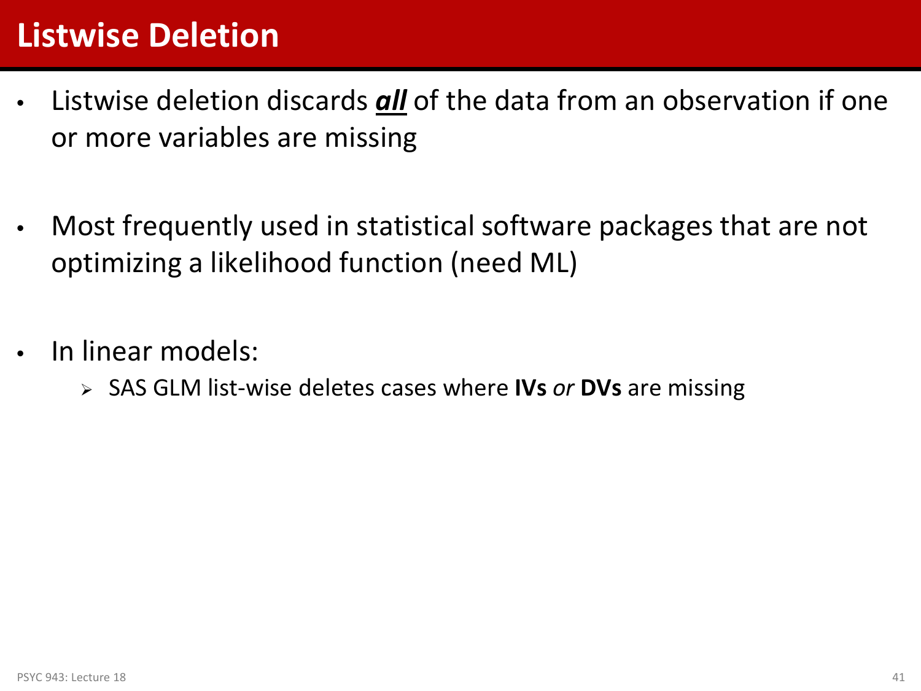# Listwise Deletion

- Listwise deletion discards ***all*** of the data from an observation if one or more variables are missing

- Most frequently used in statistical software packages that are not optimizing a likelihood function (need ML)

- In linear models:
  - SAS GLM list-wise deletes cases where **IVs** *or* **DVs** are missing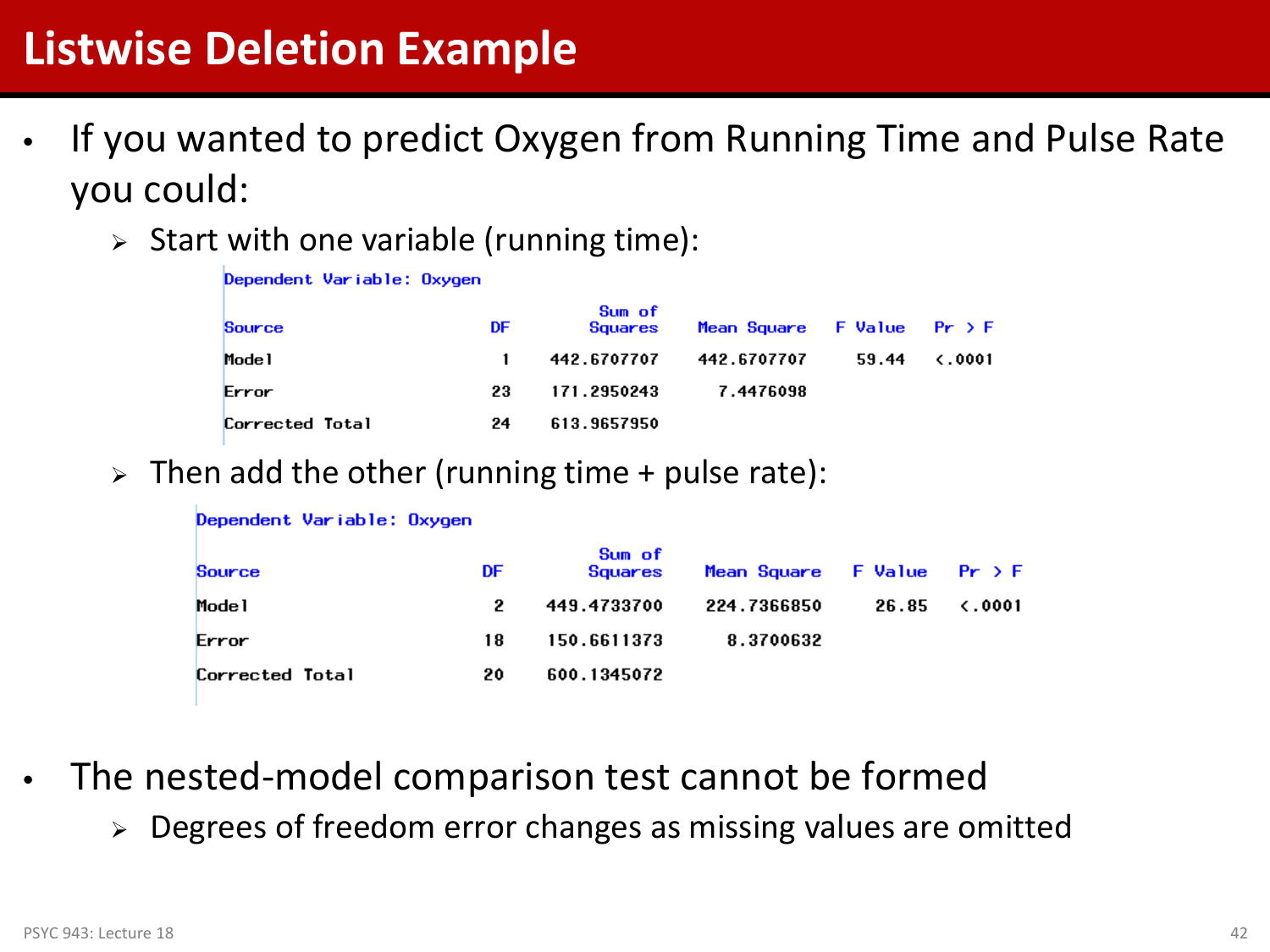# Listwise Deletion Example

- If you wanted to predict Oxygen from Running Time and Pulse Rate you could:
  - Start with one variable (running time):

Dependent Variable: Oxygen

| Source | DF | Sum of Squares | Mean Square | F Value | Pr > F |
|---|---|---|---|---|---|
| Model | 1 | 442.6707707 | 442.6707707 | 59.44 | <.0001 |
| Error | 23 | 171.2950243 | 7.4476098 | | |
| Corrected Total | 24 | 613.9657950 | | | |

  - Then add the other (running time + pulse rate):

Dependent Variable: Oxygen

| Source | DF | Sum of Squares | Mean Square | F Value | Pr > F |
|---|---|---|---|---|---|
| Model | 2 | 449.4733700 | 224.7366850 | 26.85 | <.0001 |
| Error | 18 | 150.6611373 | 8.3700632 | | |
| Corrected Total | 20 | 600.1345072 | | | |

- The nested-model comparison test cannot be formed
  - Degrees of freedom error changes as missing values are omitted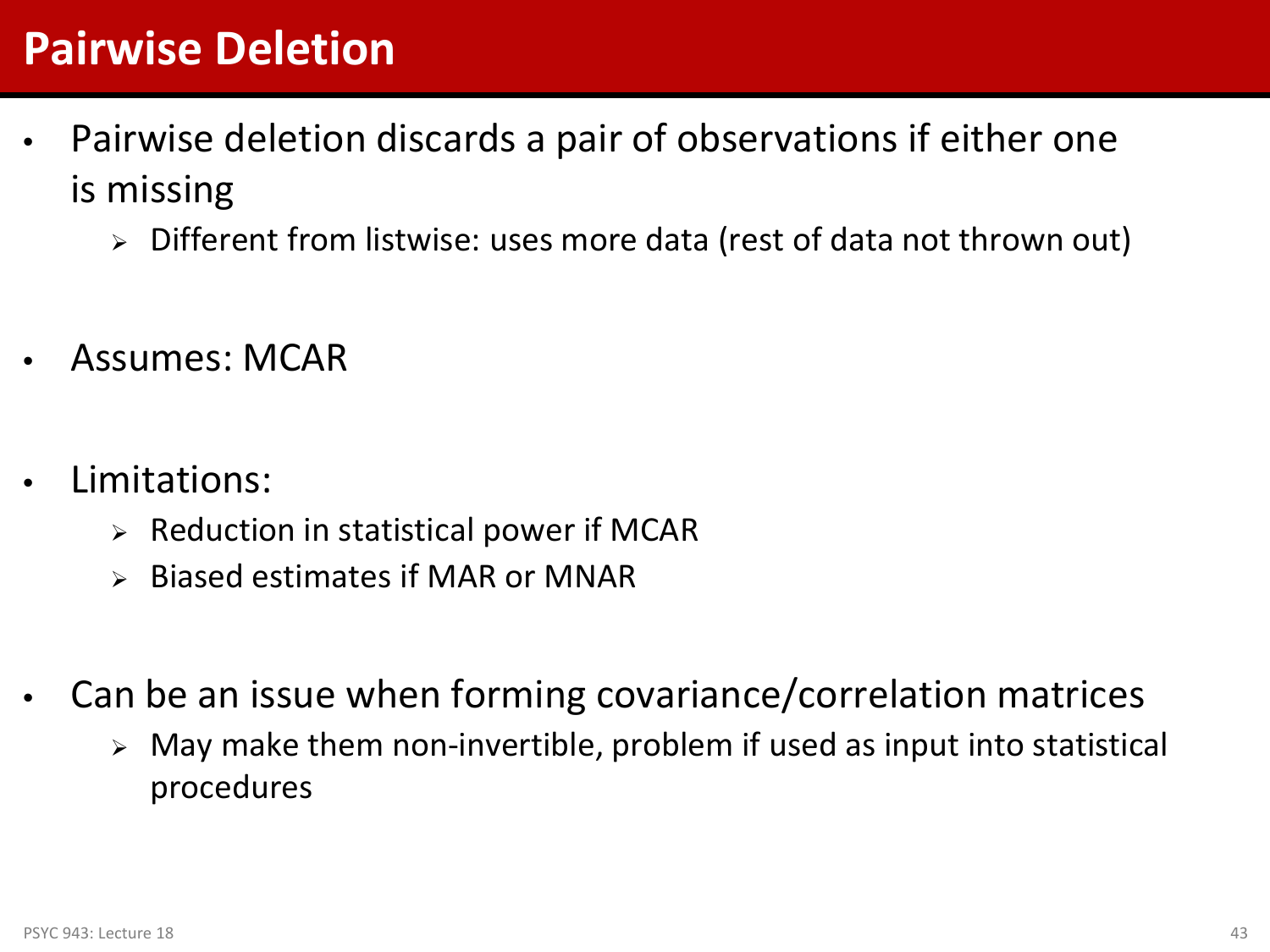# Pairwise Deletion

- Pairwise deletion discards a pair of observations if either one is missing
  - Different from listwise: uses more data (rest of data not thrown out)

- Assumes: MCAR

- Limitations:
  - Reduction in statistical power if MCAR
  - Biased estimates if MAR or MNAR

- Can be an issue when forming covariance/correlation matrices
  - May make them non-invertible, problem if used as input into statistical procedures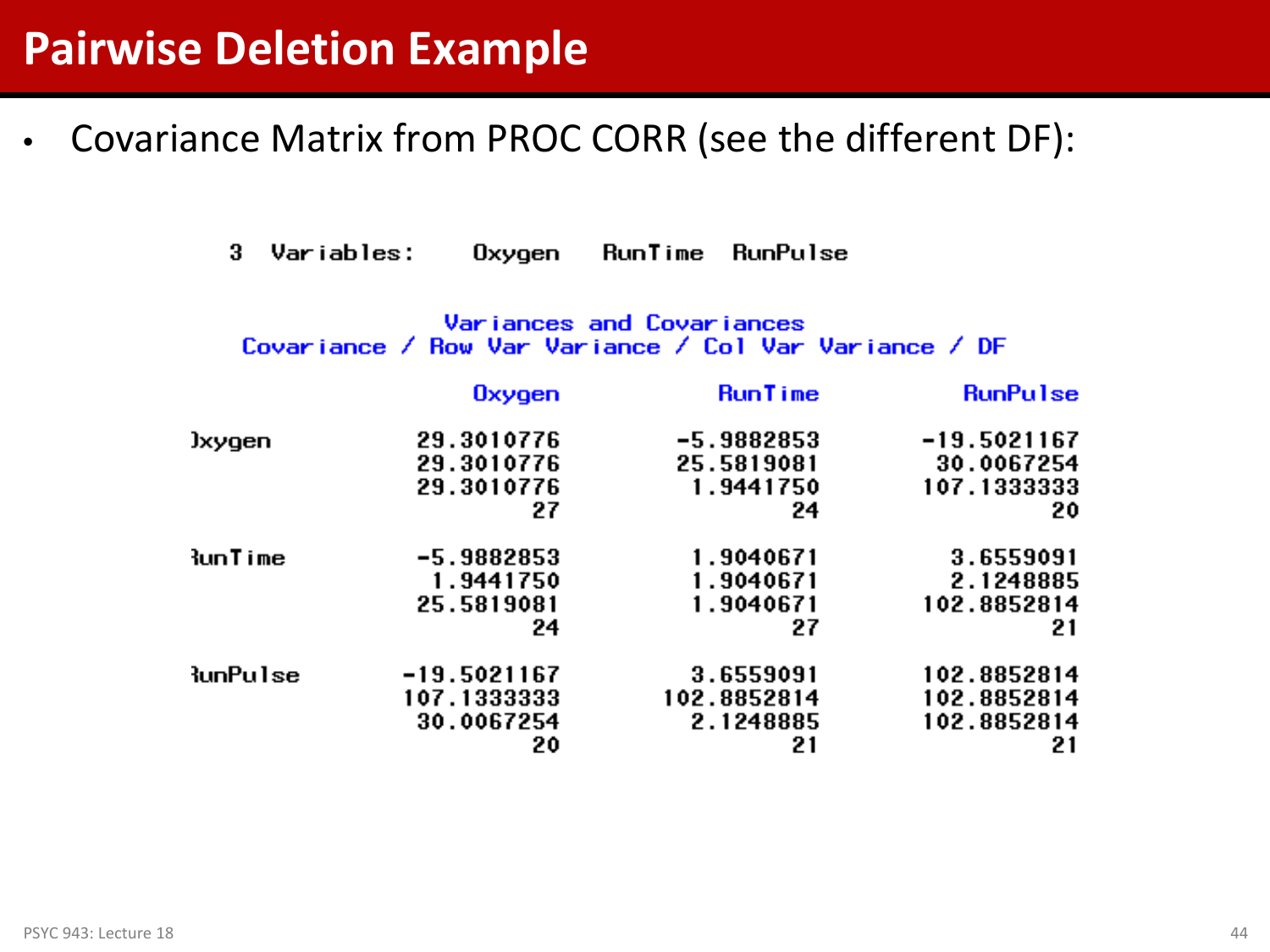# Pairwise Deletion Example

- Covariance Matrix from PROC CORR (see the different DF):

```
3   Variables:     Oxygen    RunTime   RunPulse

                         Variances and Covariances
           Covariance / Row Var Variance / Col Var Variance / DF

                        Oxygen           RunTime          RunPulse

Oxygen              29.3010776        -5.9882853       -19.5021167
                    29.3010776        25.5819081        30.0067254
                    29.3010776         1.9441750       107.1333333
                            27                24                20

RunTime             -5.9882853         1.9040671         3.6559091
                     1.9441750         1.9040671         2.1248885
                    25.5819081         1.9040671       102.8852814
                            24                27                21

RunPulse           -19.5021167         3.6559091       102.8852814
                   107.1333333       102.8852814       102.8852814
                    30.0067254         2.1248885       102.8852814
                            20                21                21
```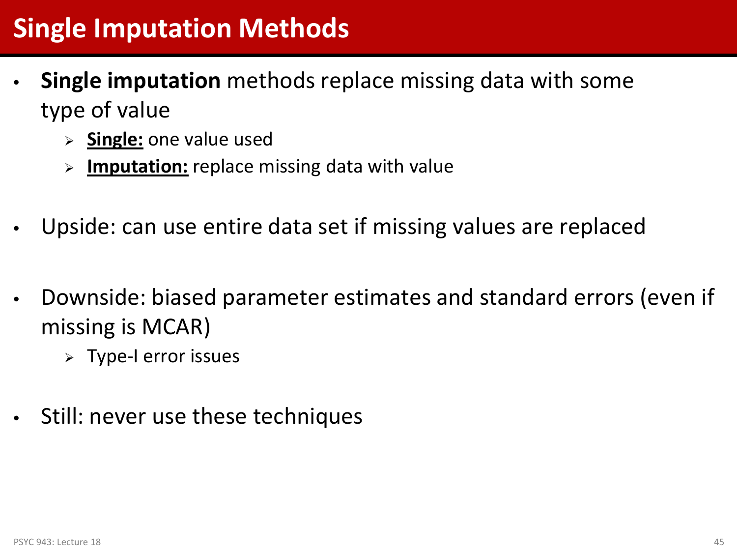# Single Imputation Methods

- **Single imputation** methods replace missing data with some type of value
  - **Single:** one value used
  - **Imputation:** replace missing data with value
- Upside: can use entire data set if missing values are replaced
- Downside: biased parameter estimates and standard errors (even if missing is MCAR)
  - Type-I error issues
- Still: never use these techniques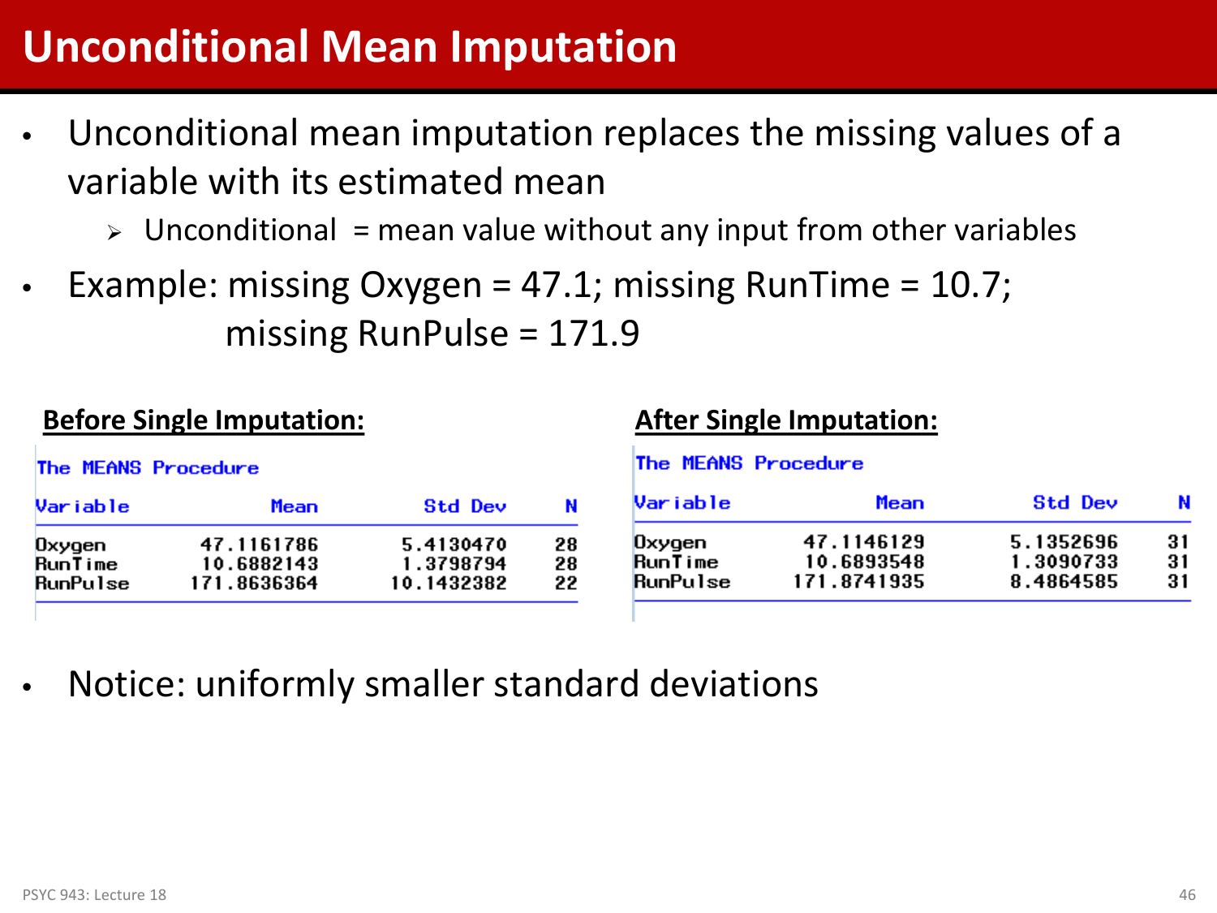# Unconditional Mean Imputation

- Unconditional mean imputation replaces the missing values of a variable with its estimated mean
  - Unconditional = mean value without any input from other variables
- Example: missing Oxygen = 47.1; missing RunTime = 10.7; missing RunPulse = 171.9

**Before Single Imputation:**

The MEANS Procedure

| Variable | Mean | Std Dev | N |
|---|---|---|---|
| Oxygen | 47.1161786 | 5.4130470 | 28 |
| RunTime | 10.6882143 | 1.3798794 | 28 |
| RunPulse | 171.8636364 | 10.1432382 | 22 |

**After Single Imputation:**

The MEANS Procedure

| Variable | Mean | Std Dev | N |
|---|---|---|---|
| Oxygen | 47.1146129 | 5.1352696 | 31 |
| RunTime | 10.6893548 | 1.3090733 | 31 |
| RunPulse | 171.8741935 | 8.4864585 | 31 |

- Notice: uniformly smaller standard deviations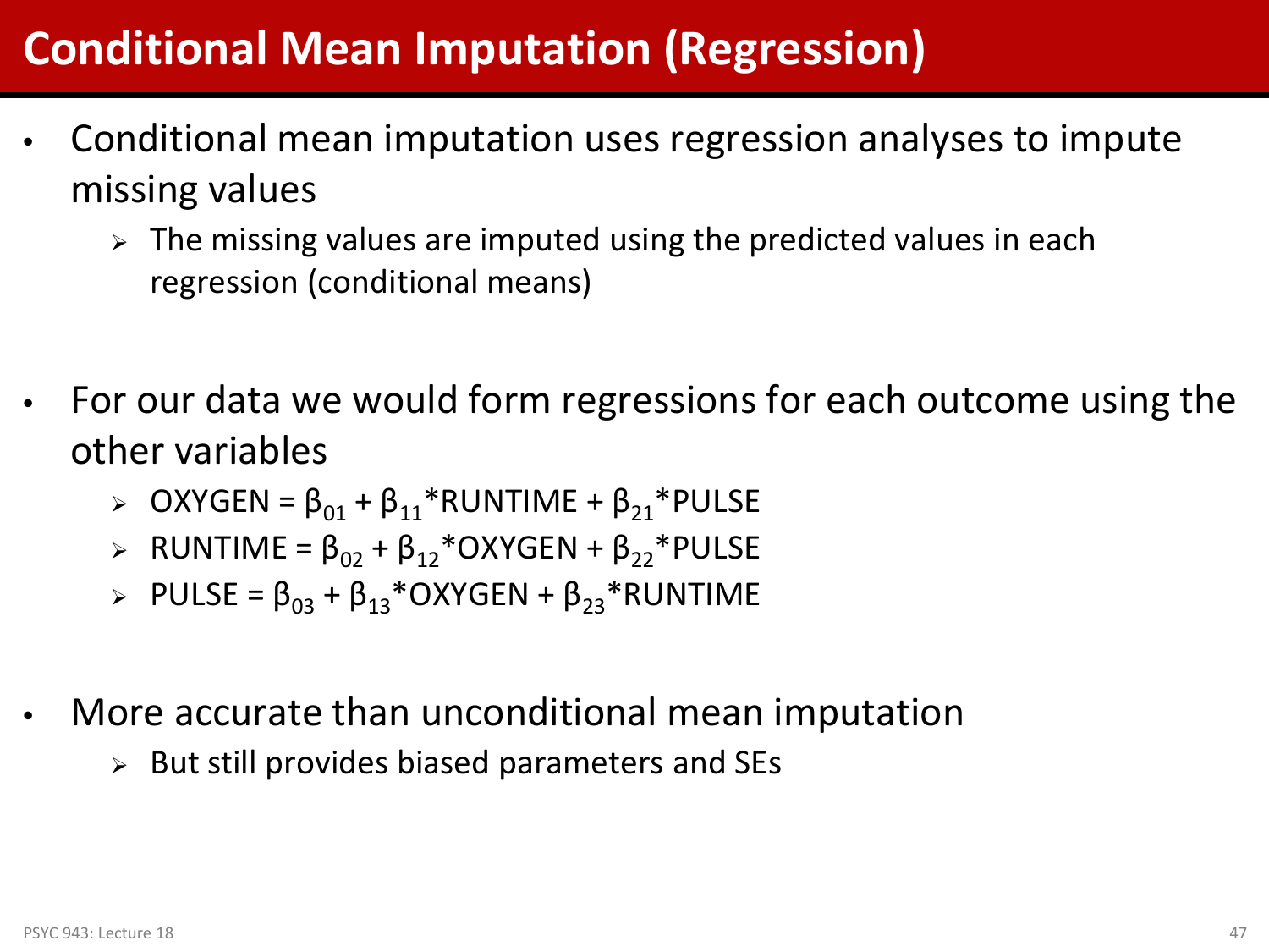# Conditional Mean Imputation (Regression)

- Conditional mean imputation uses regression analyses to impute missing values
  - The missing values are imputed using the predicted values in each regression (conditional means)

- For our data we would form regressions for each outcome using the other variables
  - OXYGEN = $\beta_{01}$ + $\beta_{11}$*RUNTIME + $\beta_{21}$*PULSE
  - RUNTIME = $\beta_{02}$ + $\beta_{12}$*OXYGEN + $\beta_{22}$*PULSE
  - PULSE = $\beta_{03}$ + $\beta_{13}$*OXYGEN + $\beta_{23}$*RUNTIME

- More accurate than unconditional mean imputation
  - But still provides biased parameters and SEs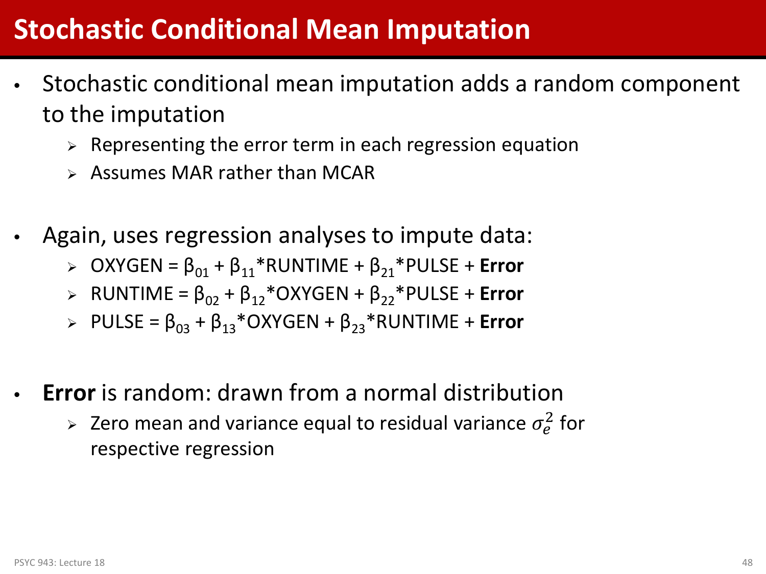# Stochastic Conditional Mean Imputation

- Stochastic conditional mean imputation adds a random component to the imputation
  - Representing the error term in each regression equation
  - Assumes MAR rather than MCAR

- Again, uses regression analyses to impute data:
  - OXYGEN = $\beta_{01}$ + $\beta_{11}$*RUNTIME + $\beta_{21}$*PULSE + **Error**
  - RUNTIME = $\beta_{02}$ + $\beta_{12}$*OXYGEN + $\beta_{22}$*PULSE + **Error**
  - PULSE = $\beta_{03}$ + $\beta_{13}$*OXYGEN + $\beta_{23}$*RUNTIME + **Error**

- **Error** is random: drawn from a normal distribution
  - Zero mean and variance equal to residual variance $\sigma_e^2$ for respective regression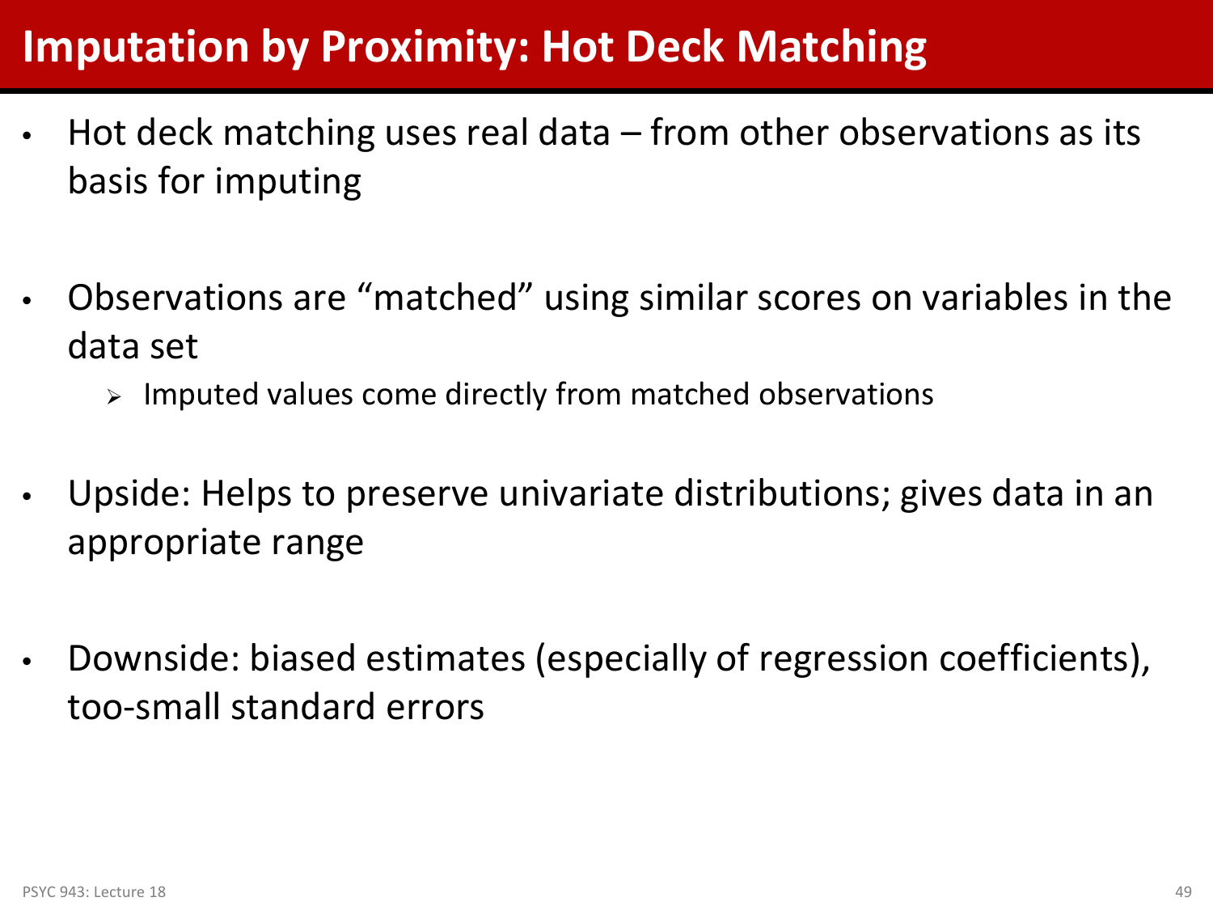# Imputation by Proximity: Hot Deck Matching

- Hot deck matching uses real data – from other observations as its basis for imputing

- Observations are "matched" using similar scores on variables in the data set
  - Imputed values come directly from matched observations

- Upside: Helps to preserve univariate distributions; gives data in an appropriate range

- Downside: biased estimates (especially of regression coefficients), too-small standard errors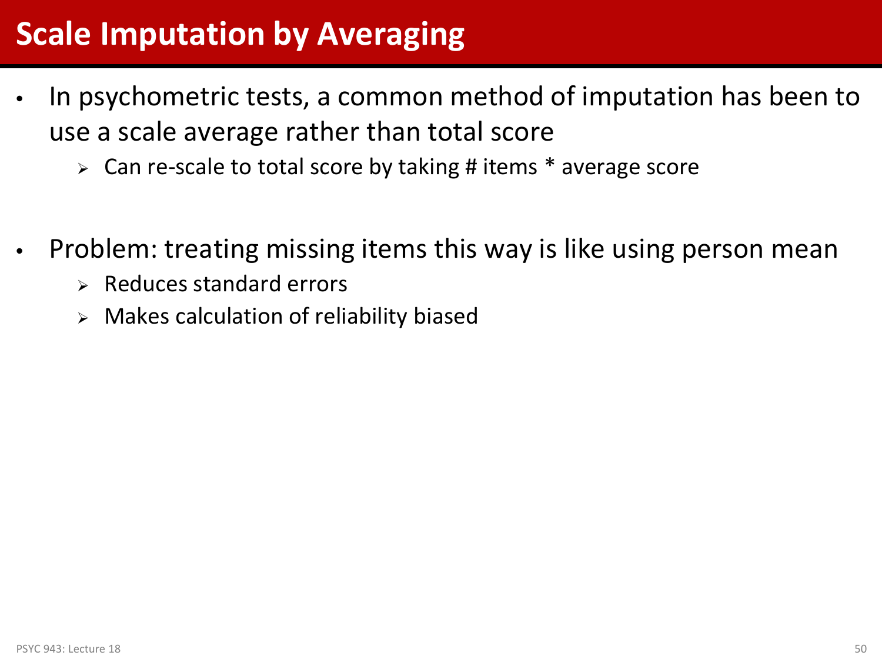# Scale Imputation by Averaging

- In psychometric tests, a common method of imputation has been to use a scale average rather than total score
  - Can re-scale to total score by taking # items * average score

- Problem: treating missing items this way is like using person mean
  - Reduces standard errors
  - Makes calculation of reliability biased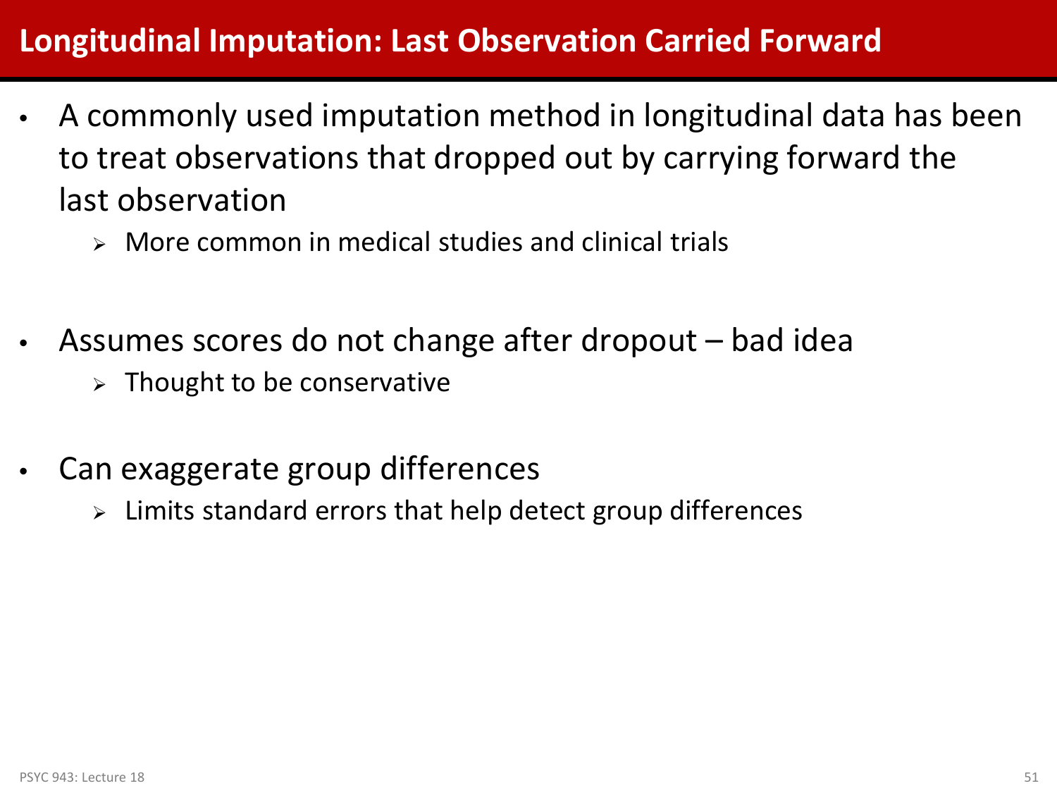# Longitudinal Imputation: Last Observation Carried Forward

- A commonly used imputation method in longitudinal data has been to treat observations that dropped out by carrying forward the last observation
  - More common in medical studies and clinical trials
- Assumes scores do not change after dropout – bad idea
  - Thought to be conservative
- Can exaggerate group differences
  - Limits standard errors that help detect group differences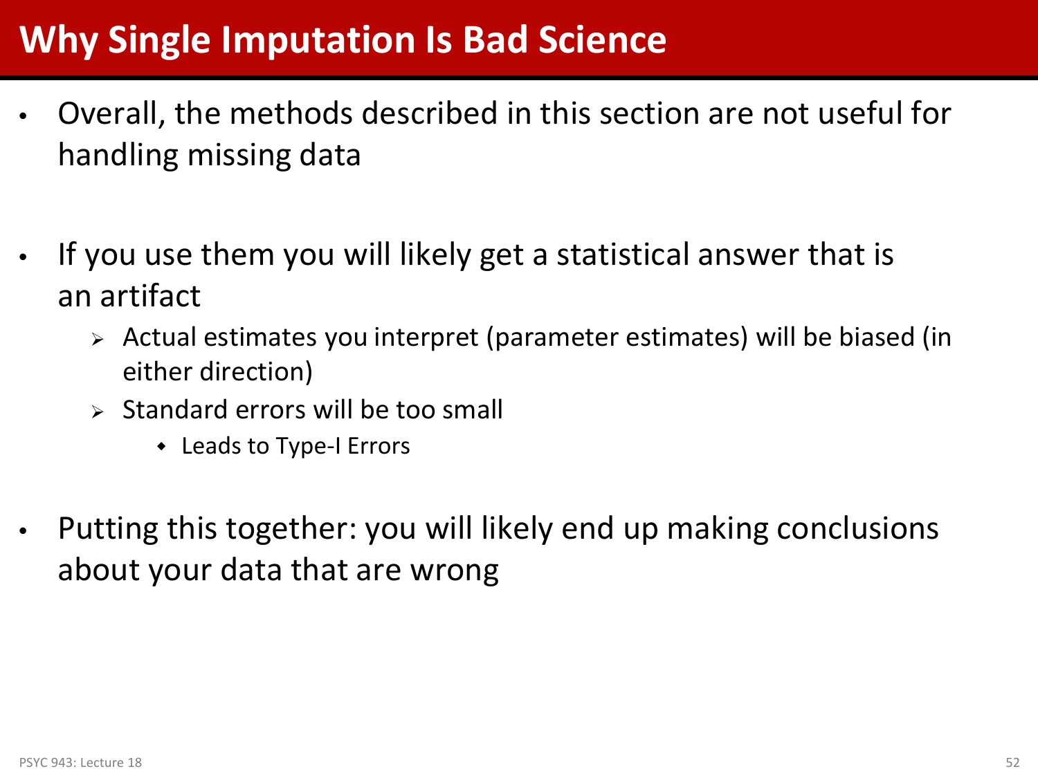# Why Single Imputation Is Bad Science

- Overall, the methods described in this section are not useful for handling missing data

- If you use them you will likely get a statistical answer that is an artifact
  - Actual estimates you interpret (parameter estimates) will be biased (in either direction)
  - Standard errors will be too small
    - Leads to Type-I Errors

- Putting this together: you will likely end up making conclusions about your data that are wrong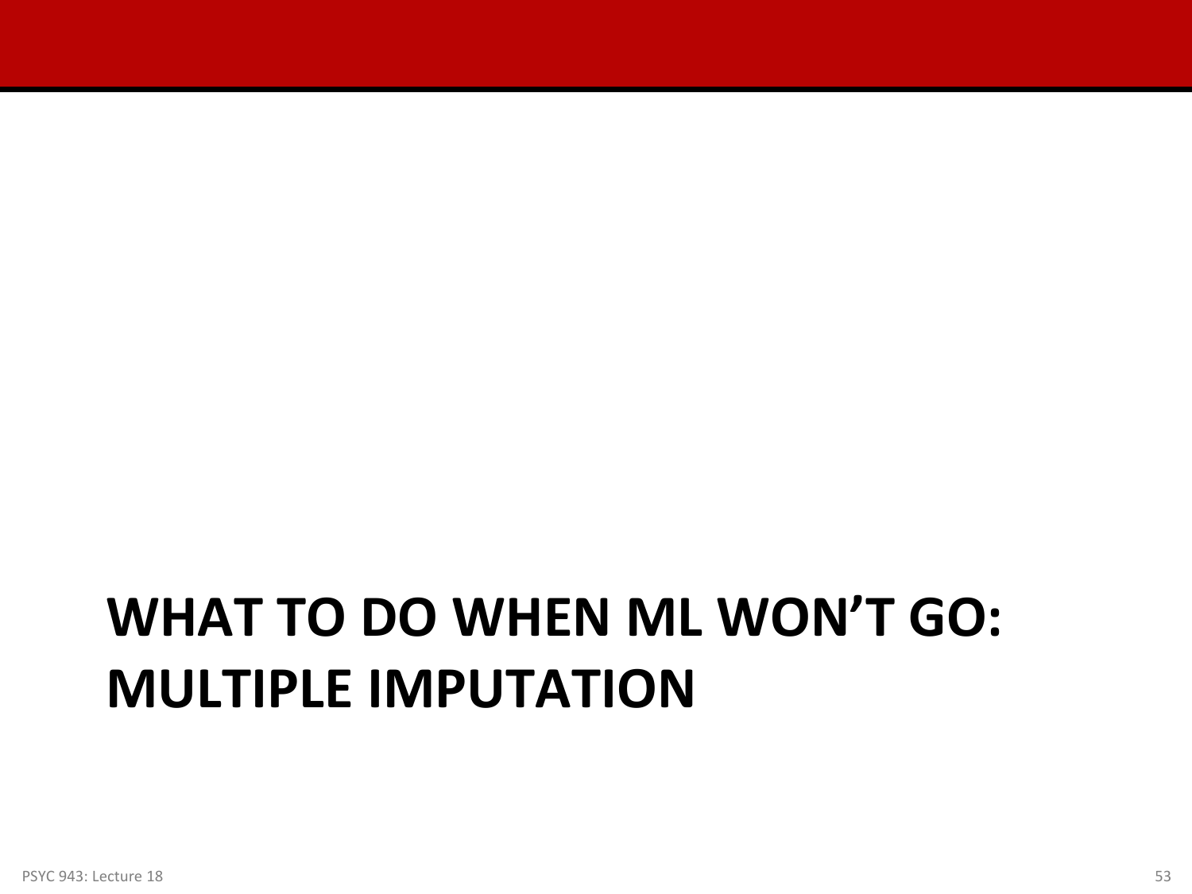# WHAT TO DO WHEN ML WON'T GO: MULTIPLE IMPUTATION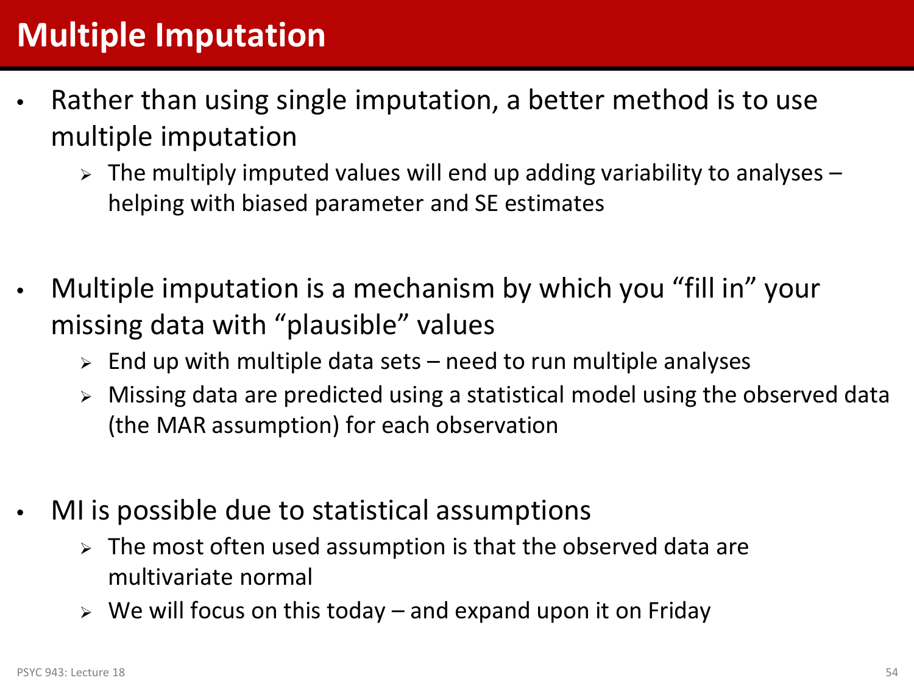# Multiple Imputation

- Rather than using single imputation, a better method is to use multiple imputation
  - The multiply imputed values will end up adding variability to analyses – helping with biased parameter and SE estimates

- Multiple imputation is a mechanism by which you "fill in" your missing data with "plausible" values
  - End up with multiple data sets – need to run multiple analyses
  - Missing data are predicted using a statistical model using the observed data (the MAR assumption) for each observation

- MI is possible due to statistical assumptions
  - The most often used assumption is that the observed data are multivariate normal
  - We will focus on this today – and expand upon it on Friday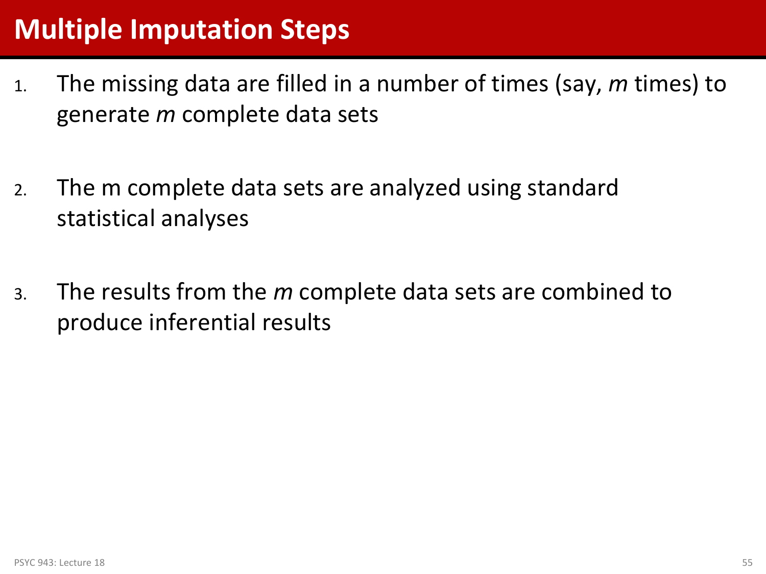# Multiple Imputation Steps

1. The missing data are filled in a number of times (say, *m* times) to generate *m* complete data sets

2. The m complete data sets are analyzed using standard statistical analyses

3. The results from the *m* complete data sets are combined to produce inferential results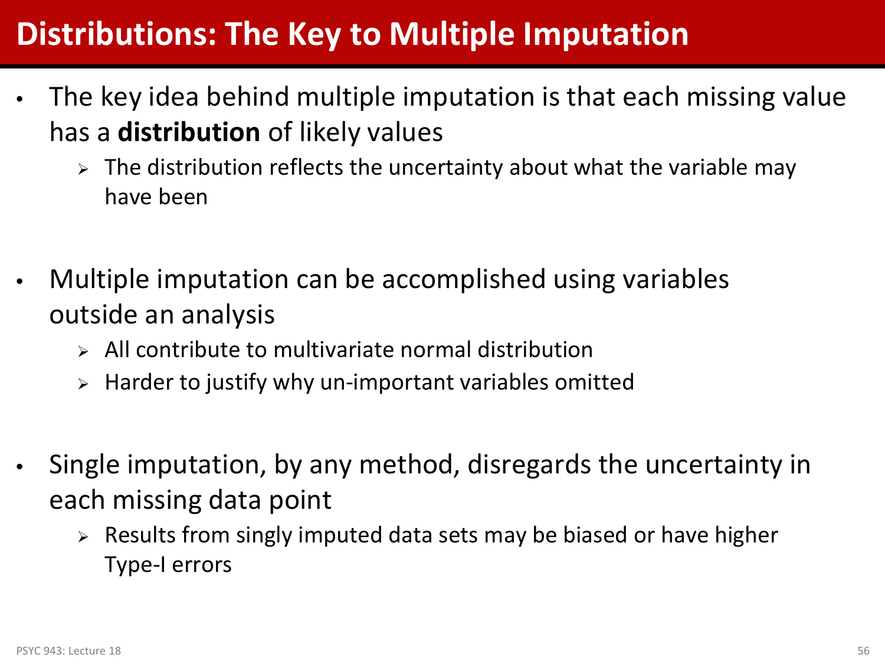# Distributions: The Key to Multiple Imputation

- The key idea behind multiple imputation is that each missing value has a **distribution** of likely values
  - The distribution reflects the uncertainty about what the variable may have been
- Multiple imputation can be accomplished using variables outside an analysis
  - All contribute to multivariate normal distribution
  - Harder to justify why un-important variables omitted
- Single imputation, by any method, disregards the uncertainty in each missing data point
  - Results from singly imputed data sets may be biased or have higher Type-I errors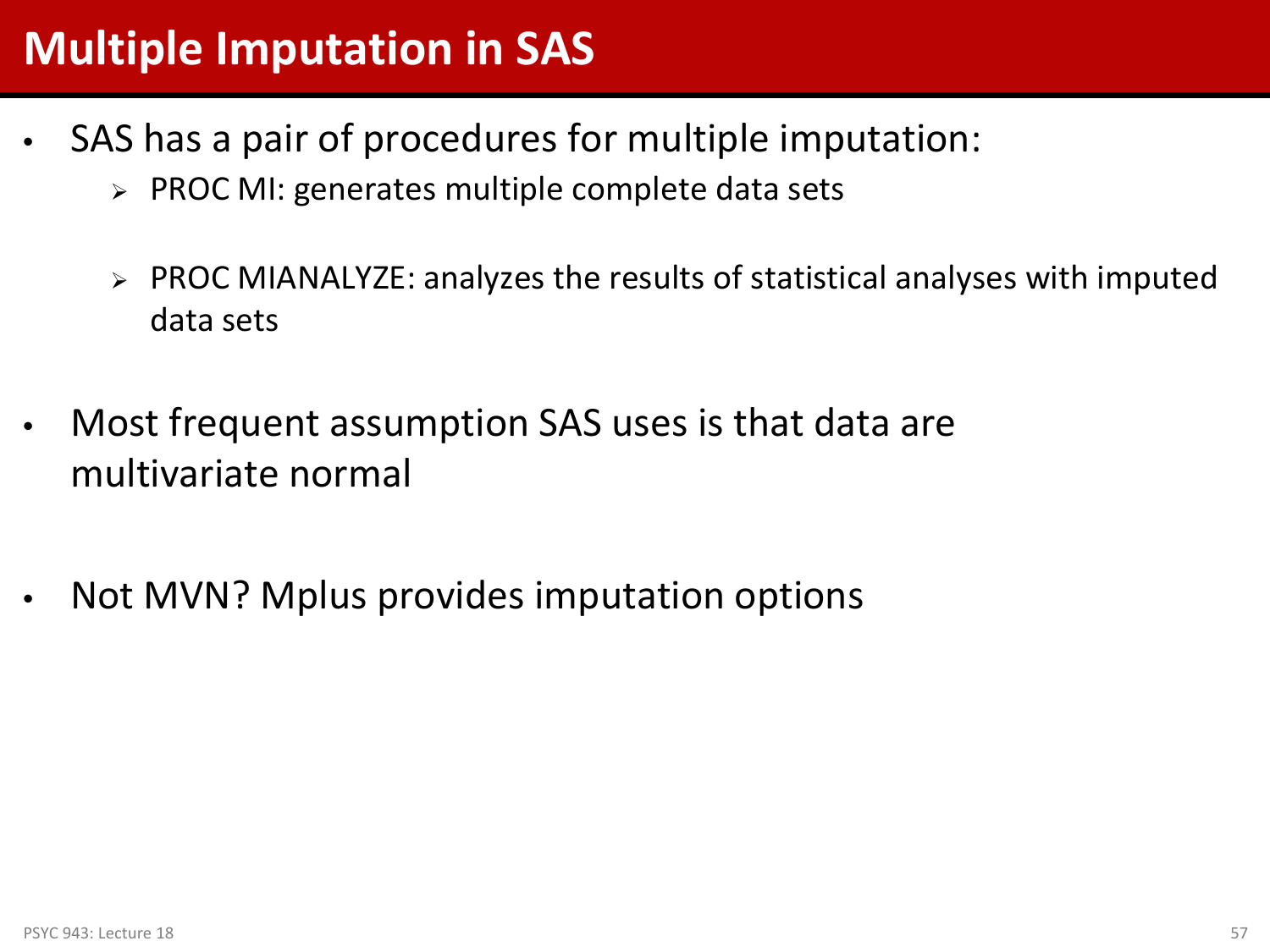# Multiple Imputation in SAS

- SAS has a pair of procedures for multiple imputation:
  - PROC MI: generates multiple complete data sets
  - PROC MIANALYZE: analyzes the results of statistical analyses with imputed data sets
- Most frequent assumption SAS uses is that data are multivariate normal
- Not MVN? Mplus provides imputation options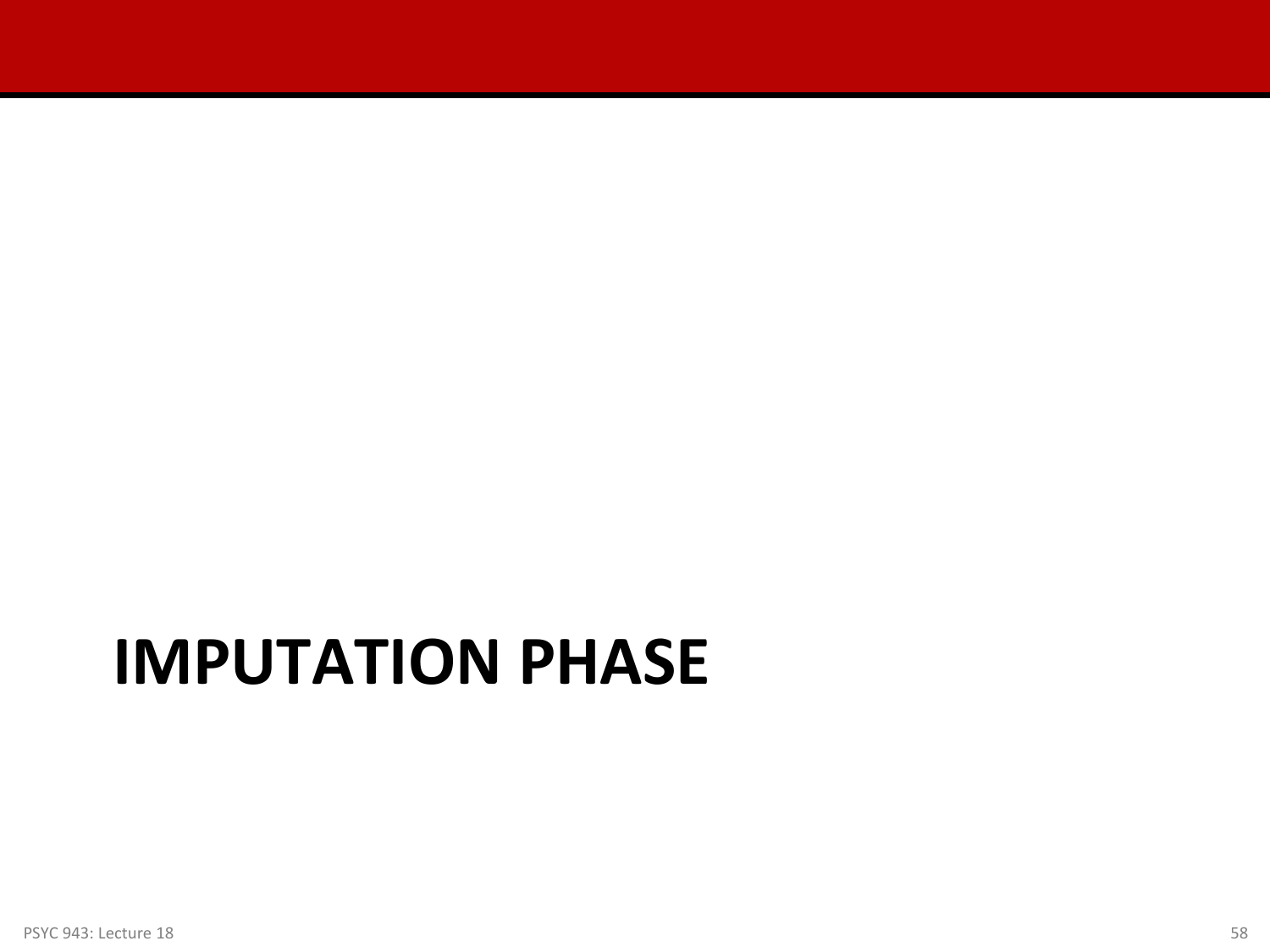# IMPUTATION PHASE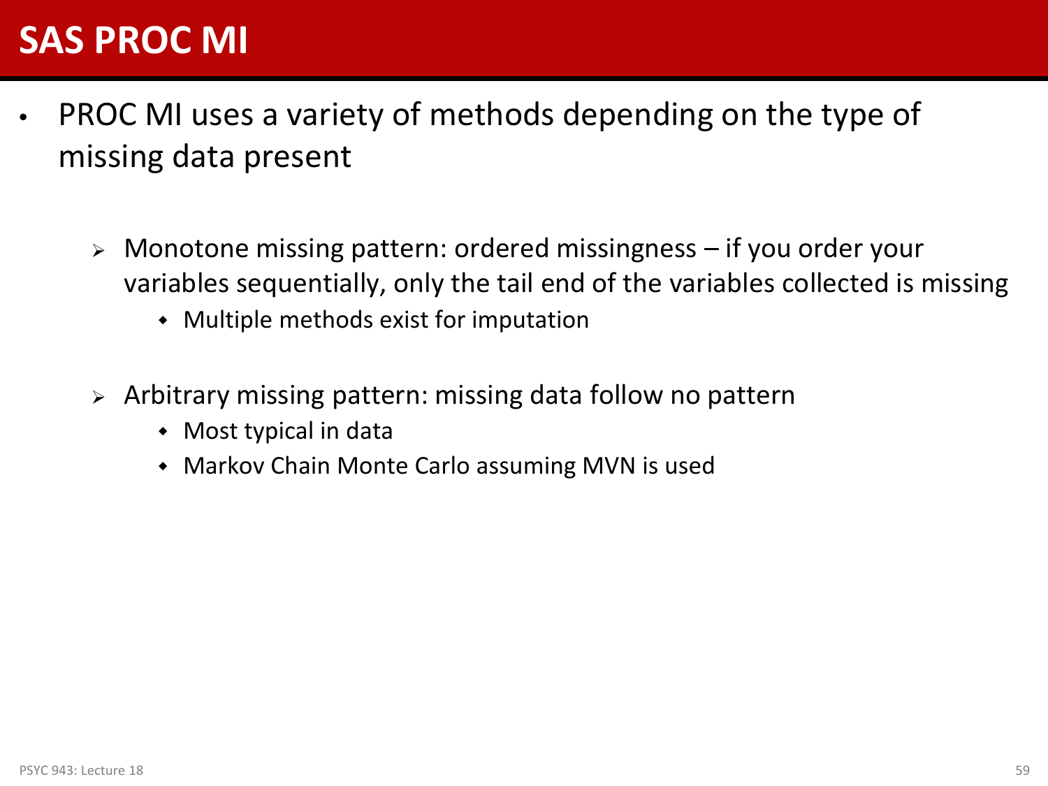# SAS PROC MI

- PROC MI uses a variety of methods depending on the type of missing data present
  - Monotone missing pattern: ordered missingness – if you order your variables sequentially, only the tail end of the variables collected is missing
    - Multiple methods exist for imputation
  - Arbitrary missing pattern: missing data follow no pattern
    - Most typical in data
    - Markov Chain Monte Carlo assuming MVN is used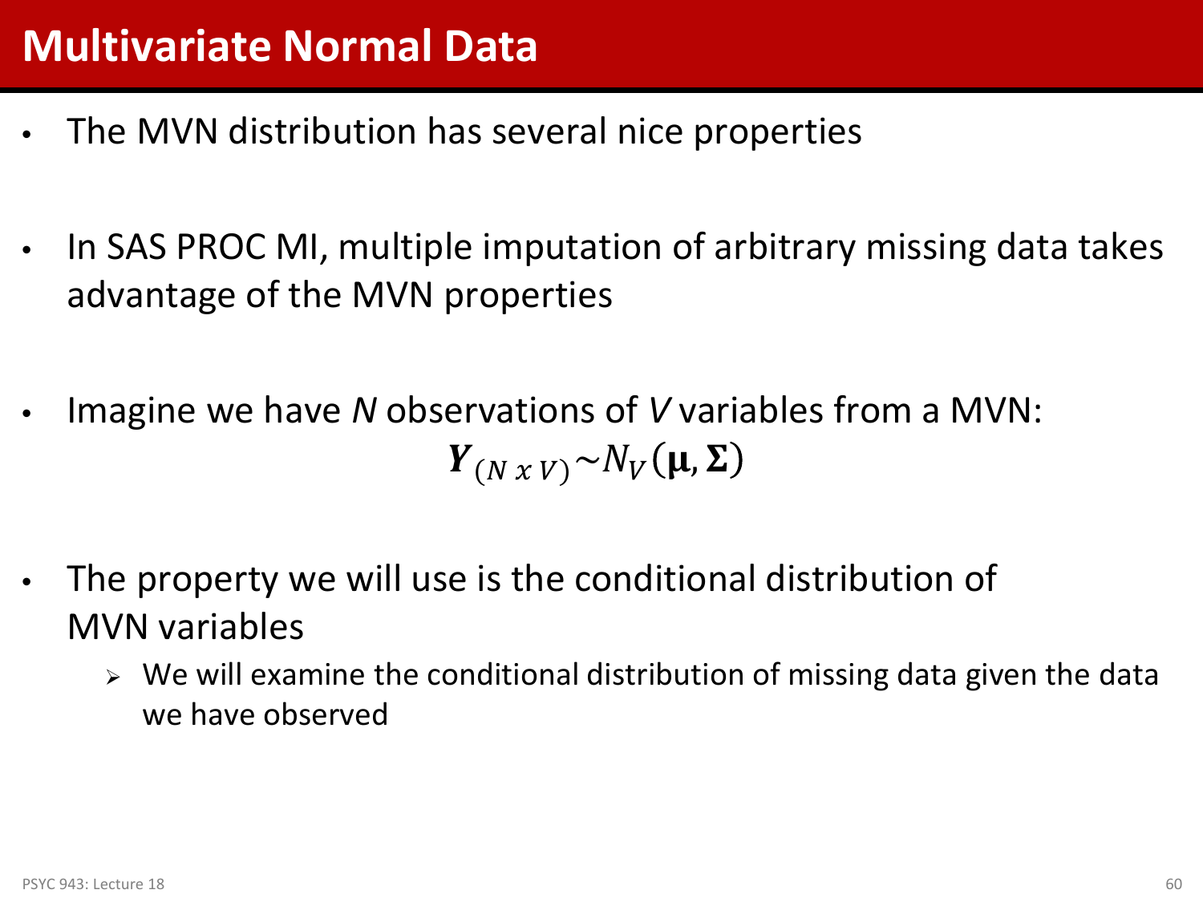# Multivariate Normal Data

- The MVN distribution has several nice properties
- In SAS PROC MI, multiple imputation of arbitrary missing data takes advantage of the MVN properties
- Imagine we have *N* observations of *V* variables from a MVN:

$$\boldsymbol{Y}_{(N \ x \ V)} \sim N_V(\boldsymbol{\mu}, \boldsymbol{\Sigma})$$

- The property we will use is the conditional distribution of MVN variables
  - We will examine the conditional distribution of missing data given the data we have observed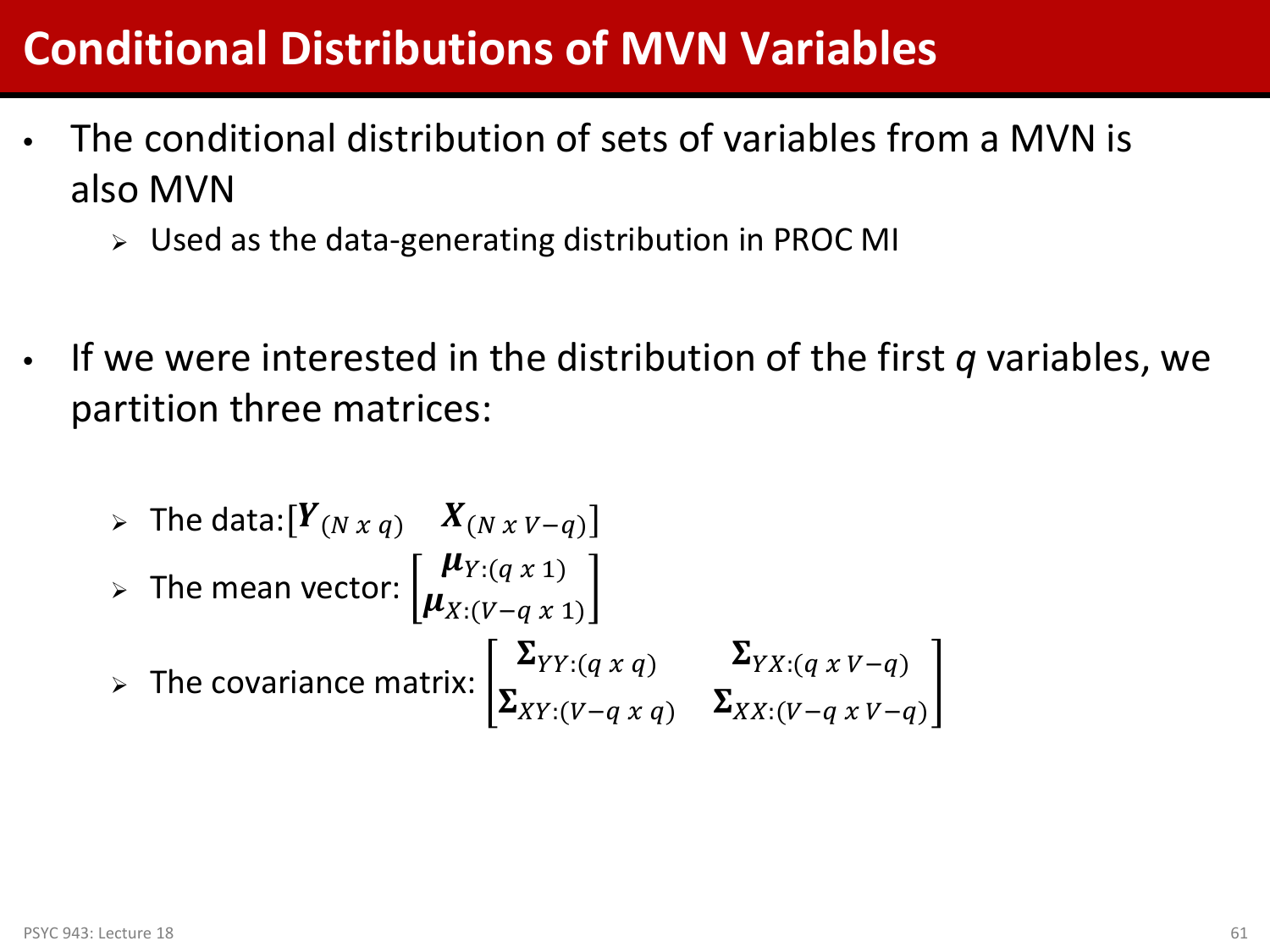# Conditional Distributions of MVN Variables

- The conditional distribution of sets of variables from a MVN is also MVN
  - Used as the data-generating distribution in PROC MI

- If we were interested in the distribution of the first *q* variables, we partition three matrices:
  - The data: $[\boldsymbol{Y}_{(N\ x\ q)} \quad \boldsymbol{X}_{(N\ x\ V-q)}]$
  - The mean vector: $\begin{bmatrix} \boldsymbol{\mu}_{Y:(q\ x\ 1)} \\ \boldsymbol{\mu}_{X:(V-q\ x\ 1)} \end{bmatrix}$
  - The covariance matrix: $\begin{bmatrix} \boldsymbol{\Sigma}_{YY:(q\ x\ q)} & \boldsymbol{\Sigma}_{YX:(q\ x\ V-q)} \\ \boldsymbol{\Sigma}_{XY:(V-q\ x\ q)} & \boldsymbol{\Sigma}_{XX:(V-q\ x\ V-q)} \end{bmatrix}$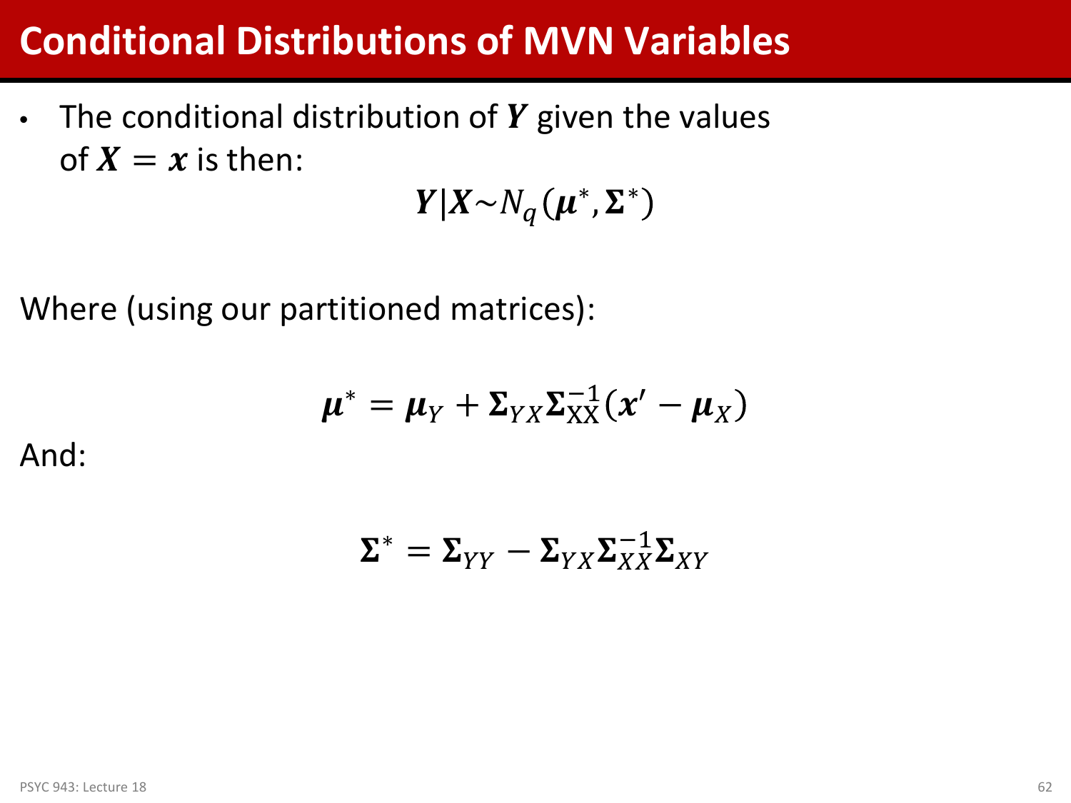# Conditional Distributions of MVN Variables

- The conditional distribution of $\boldsymbol{Y}$ given the values of $\boldsymbol{X} = \boldsymbol{x}$ is then:

$$\boldsymbol{Y}|\boldsymbol{X} \sim N_q(\boldsymbol{\mu}^*, \boldsymbol{\Sigma}^*)$$

Where (using our partitioned matrices):

$$\boldsymbol{\mu}^* = \boldsymbol{\mu}_Y + \boldsymbol{\Sigma}_{YX}\boldsymbol{\Sigma}_{\text{XX}}^{-1}(\boldsymbol{x}' - \boldsymbol{\mu}_X)$$

And:

$$\boldsymbol{\Sigma}^* = \boldsymbol{\Sigma}_{YY} - \boldsymbol{\Sigma}_{YX}\boldsymbol{\Sigma}_{XX}^{-1}\boldsymbol{\Sigma}_{XY}$$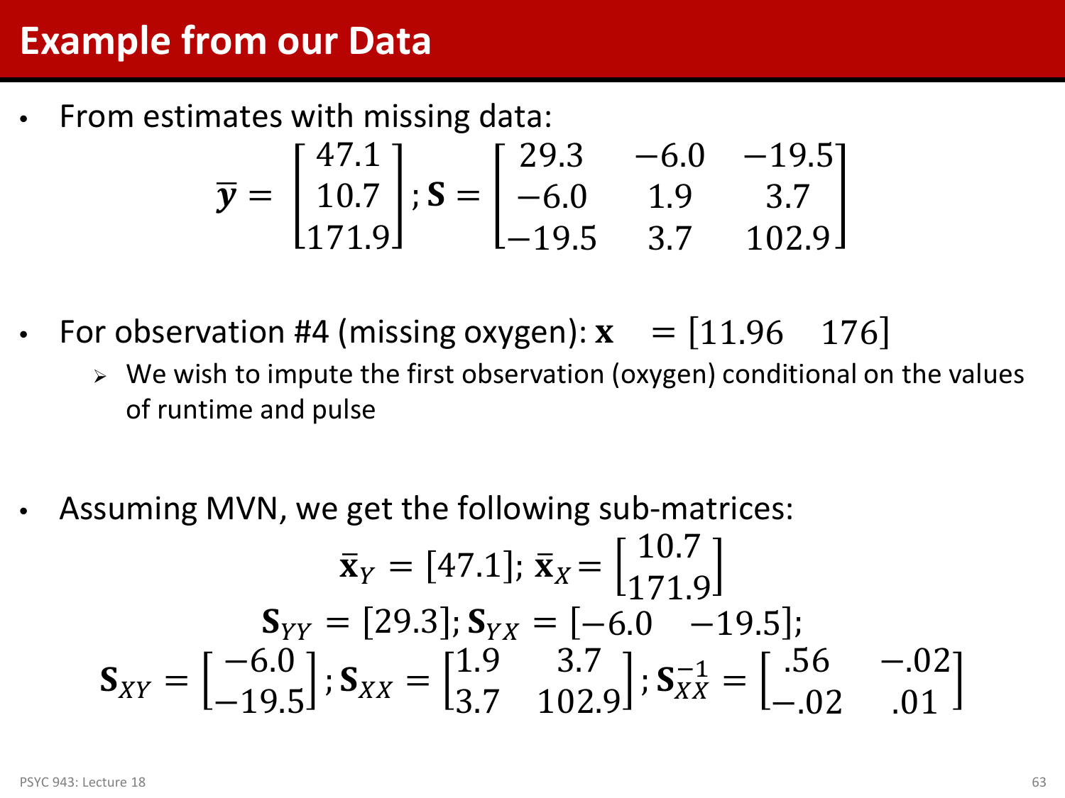# Example from our Data

- From estimates with missing data:

$$\bar{\boldsymbol{y}} = \begin{bmatrix} 47.1 \\ 10.7 \\ 171.9 \end{bmatrix}; \mathbf{S} = \begin{bmatrix} 29.3 & -6.0 & -19.5 \\ -6.0 & 1.9 & 3.7 \\ -19.5 & 3.7 & 102.9 \end{bmatrix}$$

- For observation #4 (missing oxygen): $\mathbf{x} \quad = [11.96 \quad 176]$
  - We wish to impute the first observation (oxygen) conditional on the values of runtime and pulse

- Assuming MVN, we get the following sub-matrices:

$$\bar{\mathbf{x}}_Y = [47.1]; \; \bar{\mathbf{x}}_X = \begin{bmatrix} 10.7 \\ 171.9 \end{bmatrix}$$

$$\mathbf{S}_{YY} = [29.3]; \mathbf{S}_{YX} = [-6.0 \quad -19.5];$$

$$\mathbf{S}_{XY} = \begin{bmatrix} -6.0 \\ -19.5 \end{bmatrix}; \mathbf{S}_{XX} = \begin{bmatrix} 1.9 & 3.7 \\ 3.7 & 102.9 \end{bmatrix}; \mathbf{S}_{XX}^{-1} = \begin{bmatrix} .56 & -.02 \\ -.02 & .01 \end{bmatrix}$$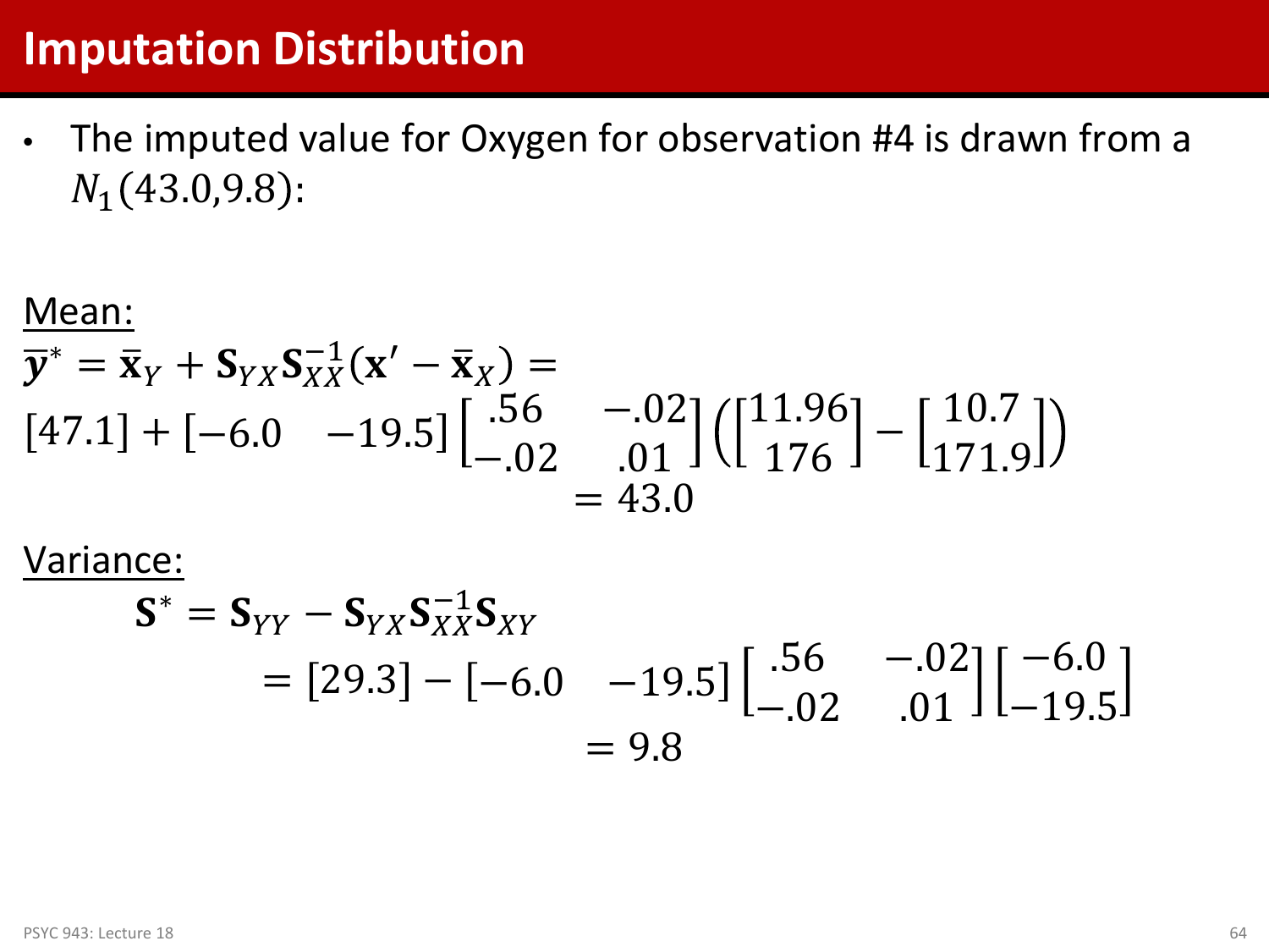# Imputation Distribution

- The imputed value for Oxygen for observation #4 is drawn from a $N_1(43.0, 9.8)$:

Mean:

$$\bar{\boldsymbol{y}}^* = \bar{\mathbf{x}}_Y + \mathbf{S}_{YX}\mathbf{S}_{XX}^{-1}(\mathbf{x}' - \bar{\mathbf{x}}_X) =$$

$$[47.1] + \begin{bmatrix} -6.0 & -19.5 \end{bmatrix} \begin{bmatrix} .56 & -.02 \\ -.02 & .01 \end{bmatrix} \left( \begin{bmatrix} 11.96 \\ 176 \end{bmatrix} - \begin{bmatrix} 10.7 \\ 171.9 \end{bmatrix} \right)$$

$$= 43.0$$

Variance:

$$\mathbf{S}^* = \mathbf{S}_{YY} - \mathbf{S}_{YX}\mathbf{S}_{XX}^{-1}\mathbf{S}_{XY}$$

$$= [29.3] - \begin{bmatrix} -6.0 & -19.5 \end{bmatrix} \begin{bmatrix} .56 & -.02 \\ -.02 & .01 \end{bmatrix} \begin{bmatrix} -6.0 \\ -19.5 \end{bmatrix}$$

$$= 9.8$$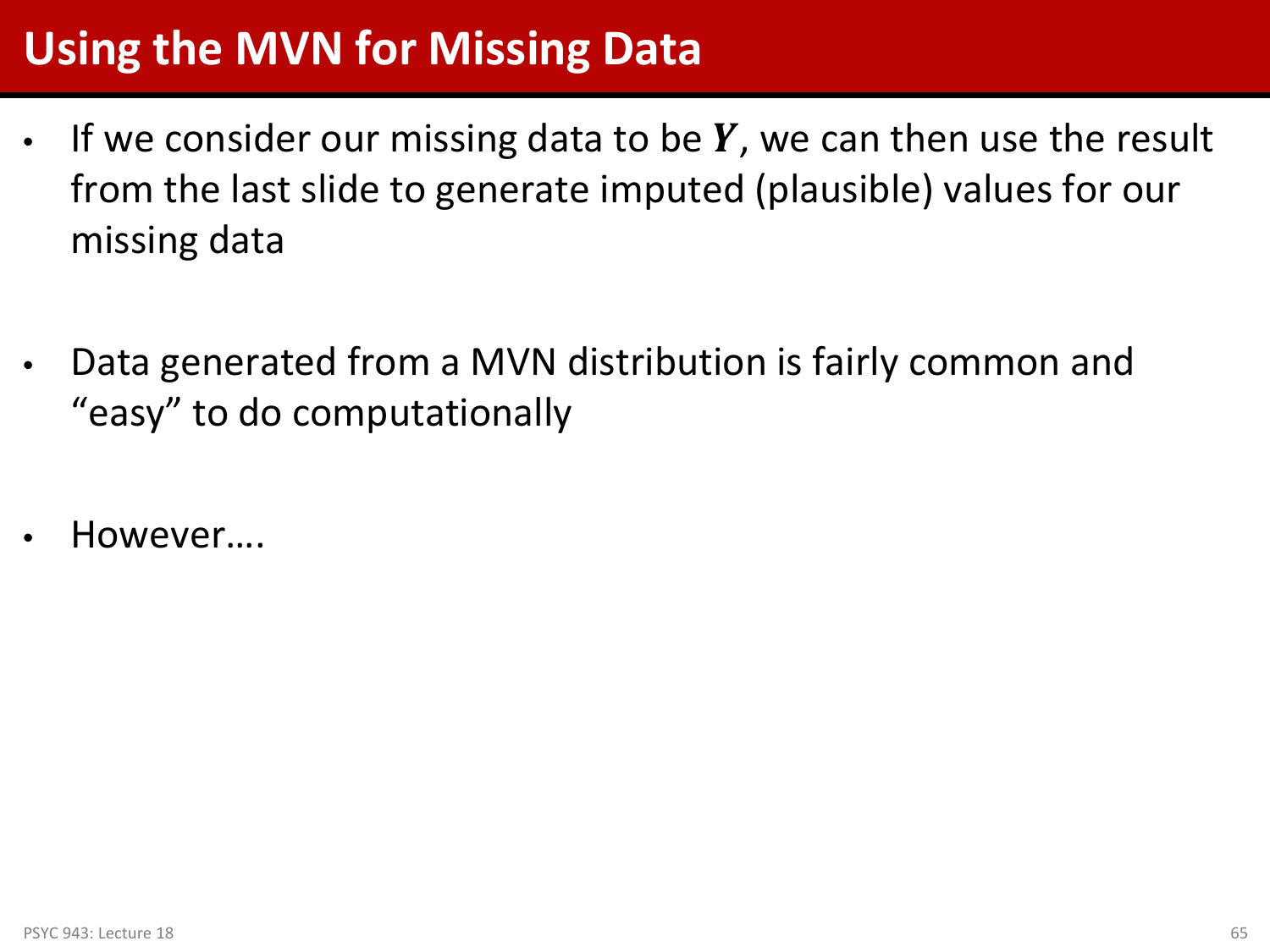# Using the MVN for Missing Data

- If we consider our missing data to be $\boldsymbol{Y}$, we can then use the result from the last slide to generate imputed (plausible) values for our missing data

- Data generated from a MVN distribution is fairly common and "easy" to do computationally

- However….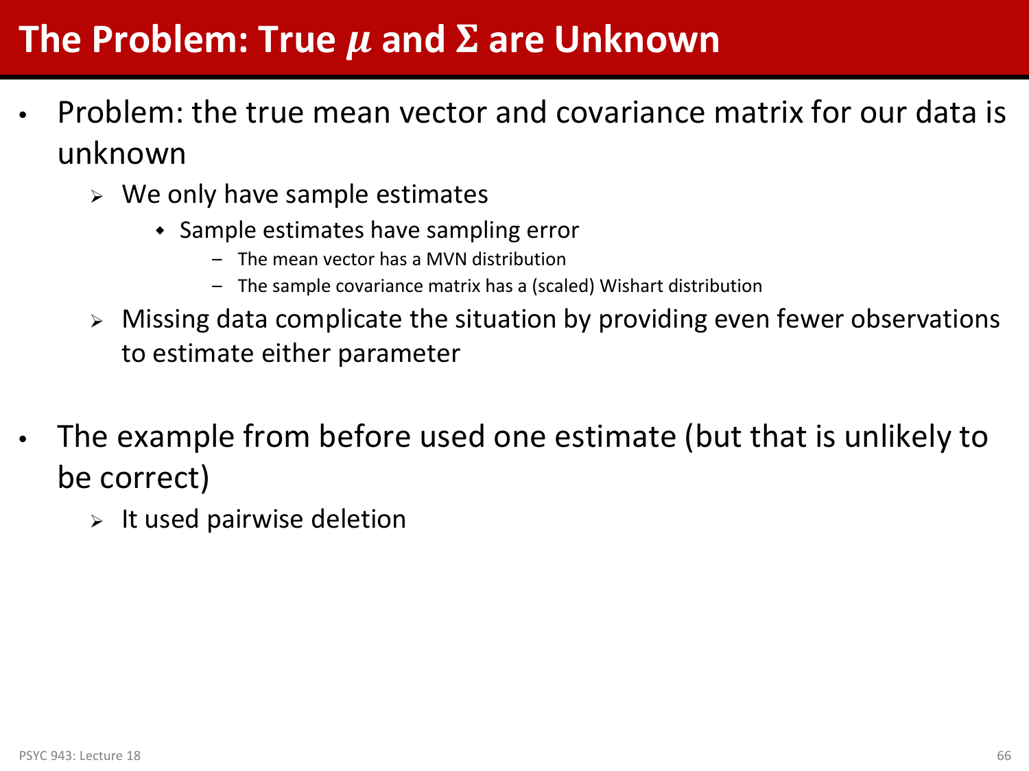# The Problem: True $\mu$ and $\Sigma$ are Unknown

- Problem: the true mean vector and covariance matrix for our data is unknown
  - We only have sample estimates
    - Sample estimates have sampling error
      - The mean vector has a MVN distribution
      - The sample covariance matrix has a (scaled) Wishart distribution
  - Missing data complicate the situation by providing even fewer observations to estimate either parameter

- The example from before used one estimate (but that is unlikely to be correct)
  - It used pairwise deletion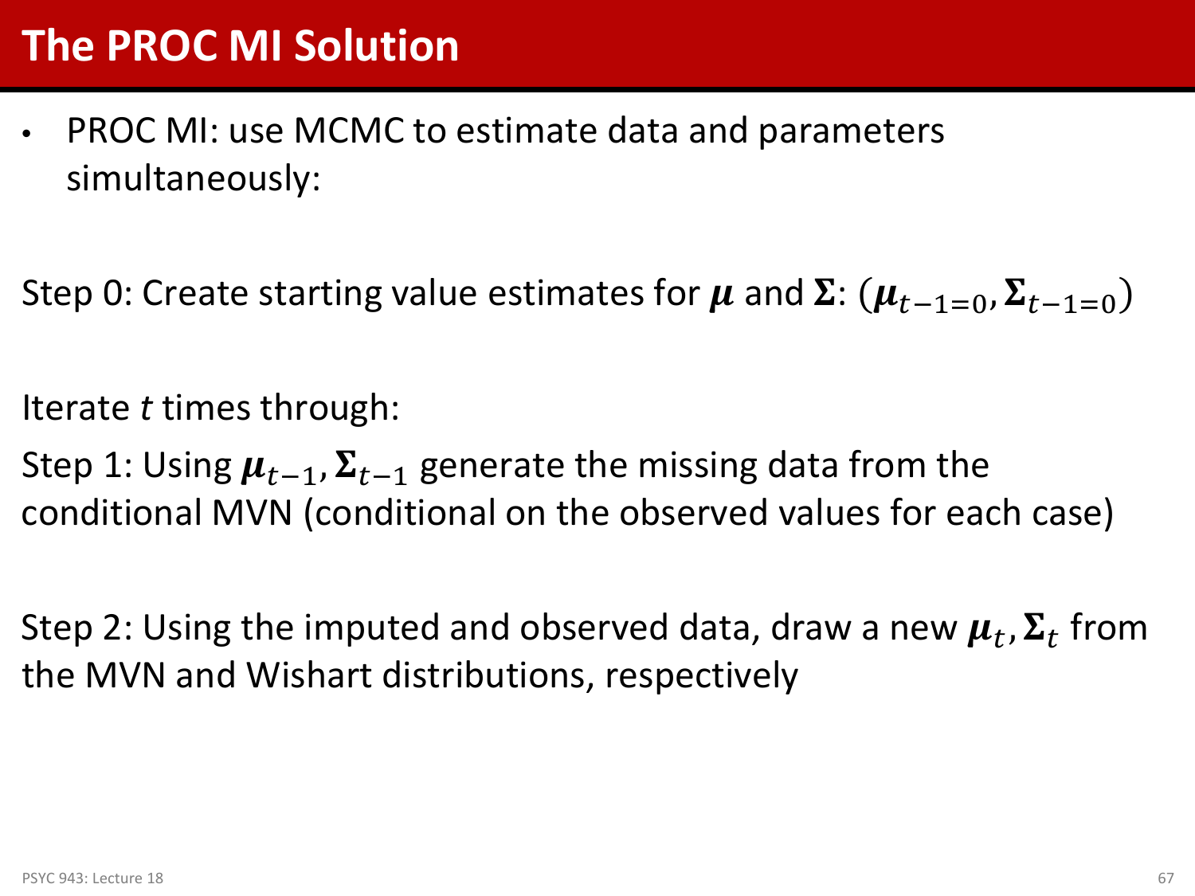# The PROC MI Solution

- PROC MI: use MCMC to estimate data and parameters simultaneously:

Step 0: Create starting value estimates for $\boldsymbol{\mu}$ and $\boldsymbol{\Sigma}$: $(\boldsymbol{\mu}_{t-1=0}, \boldsymbol{\Sigma}_{t-1=0})$

Iterate *t* times through:

Step 1: Using $\boldsymbol{\mu}_{t-1}, \boldsymbol{\Sigma}_{t-1}$ generate the missing data from the conditional MVN (conditional on the observed values for each case)

Step 2: Using the imputed and observed data, draw a new $\boldsymbol{\mu}_{t}, \boldsymbol{\Sigma}_{t}$ from the MVN and Wishart distributions, respectively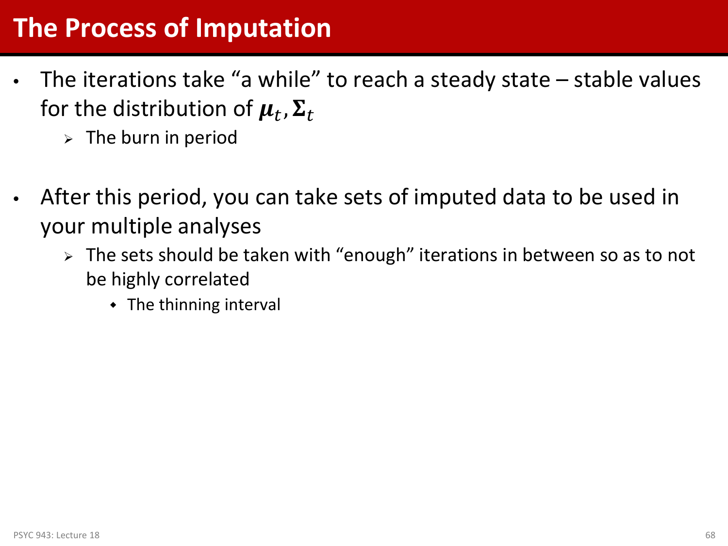# The Process of Imputation

- The iterations take "a while" to reach a steady state – stable values for the distribution of $\boldsymbol{\mu}_t, \boldsymbol{\Sigma}_t$
  - The burn in period
- After this period, you can take sets of imputed data to be used in your multiple analyses
  - The sets should be taken with "enough" iterations in between so as to not be highly correlated
    - The thinning interval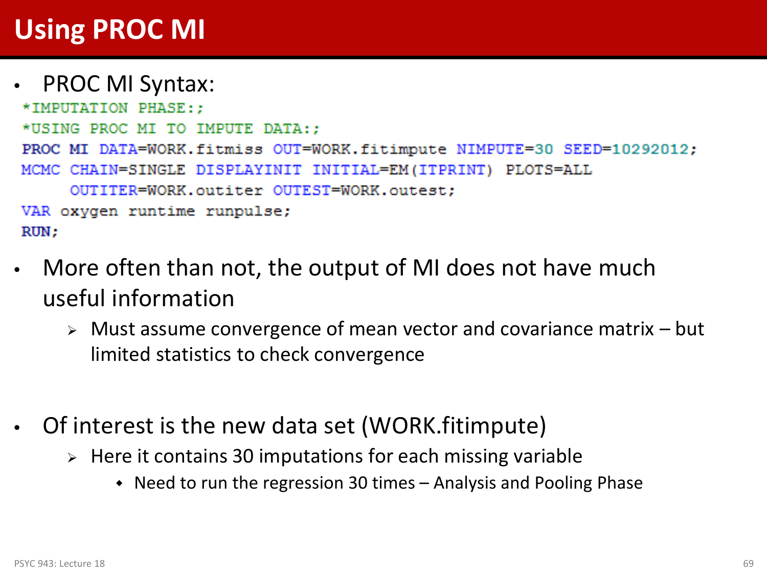# Using PROC MI

- PROC MI Syntax:

```
*IMPUTATION PHASE:;
*USING PROC MI TO IMPUTE DATA:;
PROC MI DATA=WORK.fitmiss OUT=WORK.fitimpute NIMPUTE=30 SEED=10292012;
MCMC CHAIN=SINGLE DISPLAYINIT INITIAL=EM(ITPRINT) PLOTS=ALL
     OUTITER=WORK.outiter OUTEST=WORK.outest;
VAR oxygen runtime runpulse;
RUN;
```

- More often than not, the output of MI does not have much useful information
  - Must assume convergence of mean vector and covariance matrix – but limited statistics to check convergence

- Of interest is the new data set (WORK.fitimpute)
  - Here it contains 30 imputations for each missing variable
    - Need to run the regression 30 times – Analysis and Pooling Phase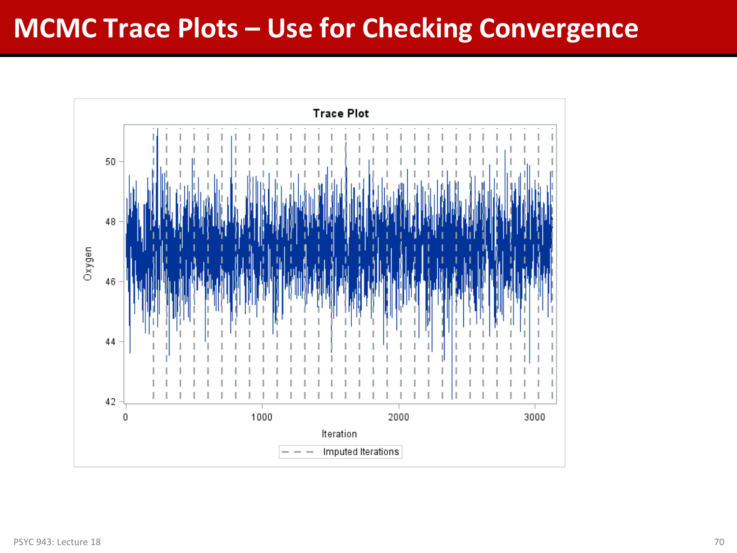# MCMC Trace Plots – Use for Checking Convergence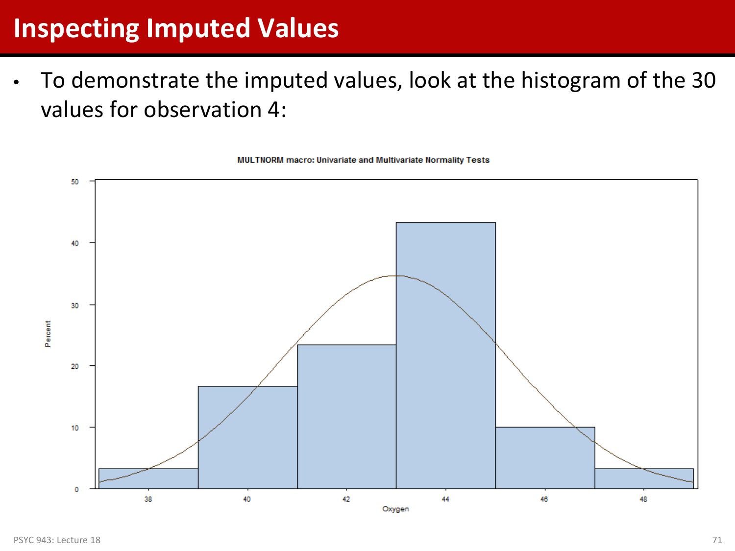# Inspecting Imputed Values

- To demonstrate the imputed values, look at the histogram of the 30 values for observation 4:

MULTNORM macro: Univariate and Multivariate Normality Tests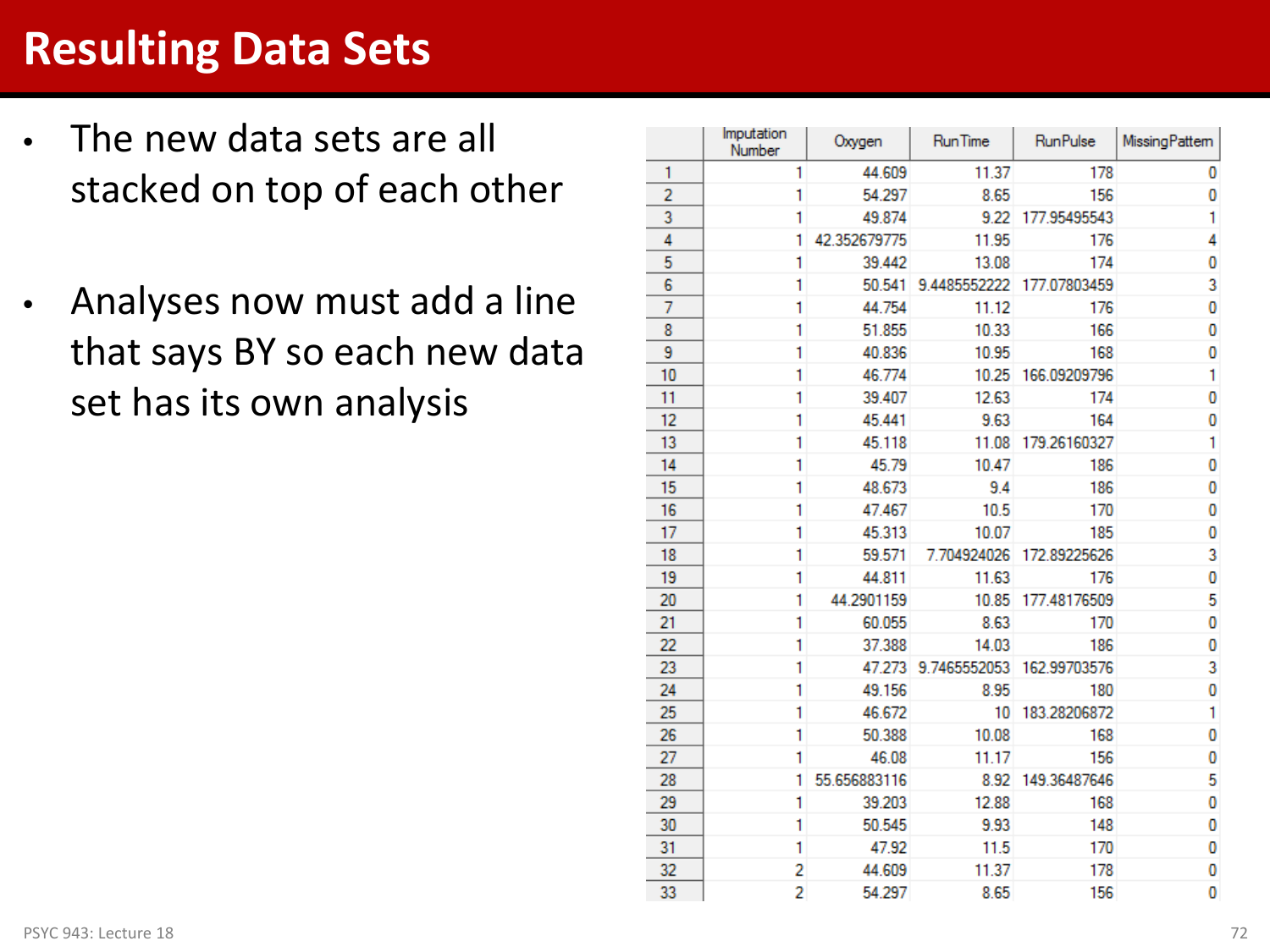# Resulting Data Sets

- The new data sets are all stacked on top of each other
- Analyses now must add a line that says BY so each new data set has its own analysis

| | Imputation Number | Oxygen | RunTime | RunPulse | MissingPattern |
|---|---|---|---|---|---|
| 1 | 1 | 44.609 | 11.37 | 178 | 0 |
| 2 | 1 | 54.297 | 8.65 | 156 | 0 |
| 3 | 1 | 49.874 | 9.22 | 177.95495543 | 1 |
| 4 | 1 | 42.352679775 | 11.95 | 176 | 4 |
| 5 | 1 | 39.442 | 13.08 | 174 | 0 |
| 6 | 1 | 50.541 | 9.4485552222 | 177.07803459 | 3 |
| 7 | 1 | 44.754 | 11.12 | 176 | 0 |
| 8 | 1 | 51.855 | 10.33 | 166 | 0 |
| 9 | 1 | 40.836 | 10.95 | 168 | 0 |
| 10 | 1 | 46.774 | 10.25 | 166.09209796 | 1 |
| 11 | 1 | 39.407 | 12.63 | 174 | 0 |
| 12 | 1 | 45.441 | 9.63 | 164 | 0 |
| 13 | 1 | 45.118 | 11.08 | 179.26160327 | 1 |
| 14 | 1 | 45.79 | 10.47 | 186 | 0 |
| 15 | 1 | 48.673 | 9.4 | 186 | 0 |
| 16 | 1 | 47.467 | 10.5 | 170 | 0 |
| 17 | 1 | 45.313 | 10.07 | 185 | 0 |
| 18 | 1 | 59.571 | 7.704924026 | 172.89225626 | 3 |
| 19 | 1 | 44.811 | 11.63 | 176 | 0 |
| 20 | 1 | 44.2901159 | 10.85 | 177.48176509 | 5 |
| 21 | 1 | 60.055 | 8.63 | 170 | 0 |
| 22 | 1 | 37.388 | 14.03 | 186 | 0 |
| 23 | 1 | 47.273 | 9.7465552053 | 162.99703576 | 3 |
| 24 | 1 | 49.156 | 8.95 | 180 | 0 |
| 25 | 1 | 46.672 | 10 | 183.28206872 | 1 |
| 26 | 1 | 50.388 | 10.08 | 168 | 0 |
| 27 | 1 | 46.08 | 11.17 | 156 | 0 |
| 28 | 1 | 55.656883116 | 8.92 | 149.36487646 | 5 |
| 29 | 1 | 39.203 | 12.88 | 168 | 0 |
| 30 | 1 | 50.545 | 9.93 | 148 | 0 |
| 31 | 1 | 47.92 | 11.5 | 170 | 0 |
| 32 | 2 | 44.609 | 11.37 | 178 | 0 |
| 33 | 2 | 54.297 | 8.65 | 156 | 0 |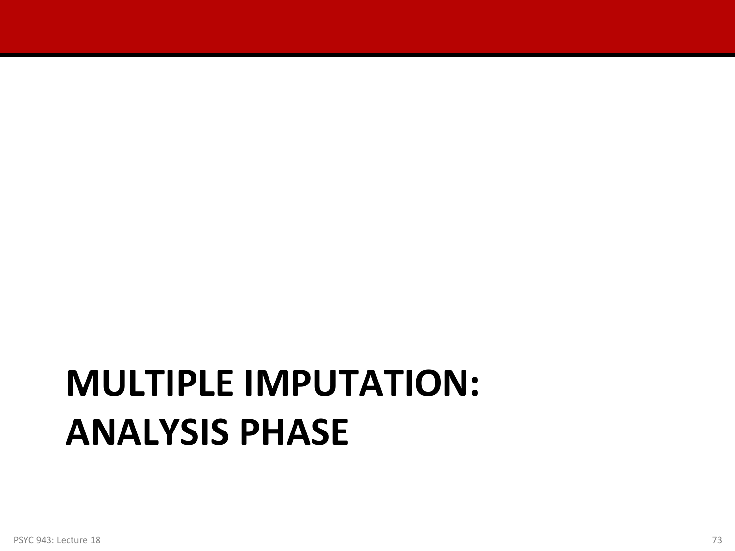# MULTIPLE IMPUTATION: ANALYSIS PHASE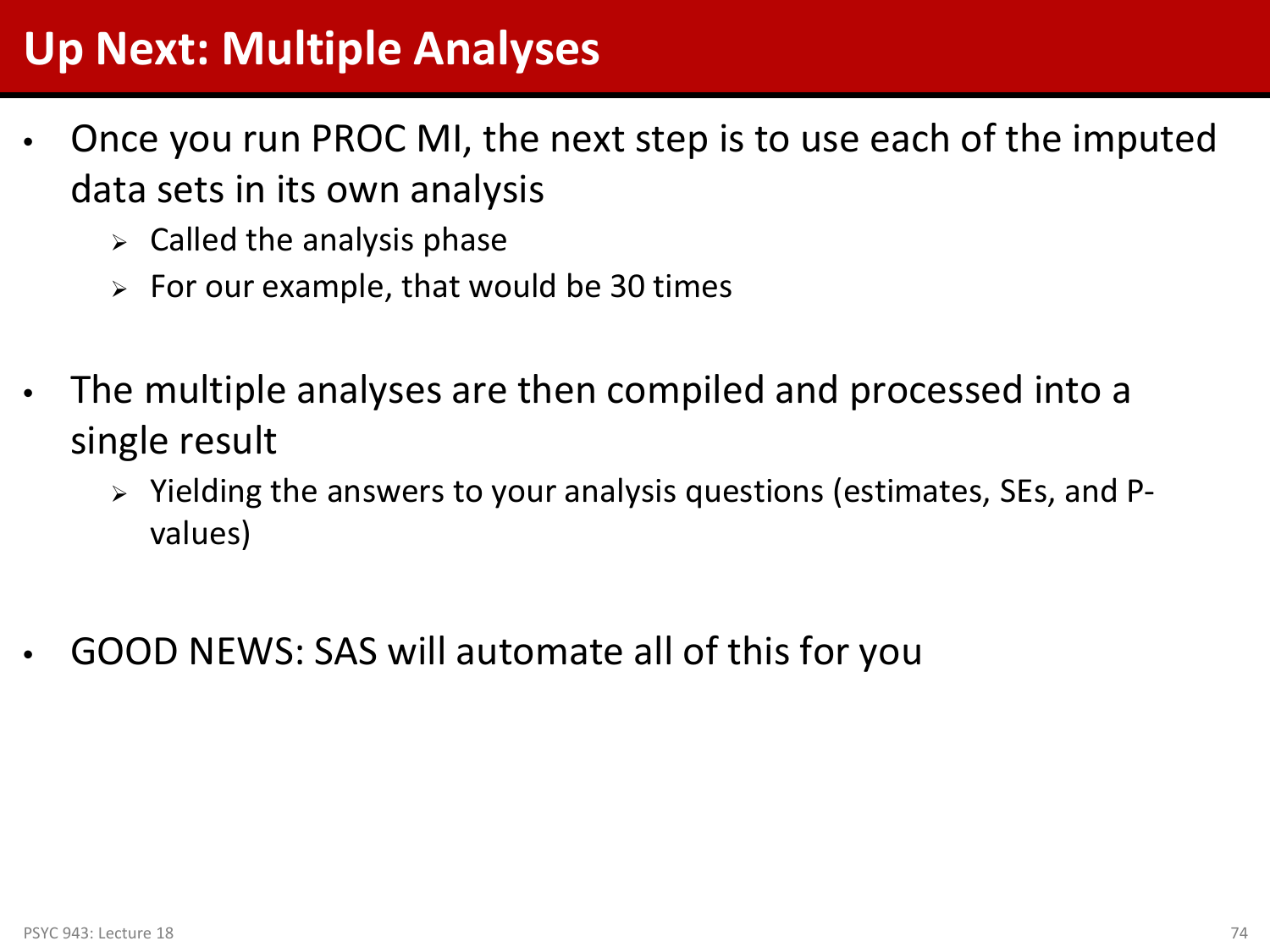# Up Next: Multiple Analyses

- Once you run PROC MI, the next step is to use each of the imputed data sets in its own analysis
  - Called the analysis phase
  - For our example, that would be 30 times
- The multiple analyses are then compiled and processed into a single result
  - Yielding the answers to your analysis questions (estimates, SEs, and P-values)
- GOOD NEWS: SAS will automate all of this for you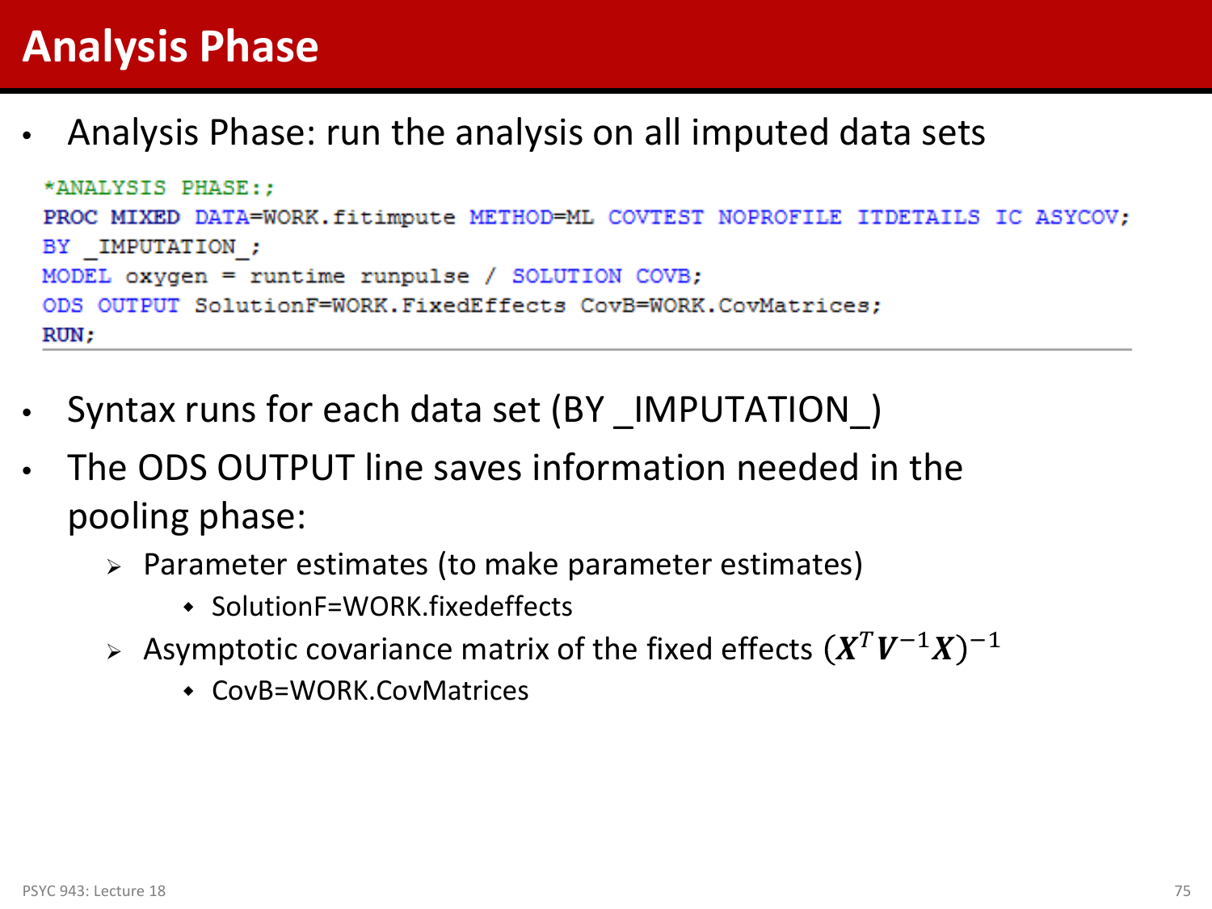# Analysis Phase

- Analysis Phase: run the analysis on all imputed data sets

```
*ANALYSIS PHASE:;
PROC MIXED DATA=WORK.fitimpute METHOD=ML COVTEST NOPROFILE ITDETAILS IC ASYCOV;
BY _IMPUTATION_;
MODEL oxygen = runtime runpulse / SOLUTION COVB;
ODS OUTPUT SolutionF=WORK.FixedEffects CovB=WORK.CovMatrices;
RUN;
```

- Syntax runs for each data set (BY _IMPUTATION_)
- The ODS OUTPUT line saves information needed in the pooling phase:
  - Parameter estimates (to make parameter estimates)
    - SolutionF=WORK.fixedeffects
  - Asymptotic covariance matrix of the fixed effects $(\boldsymbol{X}^T\boldsymbol{V}^{-1}\boldsymbol{X})^{-1}$
    - CovB=WORK.CovMatrices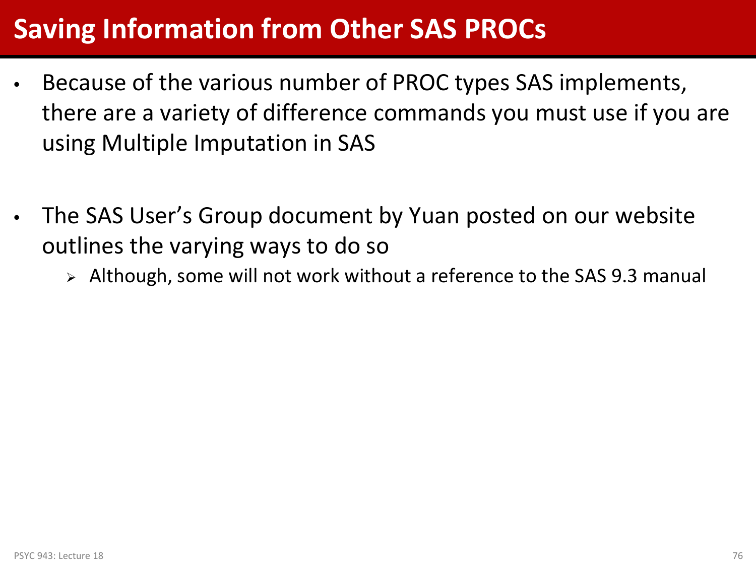# Saving Information from Other SAS PROCs

- Because of the various number of PROC types SAS implements, there are a variety of difference commands you must use if you are using Multiple Imputation in SAS

- The SAS User's Group document by Yuan posted on our website outlines the varying ways to do so
  - Although, some will not work without a reference to the SAS 9.3 manual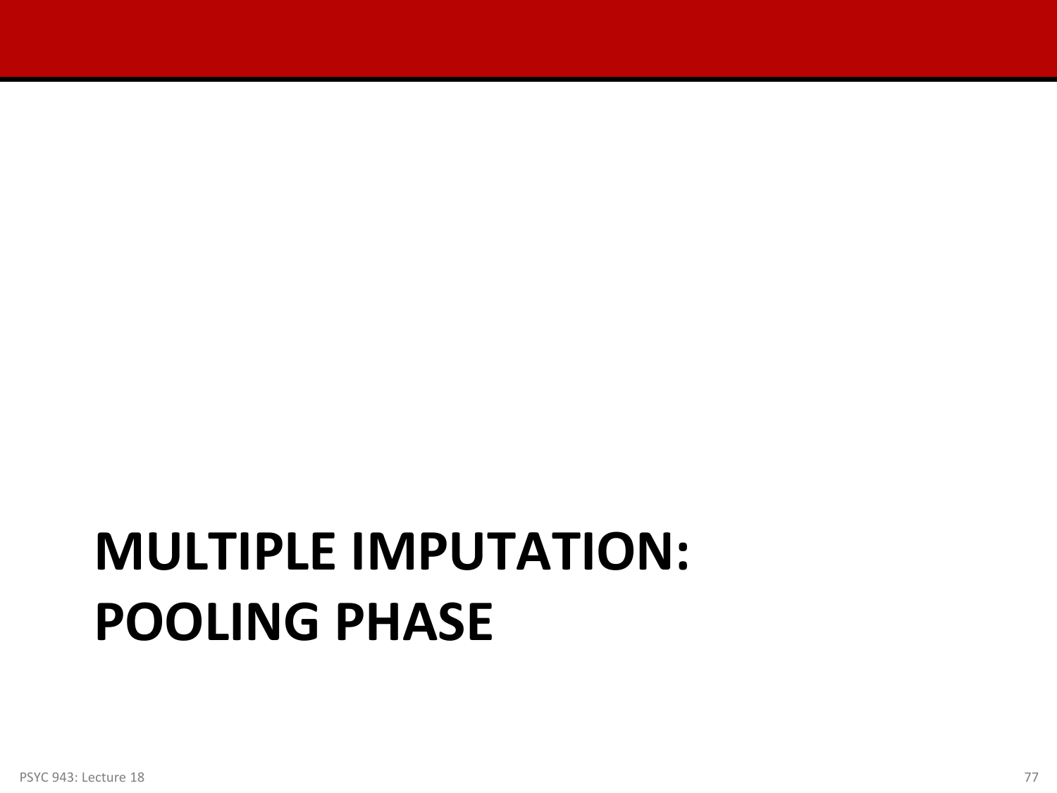# MULTIPLE IMPUTATION: POOLING PHASE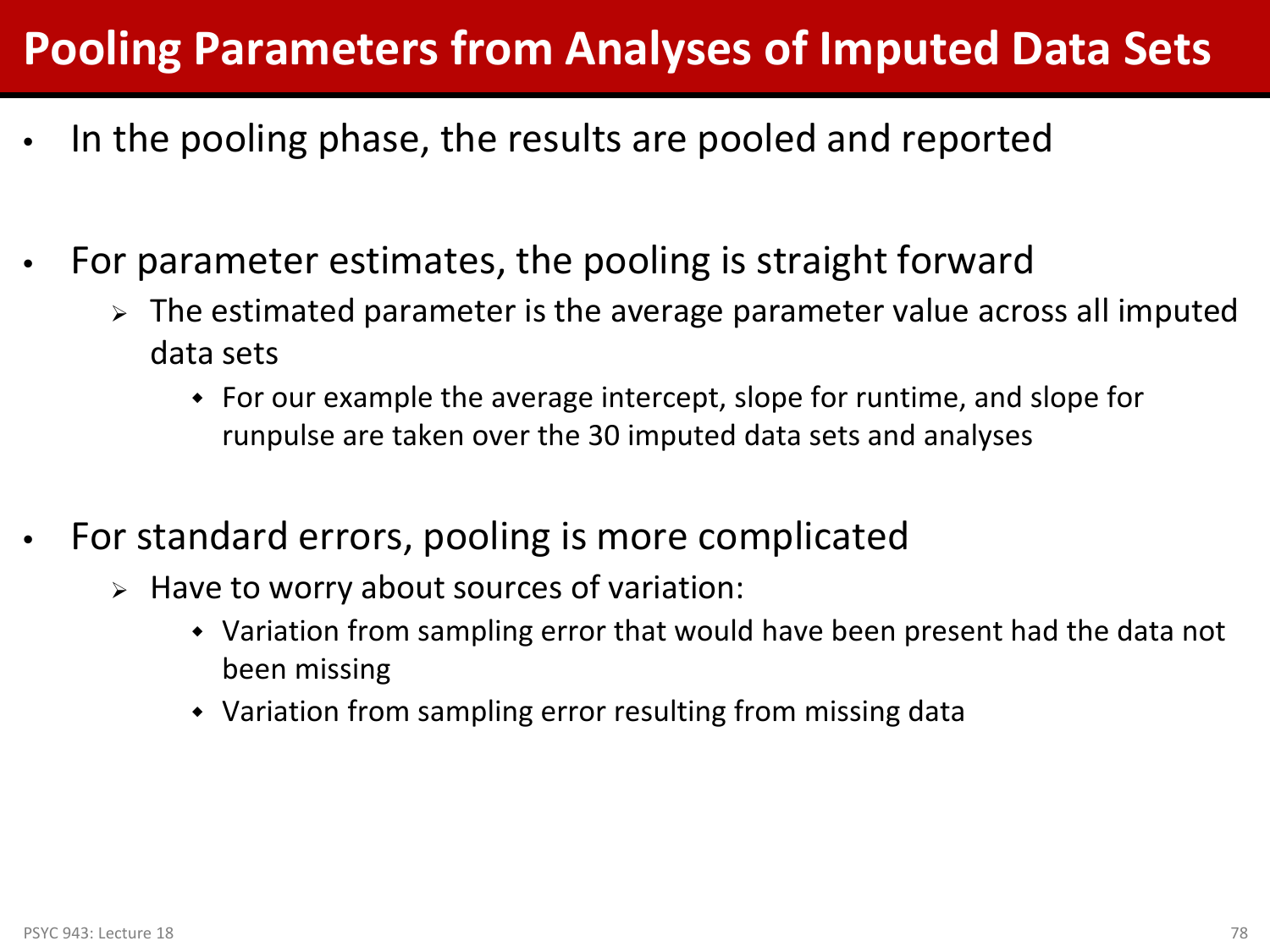# Pooling Parameters from Analyses of Imputed Data Sets

- In the pooling phase, the results are pooled and reported

- For parameter estimates, the pooling is straight forward
  - The estimated parameter is the average parameter value across all imputed data sets
    - For our example the average intercept, slope for runtime, and slope for runpulse are taken over the 30 imputed data sets and analyses

- For standard errors, pooling is more complicated
  - Have to worry about sources of variation:
    - Variation from sampling error that would have been present had the data not been missing
    - Variation from sampling error resulting from missing data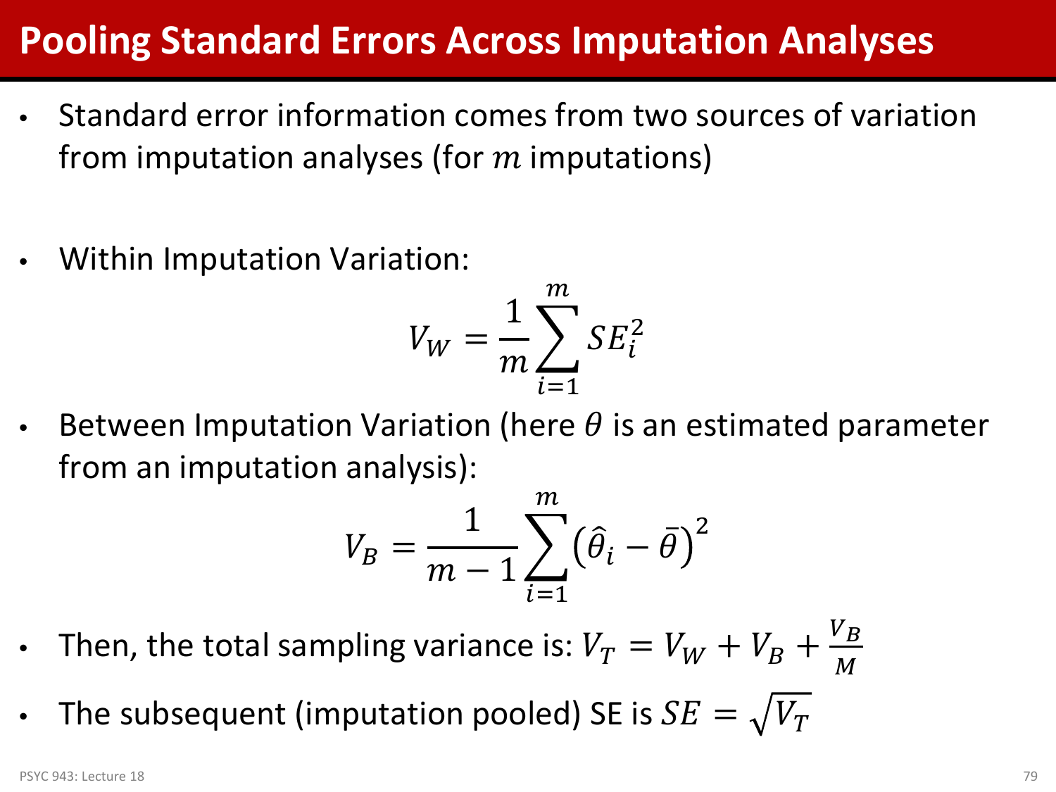# Pooling Standard Errors Across Imputation Analyses

- Standard error information comes from two sources of variation from imputation analyses (for $m$ imputations)

- Within Imputation Variation:

$$V_W = \frac{1}{m}\sum_{i=1}^{m} SE_i^2$$

- Between Imputation Variation (here $\theta$ is an estimated parameter from an imputation analysis):

$$V_B = \frac{1}{m-1}\sum_{i=1}^{m}\left(\hat{\theta}_i - \bar{\theta}\right)^2$$

- Then, the total sampling variance is: $V_T = V_W + V_B + \frac{V_B}{M}$
- The subsequent (imputation pooled) SE is $SE = \sqrt{V_T}$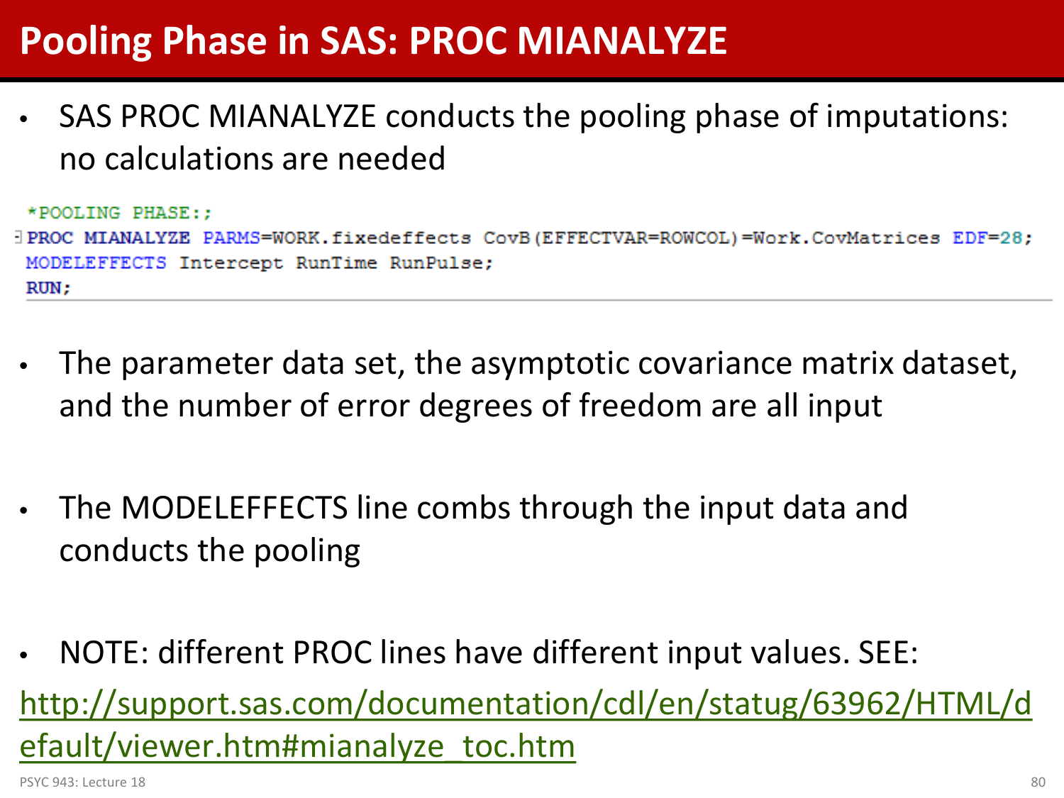# Pooling Phase in SAS: PROC MIANALYZE

- SAS PROC MIANALYZE conducts the pooling phase of imputations: no calculations are needed

```
*POOLING PHASE:;
PROC MIANALYZE PARMS=WORK.fixedeffects CovB(EFFECTVAR=ROWCOL)=Work.CovMatrices EDF=28;
MODELEFFECTS Intercept RunTime RunPulse;
RUN;
```

- The parameter data set, the asymptotic covariance matrix dataset, and the number of error degrees of freedom are all input

- The MODELEFFECTS line combs through the input data and conducts the pooling

- NOTE: different PROC lines have different input values. SEE:

http://support.sas.com/documentation/cdl/en/statug/63962/HTML/default/viewer.htm#mianalyze_toc.htm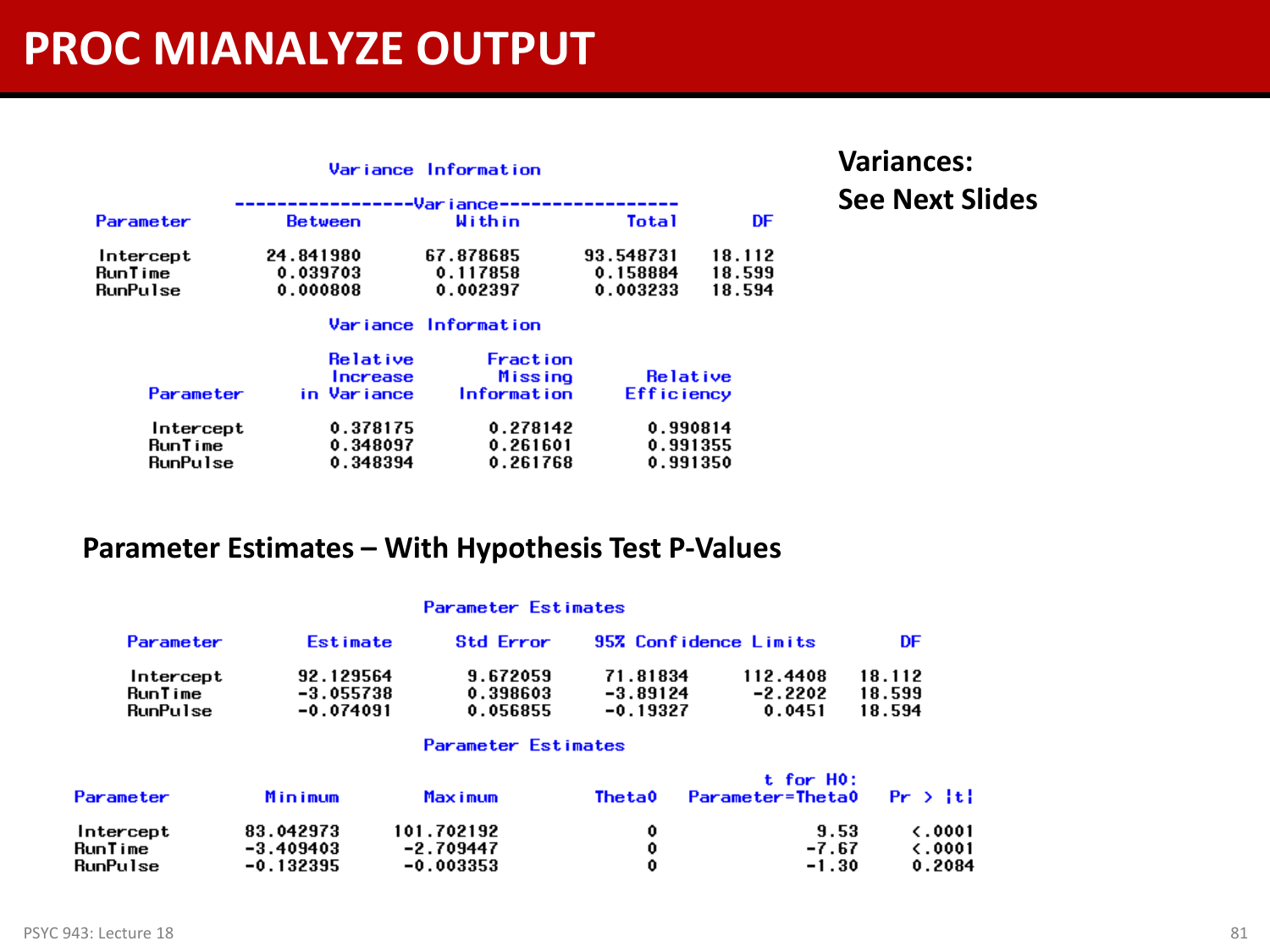# PROC MIANALYZE OUTPUT

**Variances: See Next Slides**

Variance Information

| Parameter | Variance | | | DF |
|---|---|---|---|---|
| | Between | Within | Total | |
| Intercept | 24.841980 | 67.878685 | 93.548731 | 18.112 |
| RunTime | 0.039703 | 0.117858 | 0.158884 | 18.599 |
| RunPulse | 0.000808 | 0.002397 | 0.003233 | 18.594 |

Variance Information

| Parameter | Relative Increase in Variance | Fraction Missing Information | Relative Efficiency |
|---|---|---|---|
| Intercept | 0.378175 | 0.278142 | 0.990814 |
| RunTime | 0.348097 | 0.261601 | 0.991355 |
| RunPulse | 0.348394 | 0.261768 | 0.991350 |

## Parameter Estimates – With Hypothesis Test P-Values

Parameter Estimates

| Parameter | Estimate | Std Error | 95% Confidence Limits | | DF |
|---|---|---|---|---|---|
| Intercept | 92.129564 | 9.672059 | 71.81834 | 112.4408 | 18.112 |
| RunTime | -3.055738 | 0.398603 | -3.89124 | -2.2202 | 18.599 |
| RunPulse | -0.074091 | 0.056855 | -0.19327 | 0.0451 | 18.594 |

Parameter Estimates

| Parameter | Minimum | Maximum | Theta0 | t for H0: Parameter=Theta0 | Pr > \|t\| |
|---|---|---|---|---|---|
| Intercept | 83.042973 | 101.702192 | 0 | 9.53 | <.0001 |
| RunTime | -3.409403 | -2.709447 | 0 | -7.67 | <.0001 |
| RunPulse | -0.132395 | -0.003353 | 0 | -1.30 | 0.2084 |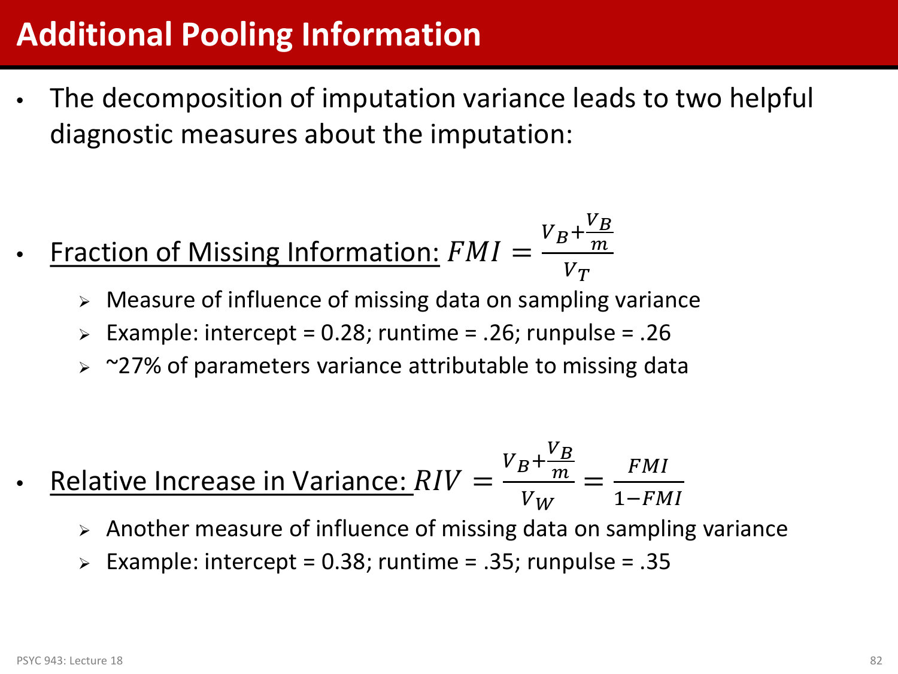# Additional Pooling Information

- The decomposition of imputation variance leads to two helpful diagnostic measures about the imputation:

- Fraction of Missing Information: $FMI = \frac{V_B + \frac{V_B}{m}}{V_T}$
  - Measure of influence of missing data on sampling variance
  - Example: intercept = 0.28; runtime = .26; runpulse = .26
  - ~27% of parameters variance attributable to missing data

- Relative Increase in Variance: $RIV = \frac{V_B + \frac{V_B}{m}}{V_W} = \frac{FMI}{1 - FMI}$
  - Another measure of influence of missing data on sampling variance
  - Example: intercept = 0.38; runtime = .35; runpulse = .35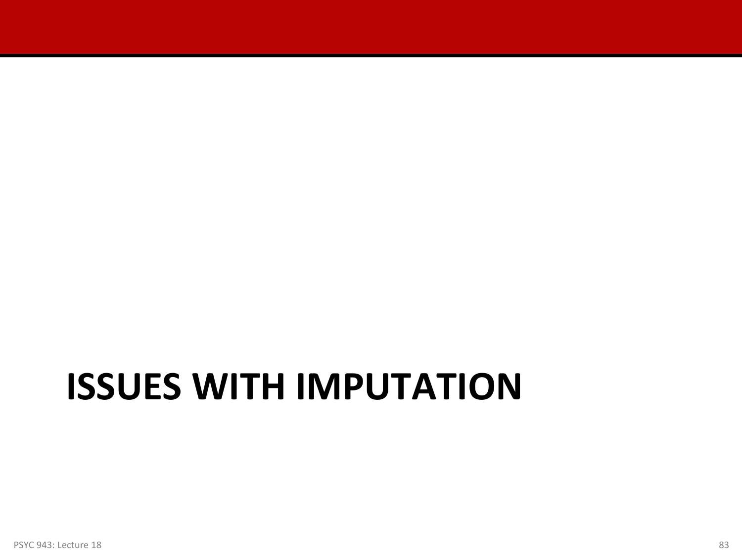# ISSUES WITH IMPUTATION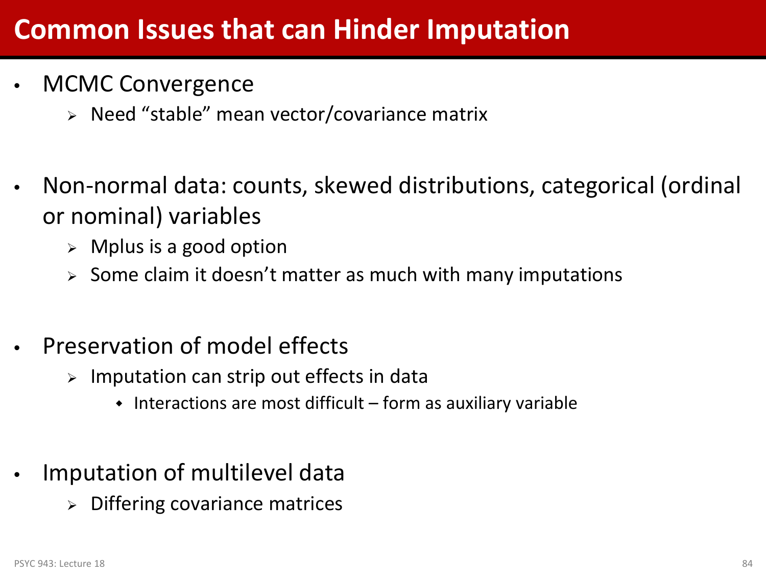# Common Issues that can Hinder Imputation

- MCMC Convergence
  - Need “stable” mean vector/covariance matrix

- Non-normal data: counts, skewed distributions, categorical (ordinal or nominal) variables
  - Mplus is a good option
  - Some claim it doesn’t matter as much with many imputations

- Preservation of model effects
  - Imputation can strip out effects in data
    - Interactions are most difficult – form as auxiliary variable

- Imputation of multilevel data
  - Differing covariance matrices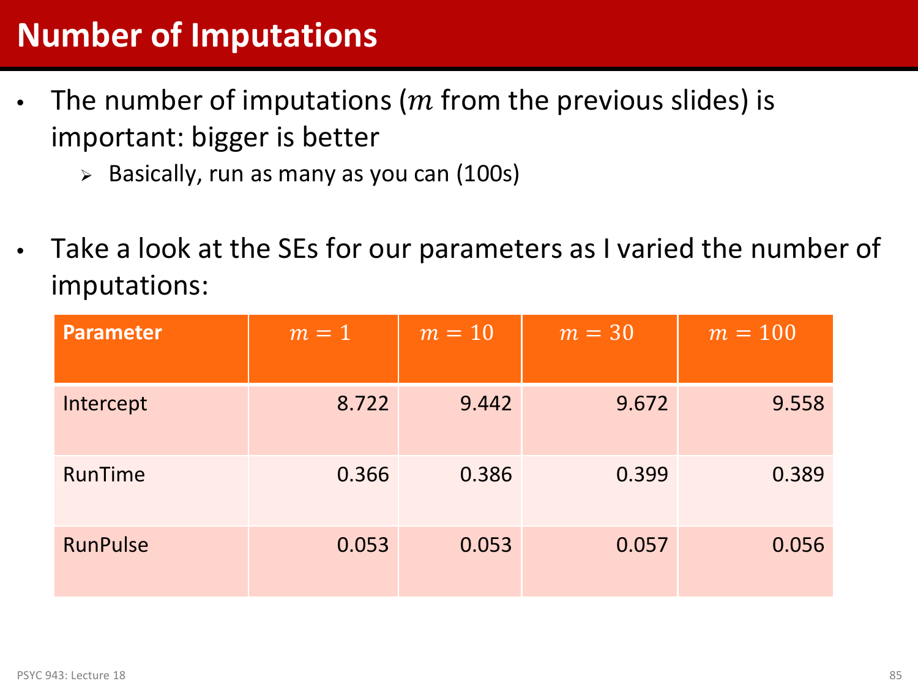# Number of Imputations

- The number of imputations ($m$ from the previous slides) is important: bigger is better
  - Basically, run as many as you can (100s)

- Take a look at the SEs for our parameters as I varied the number of imputations:

| Parameter | $m = 1$ | $m = 10$ | $m = 30$ | $m = 100$ |
|---|---|---|---|---|
| Intercept | 8.722 | 9.442 | 9.672 | 9.558 |
| RunTime | 0.366 | 0.386 | 0.399 | 0.389 |
| RunPulse | 0.053 | 0.053 | 0.057 | 0.056 |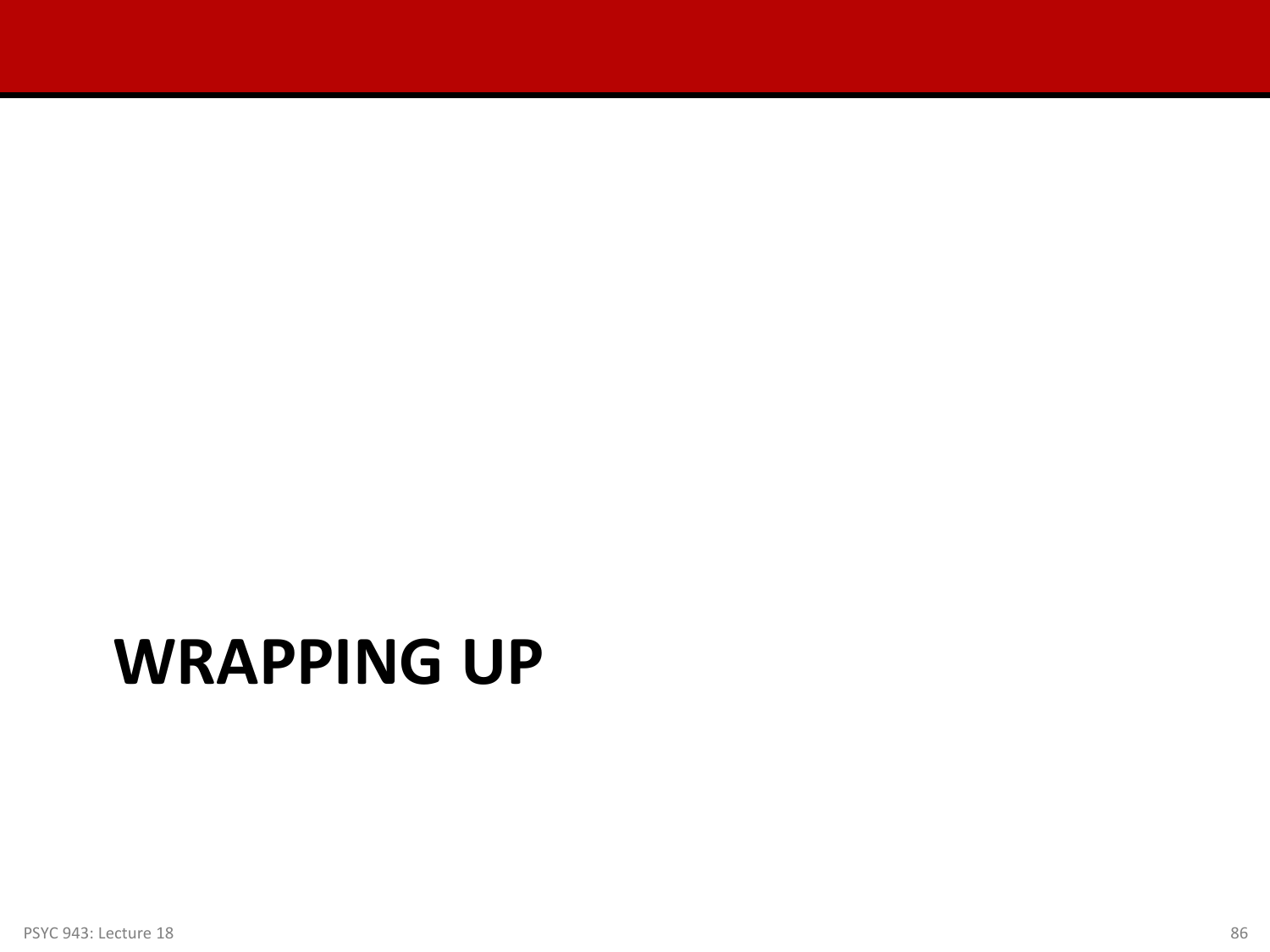# WRAPPING UP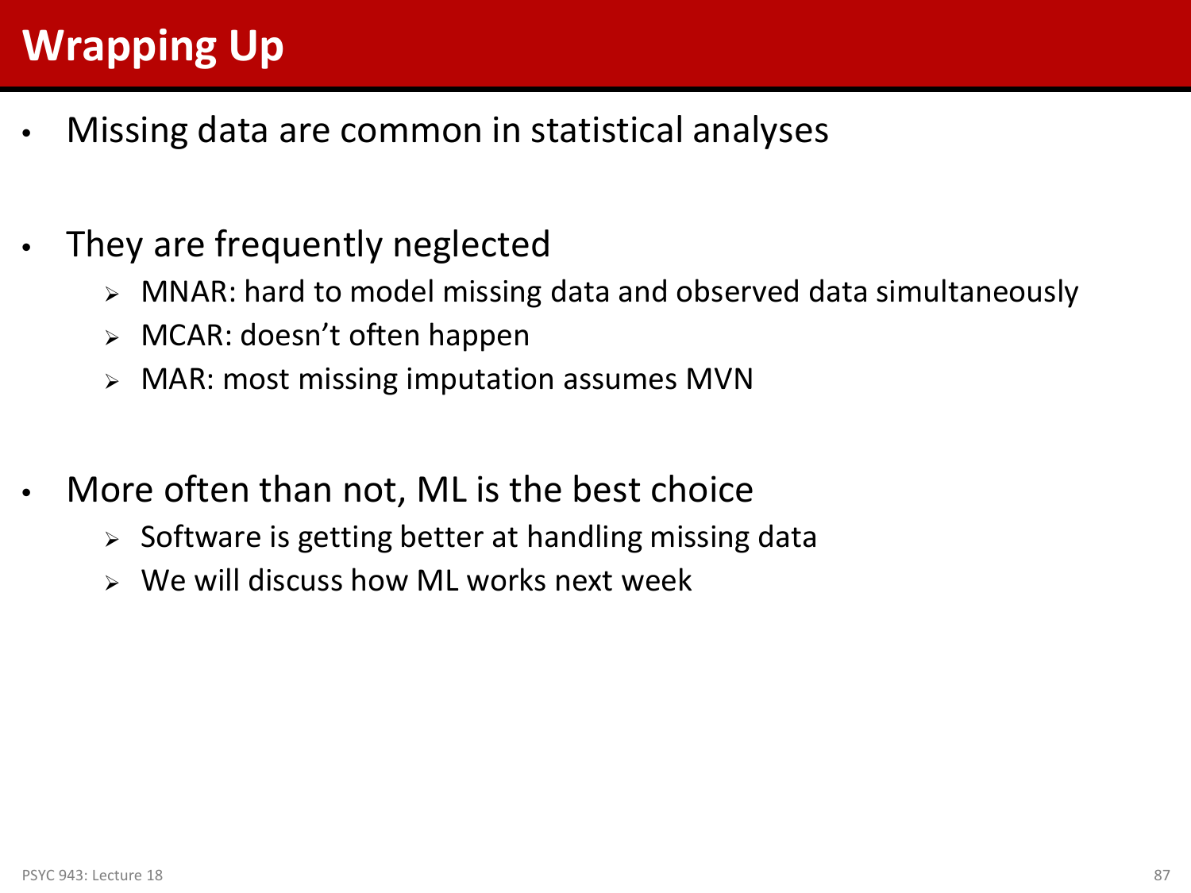# Wrapping Up

- Missing data are common in statistical analyses
- They are frequently neglected
  - MNAR: hard to model missing data and observed data simultaneously
  - MCAR: doesn't often happen
  - MAR: most missing imputation assumes MVN
- More often than not, ML is the best choice
  - Software is getting better at handling missing data
  - We will discuss how ML works next week